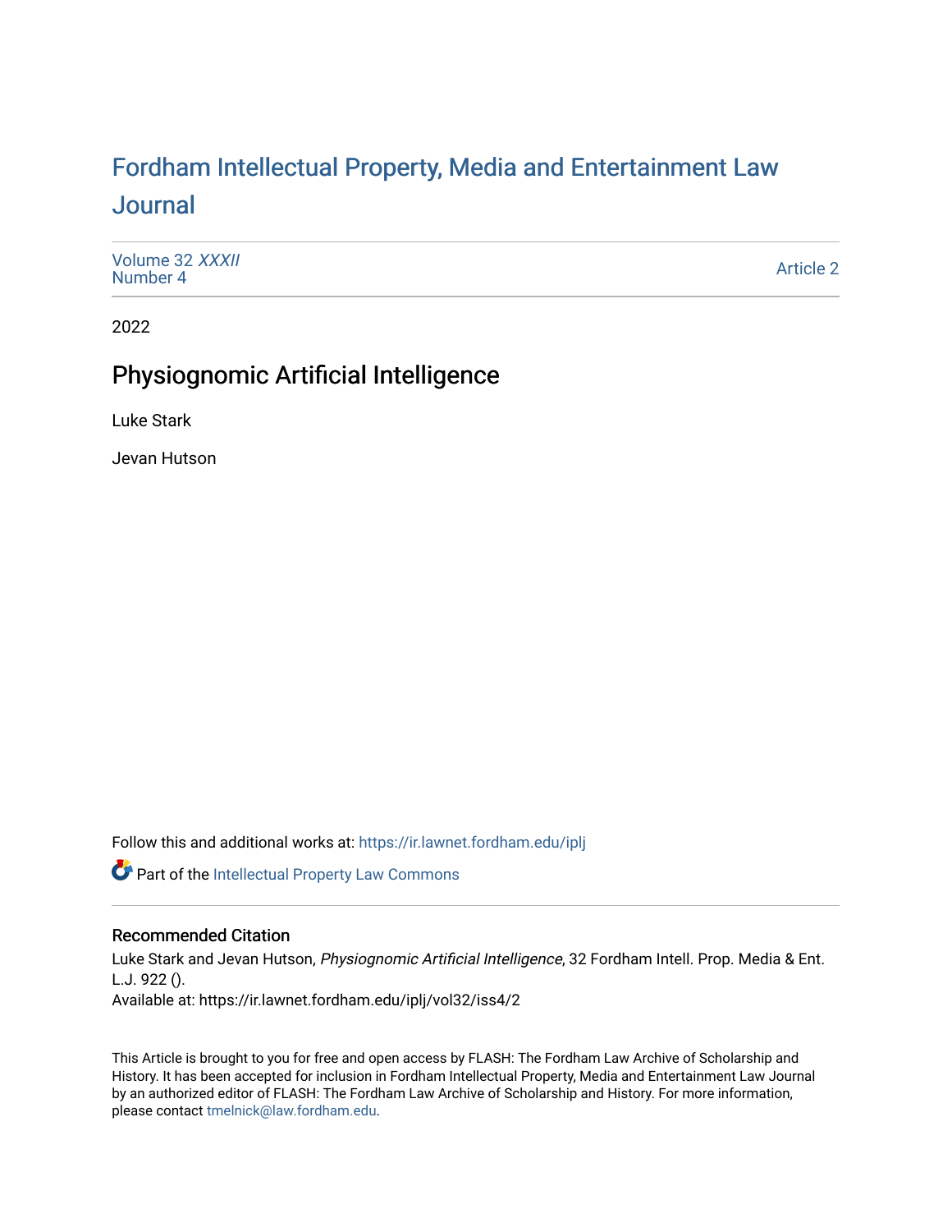# Fordham Intellectual Property, Media and Entertainment Law Journal

Volume 32 *XXXII*
Number 4

Article 2

2022

## Physiognomic Artificial Intelligence

Luke Stark

Jevan Hutson

Follow this and additional works at: https://ir.lawnet.fordham.edu/iplj

Part of the Intellectual Property Law Commons

### Recommended Citation

Luke Stark and Jevan Hutson, *Physiognomic Artificial Intelligence*, 32 Fordham Intell. Prop. Media & Ent. L.J. 922 ().
Available at: https://ir.lawnet.fordham.edu/iplj/vol32/iss4/2

This Article is brought to you for free and open access by FLASH: The Fordham Law Archive of Scholarship and History. It has been accepted for inclusion in Fordham Intellectual Property, Media and Entertainment Law Journal by an authorized editor of FLASH: The Fordham Law Archive of Scholarship and History. For more information, please contact tmelnick@law.fordham.edu.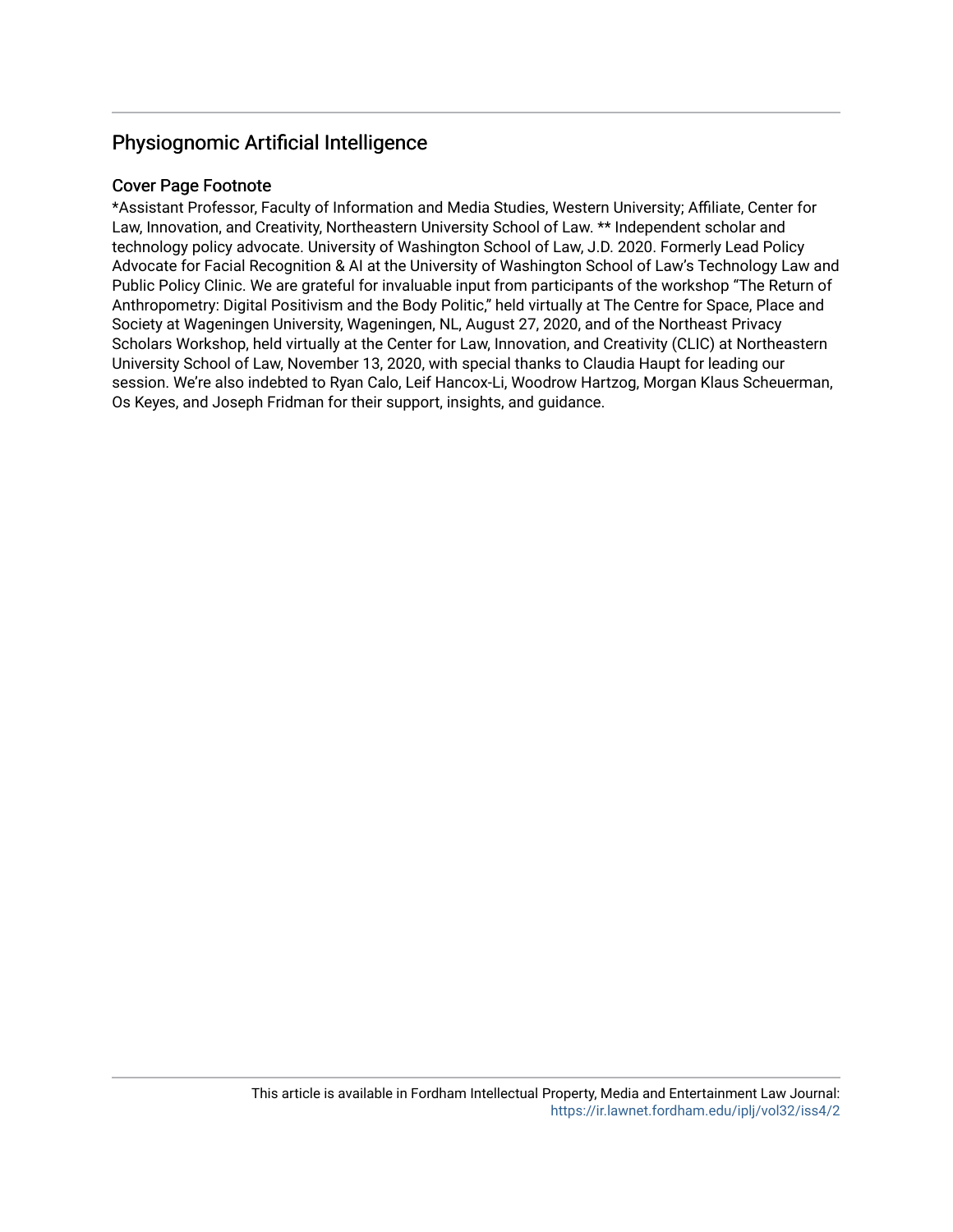## Physiognomic Artificial Intelligence

### Cover Page Footnote

*Assistant Professor, Faculty of Information and Media Studies, Western University; Affiliate, Center for Law, Innovation, and Creativity, Northeastern University School of Law. ** Independent scholar and technology policy advocate. University of Washington School of Law, J.D. 2020. Formerly Lead Policy Advocate for Facial Recognition & AI at the University of Washington School of Law's Technology Law and Public Policy Clinic. We are grateful for invaluable input from participants of the workshop "The Return of Anthropometry: Digital Positivism and the Body Politic," held virtually at The Centre for Space, Place and Society at Wageningen University, Wageningen, NL, August 27, 2020, and of the Northeast Privacy Scholars Workshop, held virtually at the Center for Law, Innovation, and Creativity (CLIC) at Northeastern University School of Law, November 13, 2020, with special thanks to Claudia Haupt for leading our session. We're also indebted to Ryan Calo, Leif Hancox-Li, Woodrow Hartzog, Morgan Klaus Scheuerman, Os Keyes, and Joseph Fridman for their support, insights, and guidance.

This article is available in Fordham Intellectual Property, Media and Entertainment Law Journal: https://ir.lawnet.fordham.edu/iplj/vol32/iss4/2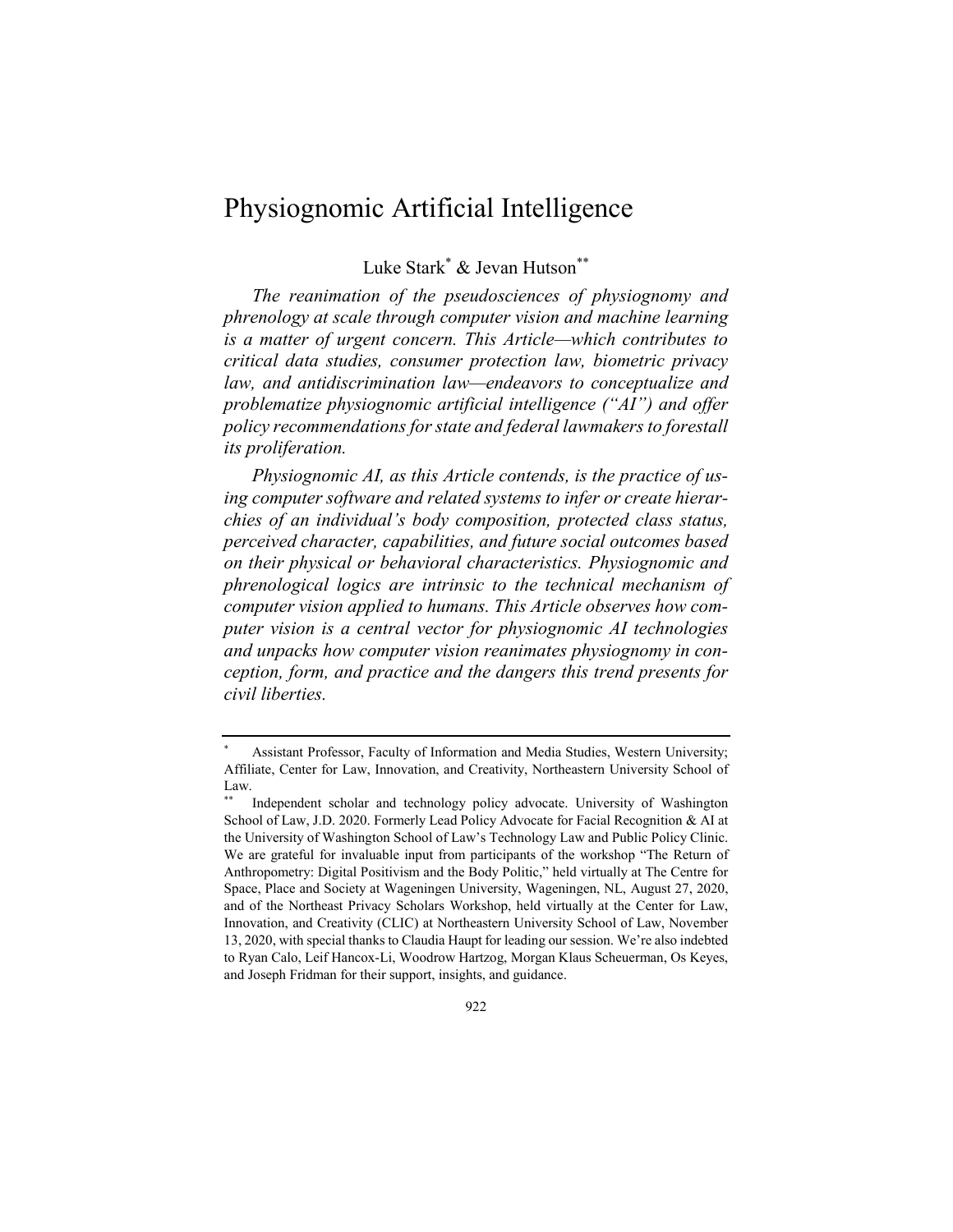# Physiognomic Artificial Intelligence

Luke Stark[*] & Jevan Hutson[**]

*The reanimation of the pseudosciences of physiognomy and phrenology at scale through computer vision and machine learning is a matter of urgent concern. This Article—which contributes to critical data studies, consumer protection law, biometric privacy law, and antidiscrimination law—endeavors to conceptualize and problematize physiognomic artificial intelligence ("AI") and offer policy recommendations for state and federal lawmakers to forestall its proliferation.*

*Physiognomic AI, as this Article contends, is the practice of using computer software and related systems to infer or create hierarchies of an individual's body composition, protected class status, perceived character, capabilities, and future social outcomes based on their physical or behavioral characteristics. Physiognomic and phrenological logics are intrinsic to the technical mechanism of computer vision applied to humans. This Article observes how computer vision is a central vector for physiognomic AI technologies and unpacks how computer vision reanimates physiognomy in conception, form, and practice and the dangers this trend presents for civil liberties.*

---

[*] Assistant Professor, Faculty of Information and Media Studies, Western University; Affiliate, Center for Law, Innovation, and Creativity, Northeastern University School of Law.

[**] Independent scholar and technology policy advocate. University of Washington School of Law, J.D. 2020. Formerly Lead Policy Advocate for Facial Recognition & AI at the University of Washington School of Law's Technology Law and Public Policy Clinic. We are grateful for invaluable input from participants of the workshop "The Return of Anthropometry: Digital Positivism and the Body Politic," held virtually at The Centre for Space, Place and Society at Wageningen University, Wageningen, NL, August 27, 2020, and of the Northeast Privacy Scholars Workshop, held virtually at the Center for Law, Innovation, and Creativity (CLIC) at Northeastern University School of Law, November 13, 2020, with special thanks to Claudia Haupt for leading our session. We're also indebted to Ryan Calo, Leif Hancox-Li, Woodrow Hartzog, Morgan Klaus Scheuerman, Os Keyes, and Joseph Fridman for their support, insights, and guidance.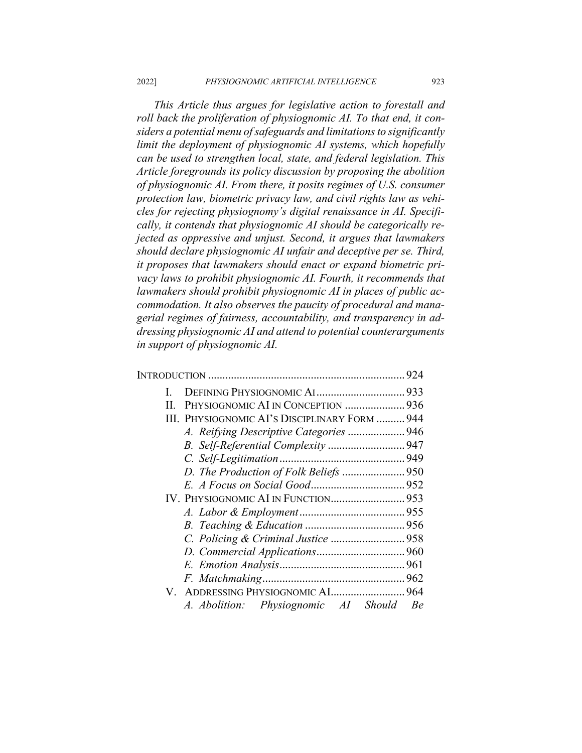*This Article thus argues for legislative action to forestall and roll back the proliferation of physiognomic AI. To that end, it considers a potential menu of safeguards and limitations to significantly limit the deployment of physiognomic AI systems, which hopefully can be used to strengthen local, state, and federal legislation. This Article foregrounds its policy discussion by proposing the abolition of physiognomic AI. From there, it posits regimes of U.S. consumer protection law, biometric privacy law, and civil rights law as vehicles for rejecting physiognomy's digital renaissance in AI. Specifically, it contends that physiognomic AI should be categorically rejected as oppressive and unjust. Second, it argues that lawmakers should declare physiognomic AI unfair and deceptive per se. Third, it proposes that lawmakers should enact or expand biometric privacy laws to prohibit physiognomic AI. Fourth, it recommends that lawmakers should prohibit physiognomic AI in places of public accommodation. It also observes the paucity of procedural and managerial regimes of fairness, accountability, and transparency in addressing physiognomic AI and attend to potential counterarguments in support of physiognomic AI.*

INTRODUCTION .................................................................... 924
- I. DEFINING PHYSIOGNOMIC AI .............................. 933
- II. PHYSIOGNOMIC AI IN CONCEPTION ..................... 936
- III. PHYSIOGNOMIC AI'S DISCIPLINARY FORM .......... 944
  - *A. Reifying Descriptive Categories* .................... 946
  - *B. Self-Referential Complexity* ........................... 947
  - *C. Self-Legitimation* ........................................... 949
  - *D. The Production of Folk Beliefs* ...................... 950
  - *E. A Focus on Social Good* ................................. 952
- IV. PHYSIOGNOMIC AI IN FUNCTION......................... 953
  - *A. Labor & Employment* .................................... 955
  - *B. Teaching & Education* ................................... 956
  - *C. Policing & Criminal Justice* .......................... 958
  - *D. Commercial Applications*............................... 960
  - *E. Emotion Analysis*........................................... 961
  - *F. Matchmaking*................................................. 962
- V. ADDRESSING PHYSIOGNOMIC AI......................... 964
  - *A. Abolition: Physiognomic AI Should Be*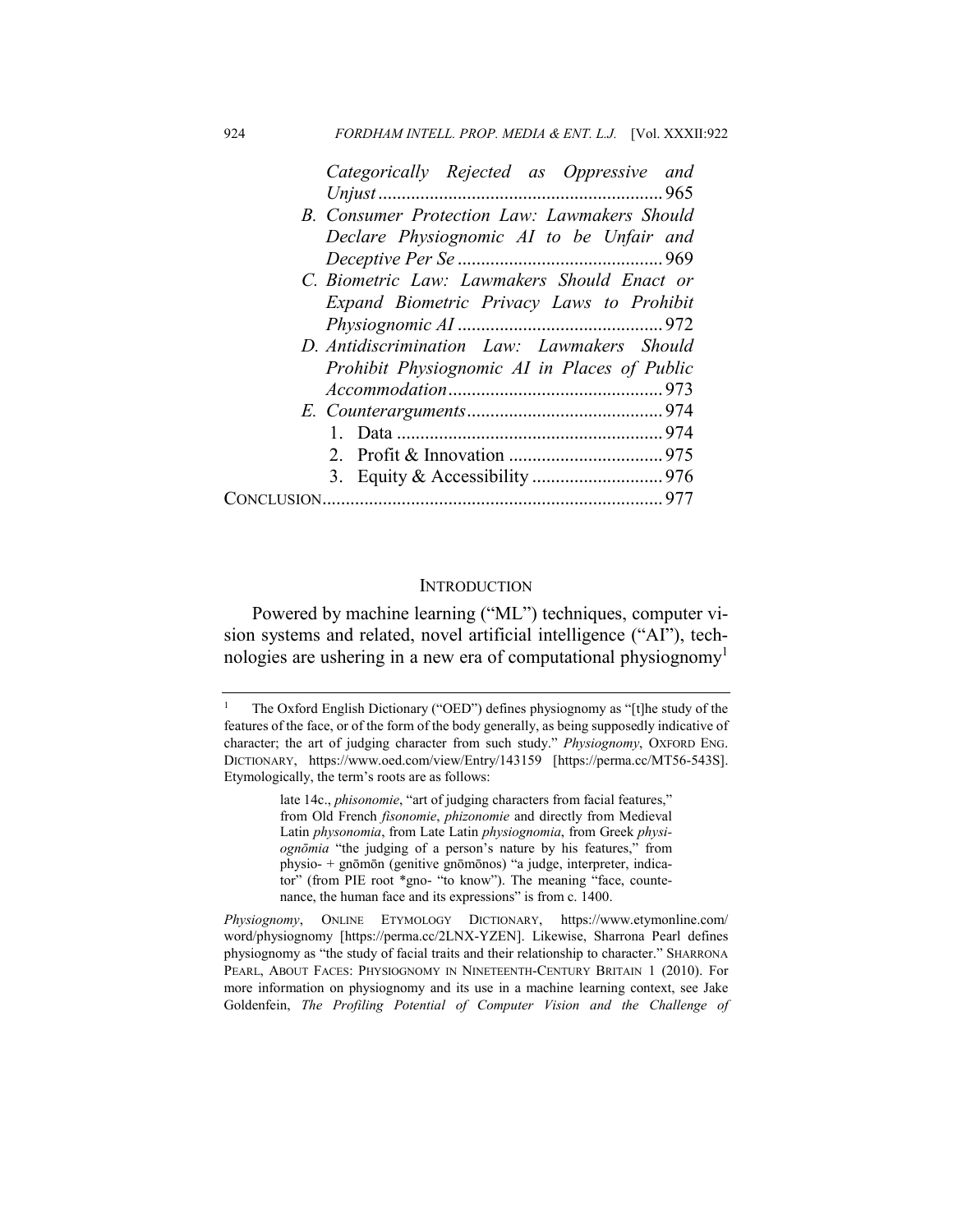*Categorically Rejected as Oppressive and Unjust* ............................................................ 965

B. *Consumer Protection Law: Lawmakers Should Declare Physiognomic AI to be Unfair and Deceptive Per Se* ........................................... 969

C. *Biometric Law: Lawmakers Should Enact or Expand Biometric Privacy Laws to Prohibit Physiognomic AI* ............................................ 972

D. *Antidiscrimination Law: Lawmakers Should Prohibit Physiognomic AI in Places of Public Accommodation* ............................................. 973

E. *Counterarguments* .......................................... 974

1. Data ......................................................... 974
2. Profit & Innovation ................................. 975
3. Equity & Accessibility ............................ 976

CONCLUSION........................................................................ 977

## INTRODUCTION

Powered by machine learning ("ML") techniques, computer vision systems and related, novel artificial intelligence ("AI"), technologies are ushering in a new era of computational physiognomy[1]

---

[1] The Oxford English Dictionary ("OED") defines physiognomy as "[t]he study of the features of the face, or of the form of the body generally, as being supposedly indicative of character; the art of judging character from such study." *Physiognomy*, OXFORD ENG. DICTIONARY, https://www.oed.com/view/Entry/143159 [https://perma.cc/MT56-543S]. Etymologically, the term's roots are as follows:

> late 14c., *phisonomie*, "art of judging characters from facial features," from Old French *fisonomie*, *phizonomie* and directly from Medieval Latin *physonomia*, from Late Latin *physiognomia*, from Greek *physiognōmia* "the judging of a person's nature by his features," from physio- + gnōmōn (genitive gnōmōnos) "a judge, interpreter, indicator" (from PIE root *gno- "to know"). The meaning "face, countenance, the human face and its expressions" is from c. 1400.

*Physiognomy*, ONLINE ETYMOLOGY DICTIONARY, https://www.etymonline.com/word/physiognomy [https://perma.cc/2LNX-YZEN]. Likewise, Sharrona Pearl defines physiognomy as "the study of facial traits and their relationship to character." SHARRONA PEARL, ABOUT FACES: PHYSIOGNOMY IN NINETEENTH-CENTURY BRITAIN 1 (2010). For more information on physiognomy and its use in a machine learning context, see Jake Goldenfein, *The Profiling Potential of Computer Vision and the Challenge of*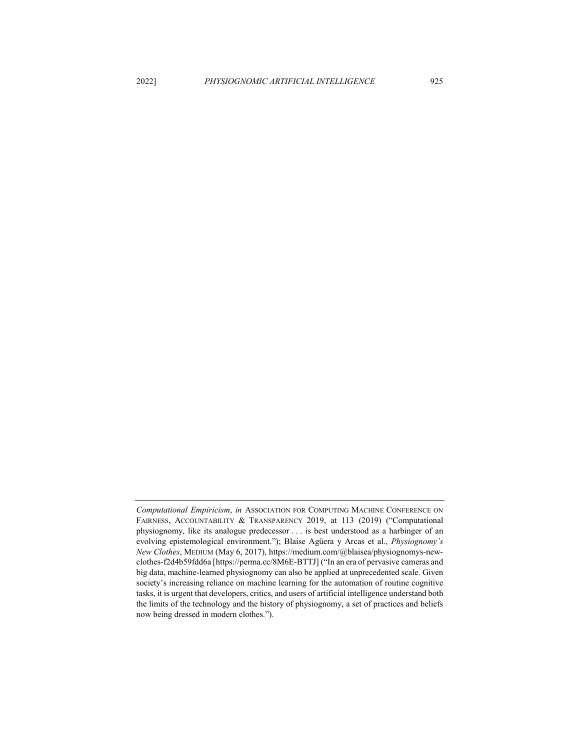*Computational Empiricism*, *in* ASSOCIATION FOR COMPUTING MACHINE CONFERENCE ON FAIRNESS, ACCOUNTABILITY & TRANSPARENCY 2019, at 113 (2019) ("Computational physiognomy, like its analogue predecessor . . . is best understood as a harbinger of an evolving epistemological environment."); Blaise Agüera y Arcas et al., *Physiognomy's New Clothes*, MEDIUM (May 6, 2017), https://medium.com/@blaisea/physiognomys-new-clothes-f2d4b59fdd6a [https://perma.cc/8M6E-BTTJ] ("In an era of pervasive cameras and big data, machine-learned physiognomy can also be applied at unprecedented scale. Given society's increasing reliance on machine learning for the automation of routine cognitive tasks, it is urgent that developers, critics, and users of artificial intelligence understand both the limits of the technology and the history of physiognomy, a set of practices and beliefs now being dressed in modern clothes.").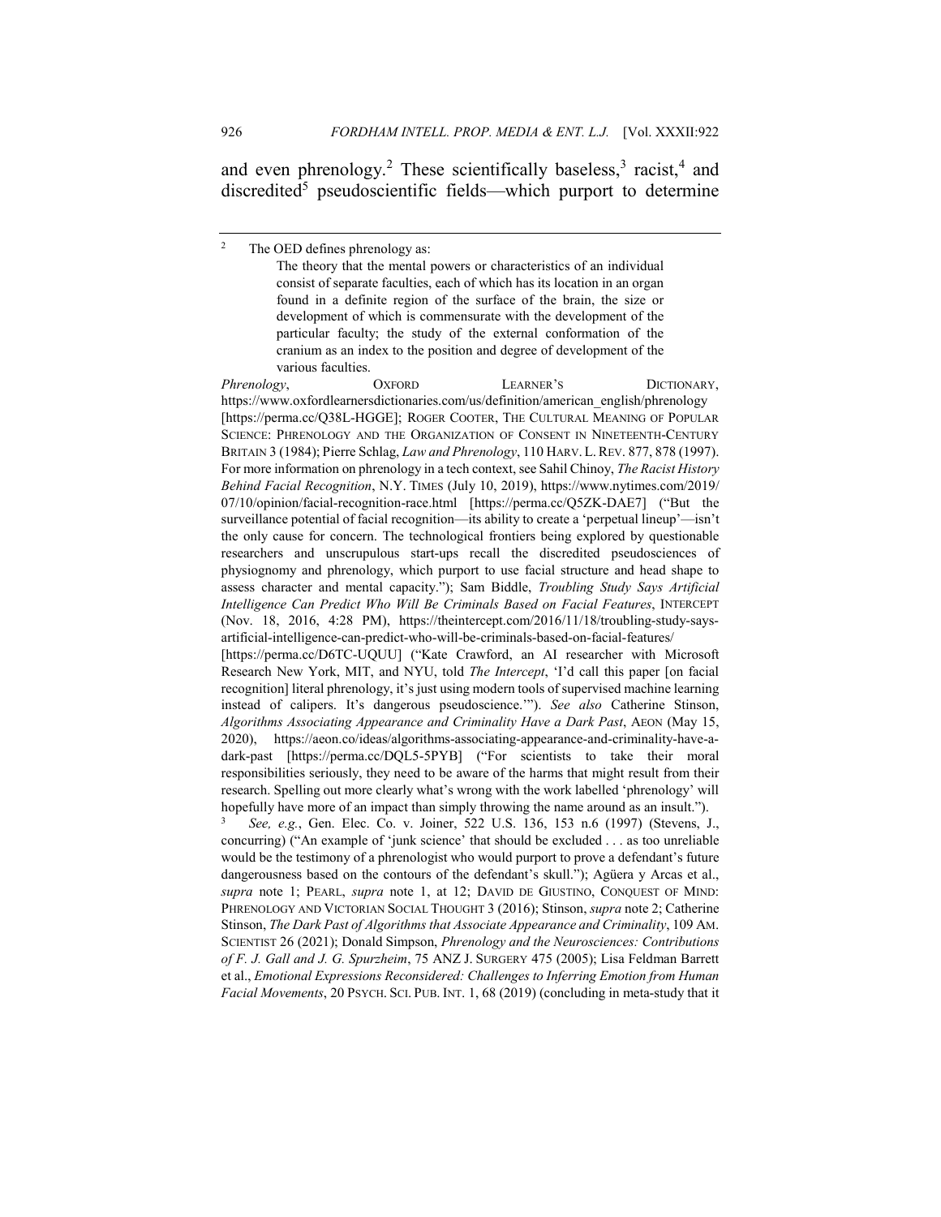and even phrenology.[2] These scientifically baseless,[3] racist,[4] and discredited[5] pseudoscientific fields—which purport to determine

---

[2] The OED defines phrenology as:

> The theory that the mental powers or characteristics of an individual consist of separate faculties, each of which has its location in an organ found in a definite region of the surface of the brain, the size or development of which is commensurate with the development of the particular faculty; the study of the external conformation of the cranium as an index to the position and degree of development of the various faculties.

*Phrenology*, OXFORD LEARNER'S DICTIONARY, https://www.oxfordlearnersdictionaries.com/us/definition/american_english/phrenology [https://perma.cc/Q38L-HGGE]; ROGER COOTER, THE CULTURAL MEANING OF POPULAR SCIENCE: PHRENOLOGY AND THE ORGANIZATION OF CONSENT IN NINETEENTH-CENTURY BRITAIN 3 (1984); Pierre Schlag, *Law and Phrenology*, 110 HARV. L. REV. 877, 878 (1997). For more information on phrenology in a tech context, see Sahil Chinoy, *The Racist History Behind Facial Recognition*, N.Y. TIMES (July 10, 2019), https://www.nytimes.com/2019/07/10/opinion/facial-recognition-race.html [https://perma.cc/Q5ZK-DAE7] ("But the surveillance potential of facial recognition—its ability to create a 'perpetual lineup'—isn't the only cause for concern. The technological frontiers being explored by questionable researchers and unscrupulous start-ups recall the discredited pseudosciences of physiognomy and phrenology, which purport to use facial structure and head shape to assess character and mental capacity."); Sam Biddle, *Troubling Study Says Artificial Intelligence Can Predict Who Will Be Criminals Based on Facial Features*, INTERCEPT (Nov. 18, 2016, 4:28 PM), https://theintercept.com/2016/11/18/troubling-study-says-artificial-intelligence-can-predict-who-will-be-criminals-based-on-facial-features/ [https://perma.cc/D6TC-UQUU] ("Kate Crawford, an AI researcher with Microsoft Research New York, MIT, and NYU, told *The Intercept*, 'I'd call this paper [on facial recognition] literal phrenology, it's just using modern tools of supervised machine learning instead of calipers. It's dangerous pseudoscience.'"). *See also* Catherine Stinson, *Algorithms Associating Appearance and Criminality Have a Dark Past*, AEON (May 15, 2020), https://aeon.co/ideas/algorithms-associating-appearance-and-criminality-have-a-dark-past [https://perma.cc/DQL5-5PYB] ("For scientists to take their moral responsibilities seriously, they need to be aware of the harms that might result from their research. Spelling out more clearly what's wrong with the work labelled 'phrenology' will hopefully have more of an impact than simply throwing the name around as an insult.").

[3] *See, e.g.*, Gen. Elec. Co. v. Joiner, 522 U.S. 136, 153 n.6 (1997) (Stevens, J., concurring) ("An example of 'junk science' that should be excluded . . . as too unreliable would be the testimony of a phrenologist who would purport to prove a defendant's future dangerousness based on the contours of the defendant's skull."); Agüera y Arcas et al., *supra* note 1; PEARL, *supra* note 1, at 12; DAVID DE GIUSTINO, CONQUEST OF MIND: PHRENOLOGY AND VICTORIAN SOCIAL THOUGHT 3 (2016); Stinson, *supra* note 2; Catherine Stinson, *The Dark Past of Algorithms that Associate Appearance and Criminality*, 109 AM. SCIENTIST 26 (2021); Donald Simpson, *Phrenology and the Neurosciences: Contributions of F. J. Gall and J. G. Spurzheim*, 75 ANZ J. SURGERY 475 (2005); Lisa Feldman Barrett et al., *Emotional Expressions Reconsidered: Challenges to Inferring Emotion from Human Facial Movements*, 20 PSYCH. SCI. PUB. INT. 1, 68 (2019) (concluding in meta-study that it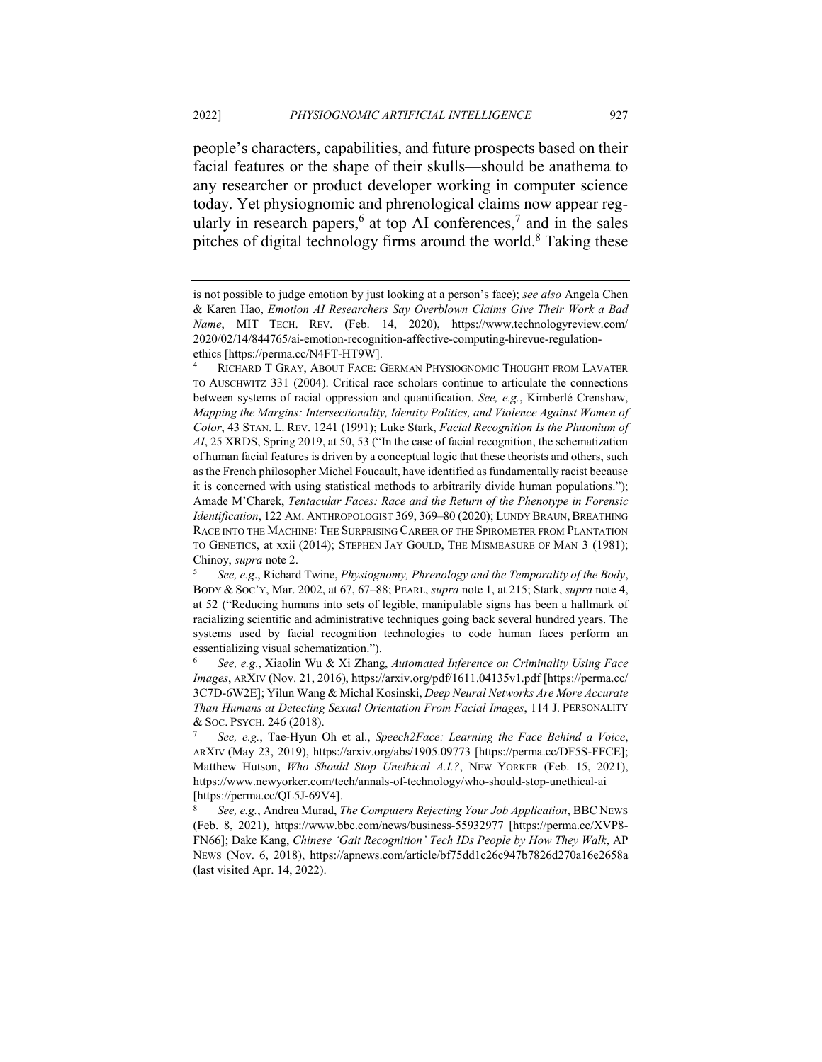people's characters, capabilities, and future prospects based on their facial features or the shape of their skulls—should be anathema to any researcher or product developer working in computer science today. Yet physiognomic and phrenological claims now appear regularly in research papers,[6] at top AI conferences,[7] and in the sales pitches of digital technology firms around the world.[8] Taking these

---

is not possible to judge emotion by just looking at a person's face); *see also* Angela Chen & Karen Hao, *Emotion AI Researchers Say Overblown Claims Give Their Work a Bad Name*, MIT TECH. REV. (Feb. 14, 2020), https://www.technologyreview.com/2020/02/14/844765/ai-emotion-recognition-affective-computing-hirevue-regulation-ethics [https://perma.cc/N4FT-HT9W].

[4] RICHARD T GRAY, ABOUT FACE: GERMAN PHYSIOGNOMIC THOUGHT FROM LAVATER TO AUSCHWITZ 331 (2004). Critical race scholars continue to articulate the connections between systems of racial oppression and quantification. *See, e.g.*, Kimberlé Crenshaw, *Mapping the Margins: Intersectionality, Identity Politics, and Violence Against Women of Color*, 43 STAN. L. REV. 1241 (1991); Luke Stark, *Facial Recognition Is the Plutonium of AI*, 25 XRDS, Spring 2019, at 50, 53 ("In the case of facial recognition, the schematization of human facial features is driven by a conceptual logic that these theorists and others, such as the French philosopher Michel Foucault, have identified as fundamentally racist because it is concerned with using statistical methods to arbitrarily divide human populations."); Amade M'Charek, *Tentacular Faces: Race and the Return of the Phenotype in Forensic Identification*, 122 AM. ANTHROPOLOGIST 369, 369–80 (2020); LUNDY BRAUN, BREATHING RACE INTO THE MACHINE: THE SURPRISING CAREER OF THE SPIROMETER FROM PLANTATION TO GENETICS, at xxii (2014); STEPHEN JAY GOULD, THE MISMEASURE OF MAN 3 (1981); Chinoy, *supra* note 2.

[5] *See, e.g.*, Richard Twine, *Physiognomy, Phrenology and the Temporality of the Body*, BODY & SOC'Y, Mar. 2002, at 67, 67–88; PEARL, *supra* note 1, at 215; Stark, *supra* note 4, at 52 ("Reducing humans into sets of legible, manipulable signs has been a hallmark of racializing scientific and administrative techniques going back several hundred years. The systems used by facial recognition technologies to code human faces perform an essentializing visual schematization.").

[6] *See, e.g.*, Xiaolin Wu & Xi Zhang, *Automated Inference on Criminality Using Face Images*, ARXIV (Nov. 21, 2016), https://arxiv.org/pdf/1611.04135v1.pdf [https://perma.cc/3C7D-6W2E]; Yilun Wang & Michal Kosinski, *Deep Neural Networks Are More Accurate Than Humans at Detecting Sexual Orientation From Facial Images*, 114 J. PERSONALITY & SOC. PSYCH. 246 (2018).

[7] *See, e.g.*, Tae-Hyun Oh et al., *Speech2Face: Learning the Face Behind a Voice*, ARXIV (May 23, 2019), https://arxiv.org/abs/1905.09773 [https://perma.cc/DF5S-FFCE]; Matthew Hutson, *Who Should Stop Unethical A.I.?*, NEW YORKER (Feb. 15, 2021), https://www.newyorker.com/tech/annals-of-technology/who-should-stop-unethical-ai [https://perma.cc/QL5J-69V4].

[8] *See, e.g.*, Andrea Murad, *The Computers Rejecting Your Job Application*, BBC NEWS (Feb. 8, 2021), https://www.bbc.com/news/business-55932977 [https://perma.cc/XVP8-FN66]; Dake Kang, *Chinese 'Gait Recognition' Tech IDs People by How They Walk*, AP NEWS (Nov. 6, 2018), https://apnews.com/article/bf75dd1c26c947b7826d270a16e2658a (last visited Apr. 14, 2022).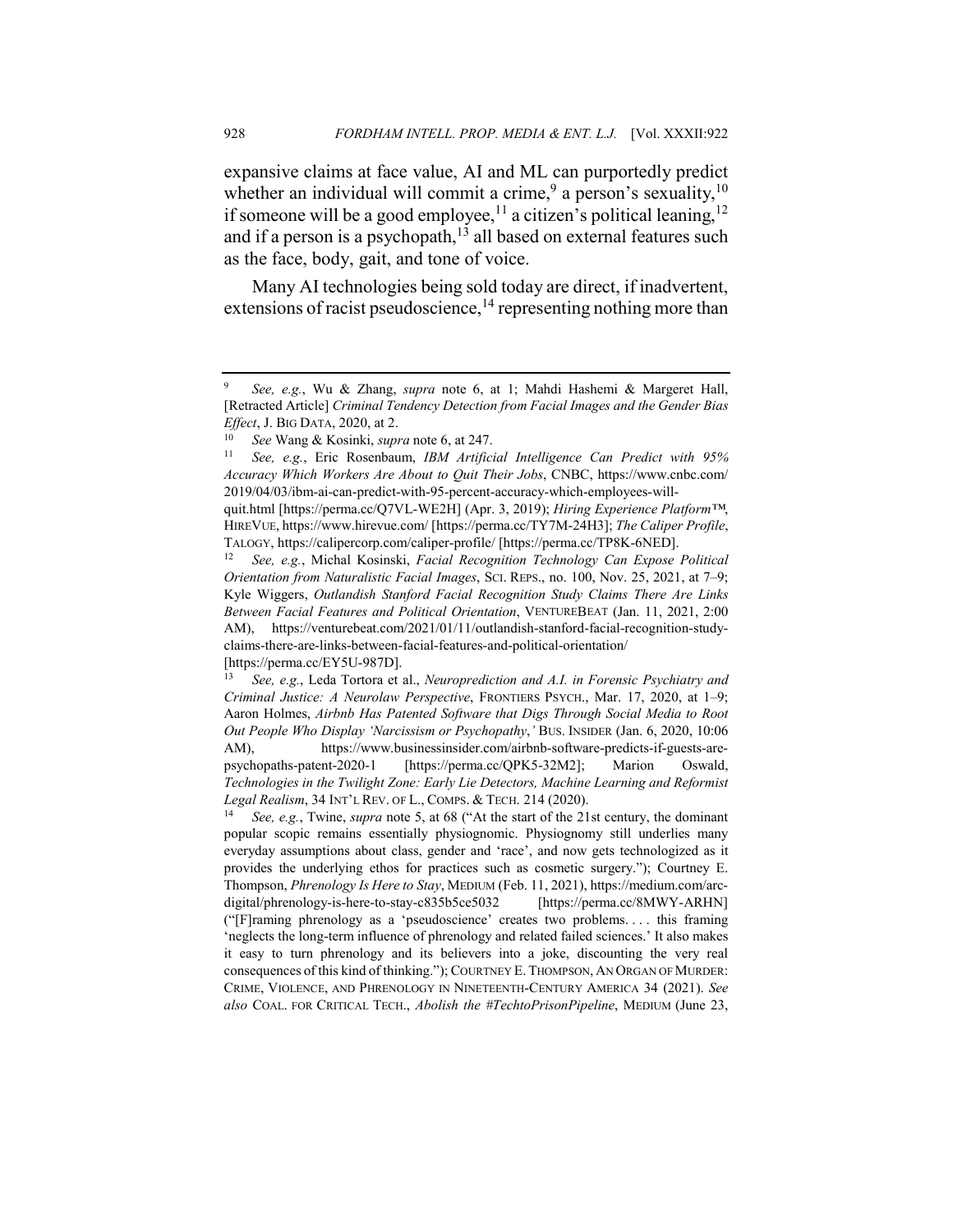expansive claims at face value, AI and ML can purportedly predict whether an individual will commit a crime,[9] a person's sexuality,[10] if someone will be a good employee,[11] a citizen's political leaning,[12] and if a person is a psychopath,[13] all based on external features such as the face, body, gait, and tone of voice.

Many AI technologies being sold today are direct, if inadvertent, extensions of racist pseudoscience,[14] representing nothing more than

---

[9] *See, e.g.*, Wu & Zhang, *supra* note 6, at 1; Mahdi Hashemi & Margeret Hall, [Retracted Article] *Criminal Tendency Detection from Facial Images and the Gender Bias Effect*, J. BIG DATA, 2020, at 2.

[10] *See* Wang & Kosinki, *supra* note 6, at 247.

[11] *See, e.g.*, Eric Rosenbaum, *IBM Artificial Intelligence Can Predict with 95% Accuracy Which Workers Are About to Quit Their Jobs*, CNBC, https://www.cnbc.com/2019/04/03/ibm-ai-can-predict-with-95-percent-accuracy-which-employees-will-quit.html [https://perma.cc/Q7VL-WE2H] (Apr. 3, 2019); *Hiring Experience Platform™*, HIREVUE, https://www.hirevue.com/ [https://perma.cc/TY7M-24H3]; *The Caliper Profile*, TALOGY, https://calipercorp.com/caliper-profile/ [https://perma.cc/TP8K-6NED].

[12] *See, e.g.*, Michal Kosinski, *Facial Recognition Technology Can Expose Political Orientation from Naturalistic Facial Images*, SCI. REPS., no. 100, Nov. 25, 2021, at 7–9; Kyle Wiggers, *Outlandish Stanford Facial Recognition Study Claims There Are Links Between Facial Features and Political Orientation*, VENTUREBEAT (Jan. 11, 2021, 2:00 AM), https://venturebeat.com/2021/01/11/outlandish-stanford-facial-recognition-study-claims-there-are-links-between-facial-features-and-political-orientation/ [https://perma.cc/EY5U-987D].

[13] *See, e.g.*, Leda Tortora et al., *Neuroprediction and A.I. in Forensic Psychiatry and Criminal Justice: A Neurolaw Perspective*, FRONTIERS PSYCH., Mar. 17, 2020, at 1–9; Aaron Holmes, *Airbnb Has Patented Software that Digs Through Social Media to Root Out People Who Display 'Narcissism or Psychopathy*,*'* BUS. INSIDER (Jan. 6, 2020, 10:06 AM), https://www.businessinsider.com/airbnb-software-predicts-if-guests-are-psychopaths-patent-2020-1 [https://perma.cc/QPK5-32M2]; Marion Oswald, *Technologies in the Twilight Zone: Early Lie Detectors, Machine Learning and Reformist Legal Realism*, 34 INT'L REV. OF L., COMPS. & TECH. 214 (2020).

[14] *See, e.g.*, Twine, *supra* note 5, at 68 ("At the start of the 21st century, the dominant popular scopic remains essentially physiognomic. Physiognomy still underlies many everyday assumptions about class, gender and 'race', and now gets technologized as it provides the underlying ethos for practices such as cosmetic surgery."); Courtney E. Thompson, *Phrenology Is Here to Stay*, MEDIUM (Feb. 11, 2021), https://medium.com/arc-digital/phrenology-is-here-to-stay-c835b5ce5032 [https://perma.cc/8MWY-ARHN] ("[F]raming phrenology as a 'pseudoscience' creates two problems. . . . this framing 'neglects the long-term influence of phrenology and related failed sciences.' It also makes it easy to turn phrenology and its believers into a joke, discounting the very real consequences of this kind of thinking."); COURTNEY E. THOMPSON, AN ORGAN OF MURDER: CRIME, VIOLENCE, AND PHRENOLOGY IN NINETEENTH-CENTURY AMERICA 34 (2021). *See also* COAL. FOR CRITICAL TECH., *Abolish the #TechtoPrisonPipeline*, MEDIUM (June 23,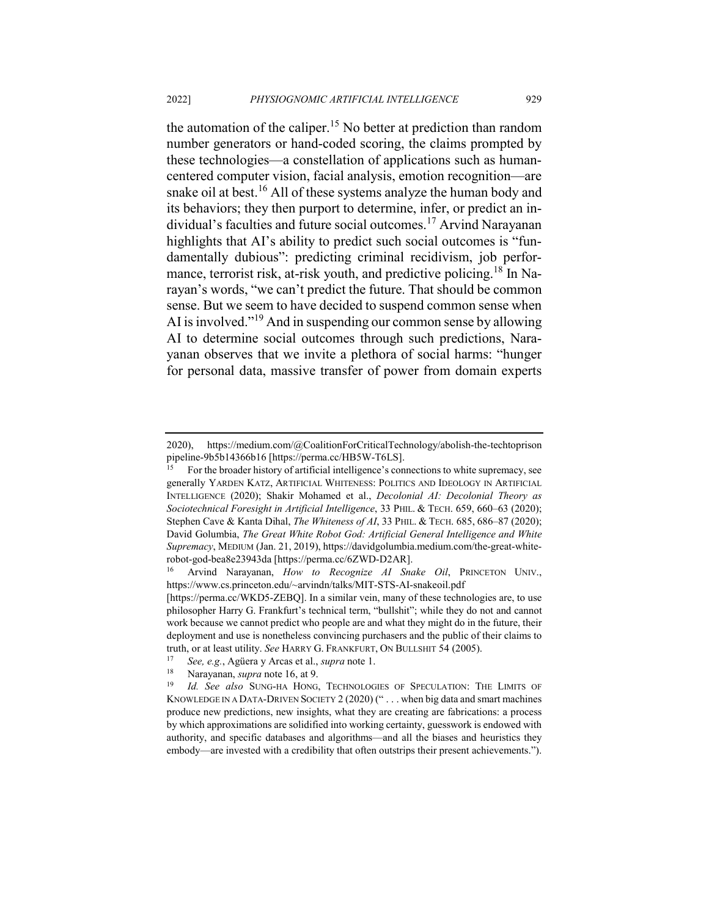the automation of the caliper.[15] No better at prediction than random number generators or hand-coded scoring, the claims prompted by these technologies—a constellation of applications such as human-centered computer vision, facial analysis, emotion recognition—are snake oil at best.[16] All of these systems analyze the human body and its behaviors; they then purport to determine, infer, or predict an individual's faculties and future social outcomes.[17] Arvind Narayanan highlights that AI's ability to predict such social outcomes is "fundamentally dubious": predicting criminal recidivism, job performance, terrorist risk, at-risk youth, and predictive policing.[18] In Narayan's words, "we can't predict the future. That should be common sense. But we seem to have decided to suspend common sense when AI is involved."[19] And in suspending our common sense by allowing AI to determine social outcomes through such predictions, Narayanan observes that we invite a plethora of social harms: "hunger for personal data, massive transfer of power from domain experts

---

2020), https://medium.com/@CoalitionForCriticalTechnology/abolish-the-techtoprison pipeline-9b5b14366b16 [https://perma.cc/HB5W-T6LS].

[15] For the broader history of artificial intelligence's connections to white supremacy, see generally YARDEN KATZ, ARTIFICIAL WHITENESS: POLITICS AND IDEOLOGY IN ARTIFICIAL INTELLIGENCE (2020); Shakir Mohamed et al., *Decolonial AI: Decolonial Theory as Sociotechnical Foresight in Artificial Intelligence*, 33 PHIL. & TECH. 659, 660–63 (2020); Stephen Cave & Kanta Dihal, *The Whiteness of AI*, 33 PHIL. & TECH. 685, 686–87 (2020); David Golumbia, *The Great White Robot God: Artificial General Intelligence and White Supremacy*, MEDIUM (Jan. 21, 2019), https://davidgolumbia.medium.com/the-great-white-robot-god-bea8e23943da [https://perma.cc/6ZWD-D2AR].

[16] Arvind Narayanan, *How to Recognize AI Snake Oil*, PRINCETON UNIV., https://www.cs.princeton.edu/~arvindn/talks/MIT-STS-AI-snakeoil.pdf [https://perma.cc/WKD5-ZEBQ]. In a similar vein, many of these technologies are, to use philosopher Harry G. Frankfurt's technical term, "bullshit"; while they do not and cannot work because we cannot predict who people are and what they might do in the future, their deployment and use is nonetheless convincing purchasers and the public of their claims to truth, or at least utility. *See* HARRY G. FRANKFURT, ON BULLSHIT 54 (2005).

[17] *See, e.g.*, Agüera y Arcas et al., *supra* note 1.

[18] Narayanan, *supra* note 16, at 9.

[19] *Id. See also* SUNG-HA HONG, TECHNOLOGIES OF SPECULATION: THE LIMITS OF KNOWLEDGE IN A DATA-DRIVEN SOCIETY 2 (2020) (" . . . when big data and smart machines produce new predictions, new insights, what they are creating are fabrications: a process by which approximations are solidified into working certainty, guesswork is endowed with authority, and specific databases and algorithms—and all the biases and heuristics they embody—are invested with a credibility that often outstrips their present achievements.").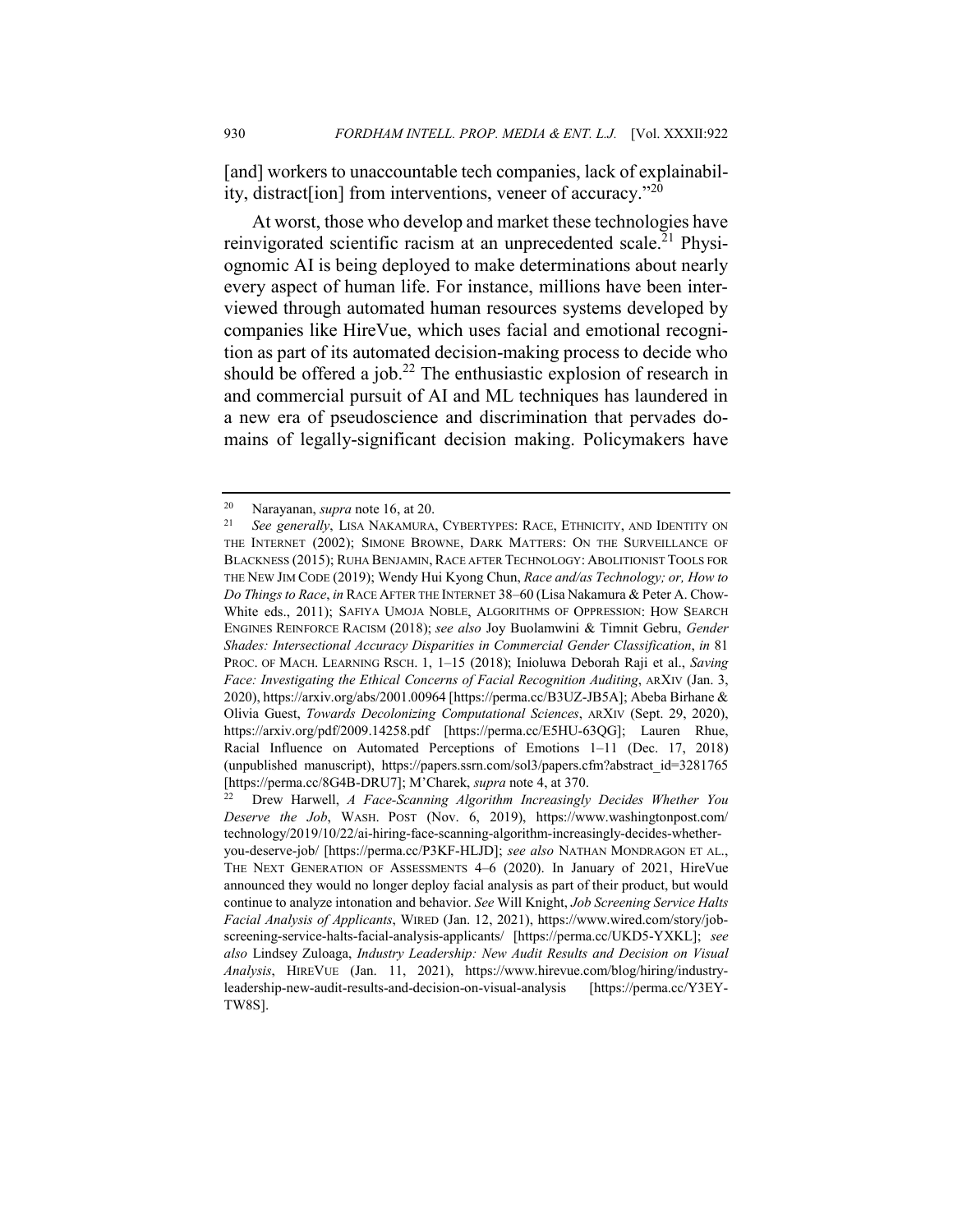[and] workers to unaccountable tech companies, lack of explainability, distract[ion] from interventions, veneer of accuracy."[20]

At worst, those who develop and market these technologies have reinvigorated scientific racism at an unprecedented scale.[21] Physiognomic AI is being deployed to make determinations about nearly every aspect of human life. For instance, millions have been interviewed through automated human resources systems developed by companies like HireVue, which uses facial and emotional recognition as part of its automated decision-making process to decide who should be offered a job.[22] The enthusiastic explosion of research in and commercial pursuit of AI and ML techniques has laundered in a new era of pseudoscience and discrimination that pervades domains of legally-significant decision making. Policymakers have

---

[20] Narayanan, *supra* note 16, at 20.

[21] *See generally*, LISA NAKAMURA, CYBERTYPES: RACE, ETHNICITY, AND IDENTITY ON THE INTERNET (2002); SIMONE BROWNE, DARK MATTERS: ON THE SURVEILLANCE OF BLACKNESS (2015); RUHA BENJAMIN, RACE AFTER TECHNOLOGY: ABOLITIONIST TOOLS FOR THE NEW JIM CODE (2019); Wendy Hui Kyong Chun, *Race and/as Technology; or, How to Do Things to Race*, *in* RACE AFTER THE INTERNET 38–60 (Lisa Nakamura & Peter A. Chow-White eds., 2011); SAFIYA UMOJA NOBLE, ALGORITHMS OF OPPRESSION: HOW SEARCH ENGINES REINFORCE RACISM (2018); *see also* Joy Buolamwini & Timnit Gebru, *Gender Shades: Intersectional Accuracy Disparities in Commercial Gender Classification*, *in* 81 PROC. OF MACH. LEARNING RSCH. 1, 1–15 (2018); Inioluwa Deborah Raji et al., *Saving Face: Investigating the Ethical Concerns of Facial Recognition Auditing*, ARXIV (Jan. 3, 2020), https://arxiv.org/abs/2001.00964 [https://perma.cc/B3UZ-JB5A]; Abeba Birhane & Olivia Guest, *Towards Decolonizing Computational Sciences*, ARXIV (Sept. 29, 2020), https://arxiv.org/pdf/2009.14258.pdf [https://perma.cc/E5HU-63QG]; Lauren Rhue, Racial Influence on Automated Perceptions of Emotions 1–11 (Dec. 17, 2018) (unpublished manuscript), https://papers.ssrn.com/sol3/papers.cfm?abstract_id=3281765 [https://perma.cc/8G4B-DRU7]; M'Charek, *supra* note 4, at 370.

[22] Drew Harwell, *A Face-Scanning Algorithm Increasingly Decides Whether You Deserve the Job*, WASH. POST (Nov. 6, 2019), https://www.washingtonpost.com/technology/2019/10/22/ai-hiring-face-scanning-algorithm-increasingly-decides-whether-you-deserve-job/ [https://perma.cc/P3KF-HLJD]; *see also* NATHAN MONDRAGON ET AL., THE NEXT GENERATION OF ASSESSMENTS 4–6 (2020). In January of 2021, HireVue announced they would no longer deploy facial analysis as part of their product, but would continue to analyze intonation and behavior. *See* Will Knight, *Job Screening Service Halts Facial Analysis of Applicants*, WIRED (Jan. 12, 2021), https://www.wired.com/story/job-screening-service-halts-facial-analysis-applicants/ [https://perma.cc/UKD5-YXKL]; *see also* Lindsey Zuloaga, *Industry Leadership: New Audit Results and Decision on Visual Analysis*, HIREVUE (Jan. 11, 2021), https://www.hirevue.com/blog/hiring/industry-leadership-new-audit-results-and-decision-on-visual-analysis [https://perma.cc/Y3EY-TW8S].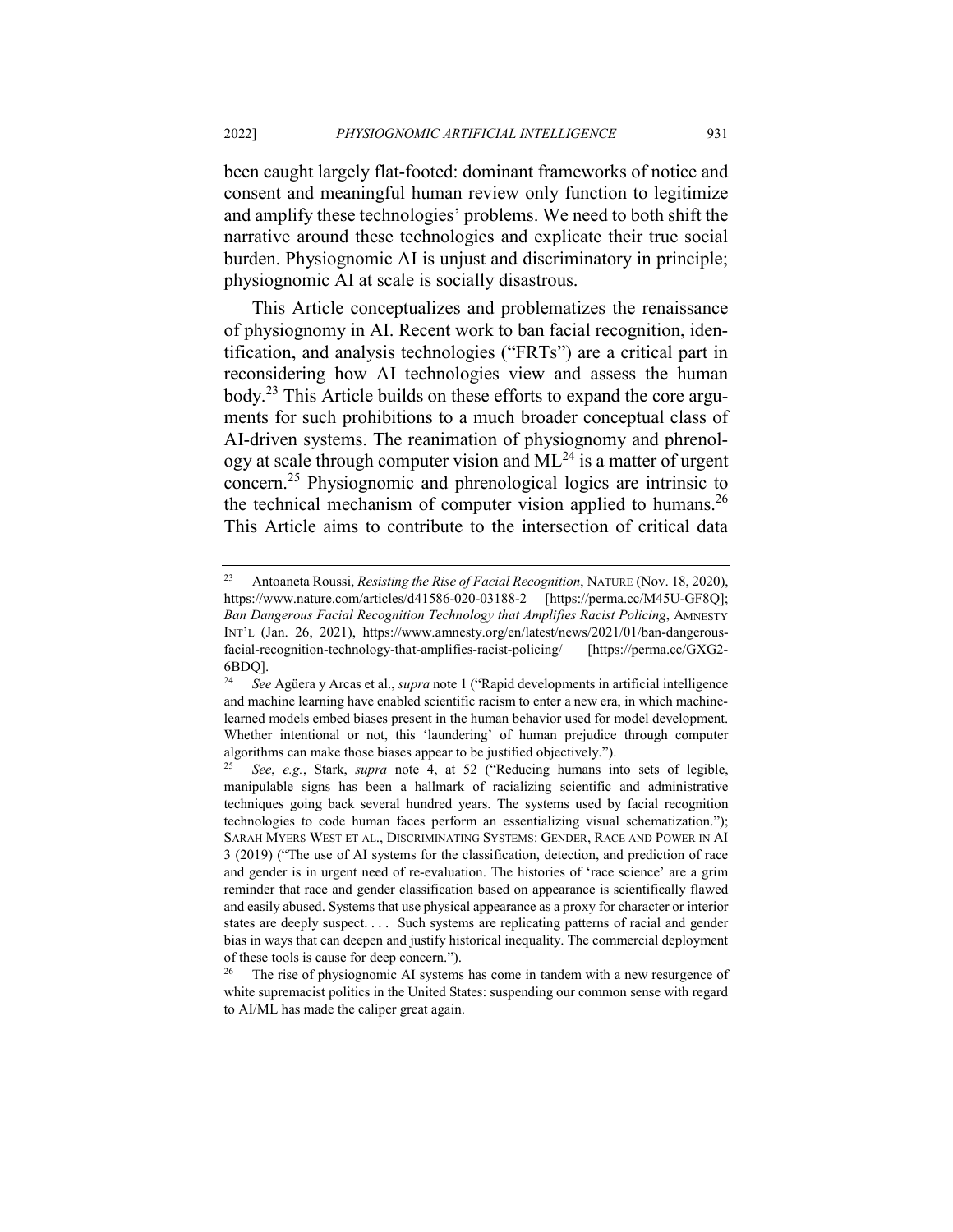been caught largely flat-footed: dominant frameworks of notice and consent and meaningful human review only function to legitimize and amplify these technologies' problems. We need to both shift the narrative around these technologies and explicate their true social burden. Physiognomic AI is unjust and discriminatory in principle; physiognomic AI at scale is socially disastrous.

This Article conceptualizes and problematizes the renaissance of physiognomy in AI. Recent work to ban facial recognition, identification, and analysis technologies ("FRTs") are a critical part in reconsidering how AI technologies view and assess the human body.[23] This Article builds on these efforts to expand the core arguments for such prohibitions to a much broader conceptual class of AI-driven systems. The reanimation of physiognomy and phrenology at scale through computer vision and ML[24] is a matter of urgent concern.[25] Physiognomic and phrenological logics are intrinsic to the technical mechanism of computer vision applied to humans.[26] This Article aims to contribute to the intersection of critical data

---

[23] Antoaneta Roussi, *Resisting the Rise of Facial Recognition*, NATURE (Nov. 18, 2020), https://www.nature.com/articles/d41586-020-03188-2 [https://perma.cc/M45U-GF8Q]; *Ban Dangerous Facial Recognition Technology that Amplifies Racist Policing*, AMNESTY INT'L (Jan. 26, 2021), https://www.amnesty.org/en/latest/news/2021/01/ban-dangerous-facial-recognition-technology-that-amplifies-racist-policing/ [https://perma.cc/GXG2-6BDQ].

[24] *See* Agüera y Arcas et al., *supra* note 1 ("Rapid developments in artificial intelligence and machine learning have enabled scientific racism to enter a new era, in which machine-learned models embed biases present in the human behavior used for model development. Whether intentional or not, this 'laundering' of human prejudice through computer algorithms can make those biases appear to be justified objectively.").

[25] *See*, *e.g.*, Stark, *supra* note 4, at 52 ("Reducing humans into sets of legible, manipulable signs has been a hallmark of racializing scientific and administrative techniques going back several hundred years. The systems used by facial recognition technologies to code human faces perform an essentializing visual schematization."); SARAH MYERS WEST ET AL., DISCRIMINATING SYSTEMS: GENDER, RACE AND POWER IN AI 3 (2019) ("The use of AI systems for the classification, detection, and prediction of race and gender is in urgent need of re-evaluation. The histories of 'race science' are a grim reminder that race and gender classification based on appearance is scientifically flawed and easily abused. Systems that use physical appearance as a proxy for character or interior states are deeply suspect. . . . Such systems are replicating patterns of racial and gender bias in ways that can deepen and justify historical inequality. The commercial deployment of these tools is cause for deep concern.").

[26] The rise of physiognomic AI systems has come in tandem with a new resurgence of white supremacist politics in the United States: suspending our common sense with regard to AI/ML has made the caliper great again.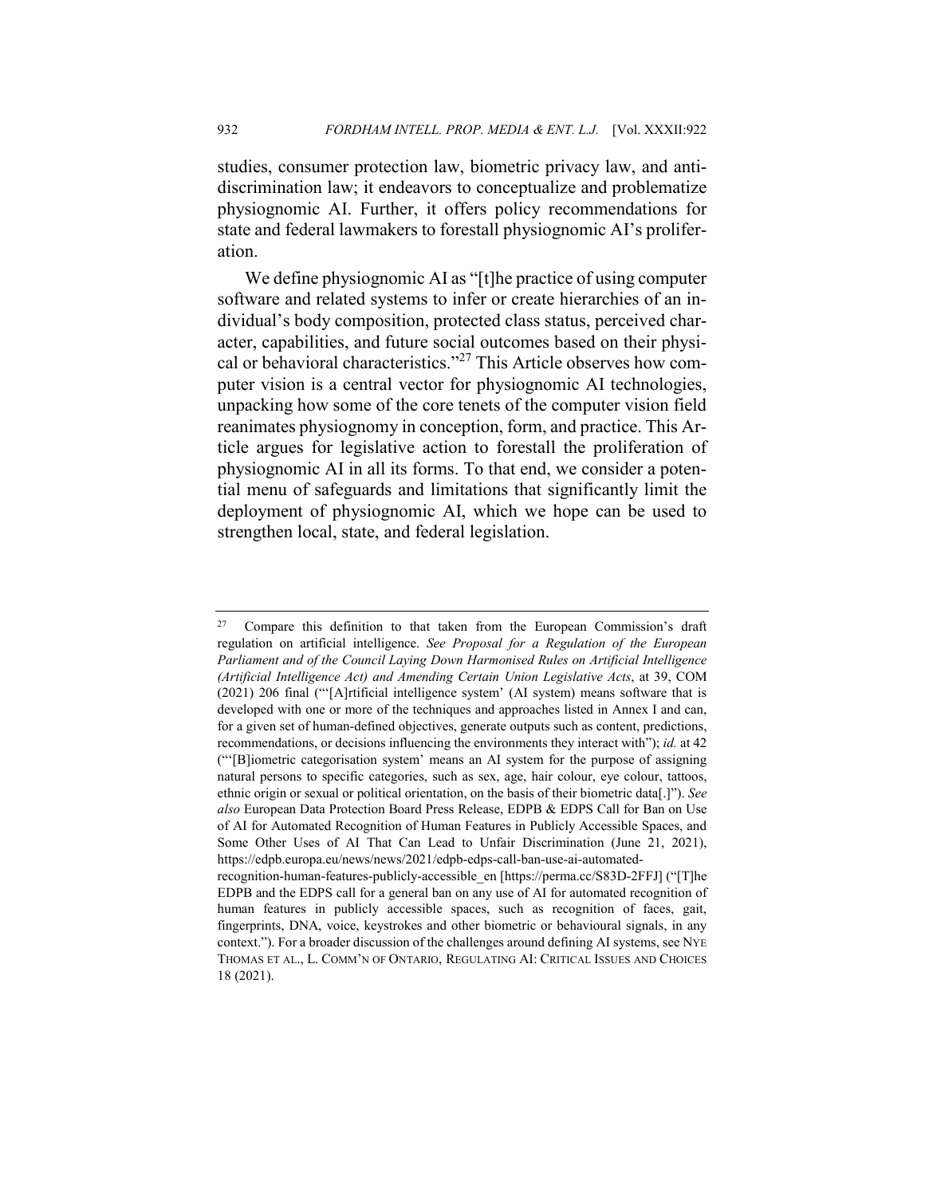studies, consumer protection law, biometric privacy law, and anti-discrimination law; it endeavors to conceptualize and problematize physiognomic AI. Further, it offers policy recommendations for state and federal lawmakers to forestall physiognomic AI's proliferation.

We define physiognomic AI as "[t]he practice of using computer software and related systems to infer or create hierarchies of an individual's body composition, protected class status, perceived character, capabilities, and future social outcomes based on their physical or behavioral characteristics."[27] This Article observes how computer vision is a central vector for physiognomic AI technologies, unpacking how some of the core tenets of the computer vision field reanimates physiognomy in conception, form, and practice. This Article argues for legislative action to forestall the proliferation of physiognomic AI in all its forms. To that end, we consider a potential menu of safeguards and limitations that significantly limit the deployment of physiognomic AI, which we hope can be used to strengthen local, state, and federal legislation.

---

[27] Compare this definition to that taken from the European Commission's draft regulation on artificial intelligence. *See Proposal for a Regulation of the European Parliament and of the Council Laying Down Harmonised Rules on Artificial Intelligence (Artificial Intelligence Act) and Amending Certain Union Legislative Acts*, at 39, COM (2021) 206 final ("'[A]rtificial intelligence system' (AI system) means software that is developed with one or more of the techniques and approaches listed in Annex I and can, for a given set of human-defined objectives, generate outputs such as content, predictions, recommendations, or decisions influencing the environments they interact with"); *id.* at 42 ("'[B]iometric categorisation system' means an AI system for the purpose of assigning natural persons to specific categories, such as sex, age, hair colour, eye colour, tattoos, ethnic origin or sexual or political orientation, on the basis of their biometric data[.]"). *See also* European Data Protection Board Press Release, EDPB & EDPS Call for Ban on Use of AI for Automated Recognition of Human Features in Publicly Accessible Spaces, and Some Other Uses of AI That Can Lead to Unfair Discrimination (June 21, 2021), https://edpb.europa.eu/news/news/2021/edpb-edps-call-ban-use-ai-automated-recognition-human-features-publicly-accessible_en [https://perma.cc/S83D-2FFJ] ("[T]he EDPB and the EDPS call for a general ban on any use of AI for automated recognition of human features in publicly accessible spaces, such as recognition of faces, gait, fingerprints, DNA, voice, keystrokes and other biometric or behavioural signals, in any context."). For a broader discussion of the challenges around defining AI systems, see NYE THOMAS ET AL., L. COMM'N OF ONTARIO, REGULATING AI: CRITICAL ISSUES AND CHOICES 18 (2021).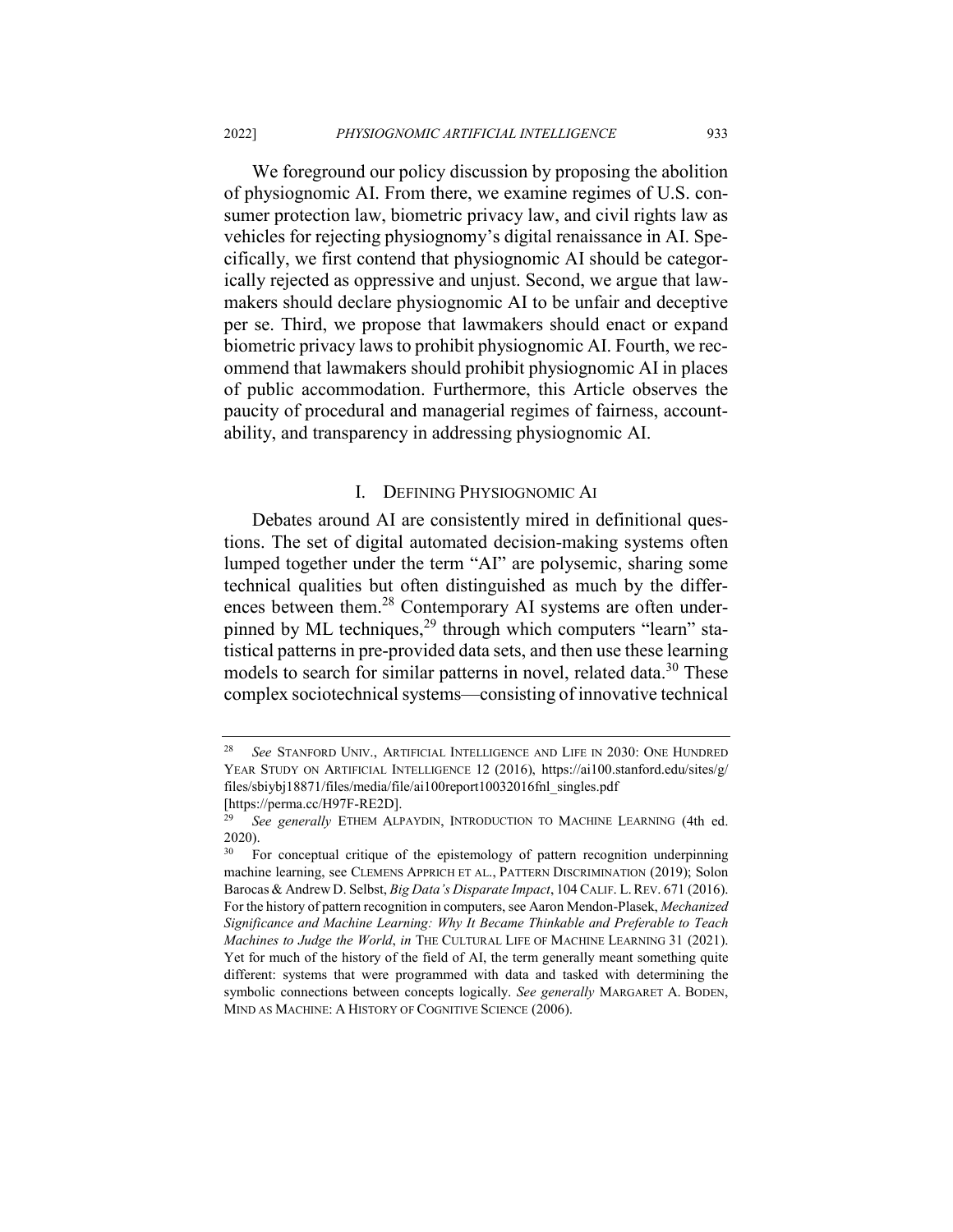We foreground our policy discussion by proposing the abolition of physiognomic AI. From there, we examine regimes of U.S. consumer protection law, biometric privacy law, and civil rights law as vehicles for rejecting physiognomy's digital renaissance in AI. Specifically, we first contend that physiognomic AI should be categorically rejected as oppressive and unjust. Second, we argue that lawmakers should declare physiognomic AI to be unfair and deceptive per se. Third, we propose that lawmakers should enact or expand biometric privacy laws to prohibit physiognomic AI. Fourth, we recommend that lawmakers should prohibit physiognomic AI in places of public accommodation. Furthermore, this Article observes the paucity of procedural and managerial regimes of fairness, accountability, and transparency in addressing physiognomic AI.

## I. DEFINING PHYSIOGNOMIC AI

Debates around AI are consistently mired in definitional questions. The set of digital automated decision-making systems often lumped together under the term "AI" are polysemic, sharing some technical qualities but often distinguished as much by the differences between them.[28] Contemporary AI systems are often underpinned by ML techniques,[29] through which computers "learn" statistical patterns in pre-provided data sets, and then use these learning models to search for similar patterns in novel, related data.[30] These complex sociotechnical systems—consisting of innovative technical

---

[28] *See* STANFORD UNIV., ARTIFICIAL INTELLIGENCE AND LIFE IN 2030: ONE HUNDRED YEAR STUDY ON ARTIFICIAL INTELLIGENCE 12 (2016), https://ai100.stanford.edu/sites/g/files/sbiybj18871/files/media/file/ai100report10032016fnl_singles.pdf [https://perma.cc/H97F-RE2D].

[29] *See generally* ETHEM ALPAYDIN, INTRODUCTION TO MACHINE LEARNING (4th ed. 2020).

[30] For conceptual critique of the epistemology of pattern recognition underpinning machine learning, see CLEMENS APPRICH ET AL., PATTERN DISCRIMINATION (2019); Solon Barocas & Andrew D. Selbst, *Big Data's Disparate Impact*, 104 CALIF. L. REV. 671 (2016). For the history of pattern recognition in computers, see Aaron Mendon-Plasek, *Mechanized Significance and Machine Learning: Why It Became Thinkable and Preferable to Teach Machines to Judge the World*, *in* THE CULTURAL LIFE OF MACHINE LEARNING 31 (2021). Yet for much of the history of the field of AI, the term generally meant something quite different: systems that were programmed with data and tasked with determining the symbolic connections between concepts logically. *See generally* MARGARET A. BODEN, MIND AS MACHINE: A HISTORY OF COGNITIVE SCIENCE (2006).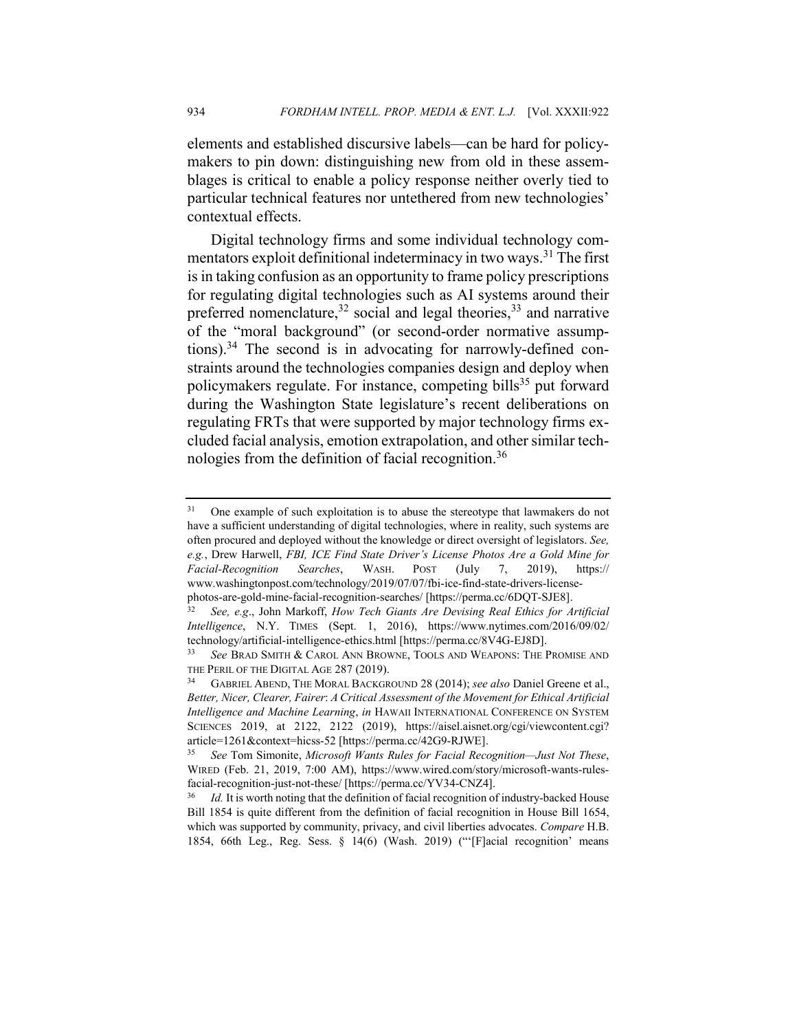elements and established discursive labels—can be hard for policymakers to pin down: distinguishing new from old in these assemblages is critical to enable a policy response neither overly tied to particular technical features nor untethered from new technologies' contextual effects.

Digital technology firms and some individual technology commentators exploit definitional indeterminacy in two ways.[31] The first is in taking confusion as an opportunity to frame policy prescriptions for regulating digital technologies such as AI systems around their preferred nomenclature,[32] social and legal theories,[33] and narrative of the "moral background" (or second-order normative assumptions).[34] The second is in advocating for narrowly-defined constraints around the technologies companies design and deploy when policymakers regulate. For instance, competing bills[35] put forward during the Washington State legislature's recent deliberations on regulating FRTs that were supported by major technology firms excluded facial analysis, emotion extrapolation, and other similar technologies from the definition of facial recognition.[36]

---

[31] One example of such exploitation is to abuse the stereotype that lawmakers do not have a sufficient understanding of digital technologies, where in reality, such systems are often procured and deployed without the knowledge or direct oversight of legislators. *See, e.g.*, Drew Harwell, *FBI, ICE Find State Driver's License Photos Are a Gold Mine for Facial-Recognition Searches*, WASH. POST (July 7, 2019), https://www.washingtonpost.com/technology/2019/07/07/fbi-ice-find-state-drivers-license-photos-are-gold-mine-facial-recognition-searches/ [https://perma.cc/6DQT-SJE8].

[32] *See, e.g*., John Markoff, *How Tech Giants Are Devising Real Ethics for Artificial Intelligence*, N.Y. TIMES (Sept. 1, 2016), https://www.nytimes.com/2016/09/02/technology/artificial-intelligence-ethics.html [https://perma.cc/8V4G-EJ8D].

[33] *See* BRAD SMITH & CAROL ANN BROWNE, TOOLS AND WEAPONS: THE PROMISE AND THE PERIL OF THE DIGITAL AGE 287 (2019).

[34] GABRIEL ABEND, THE MORAL BACKGROUND 28 (2014); *see also* Daniel Greene et al., *Better, Nicer, Clearer, Fairer*: *A Critical Assessment of the Movement for Ethical Artificial Intelligence and Machine Learning*, *in* HAWAII INTERNATIONAL CONFERENCE ON SYSTEM SCIENCES 2019, at 2122, 2122 (2019), https://aisel.aisnet.org/cgi/viewcontent.cgi?article=1261&context=hicss-52 [https://perma.cc/42G9-RJWE].

[35] *See* Tom Simonite, *Microsoft Wants Rules for Facial Recognition—Just Not These*, WIRED (Feb. 21, 2019, 7:00 AM), https://www.wired.com/story/microsoft-wants-rules-facial-recognition-just-not-these/ [https://perma.cc/YV34-CNZ4].

[36] *Id.* It is worth noting that the definition of facial recognition of industry-backed House Bill 1854 is quite different from the definition of facial recognition in House Bill 1654, which was supported by community, privacy, and civil liberties advocates. *Compare* H.B. 1854, 66th Leg., Reg. Sess. § 14(6) (Wash. 2019) ("'[F]acial recognition' means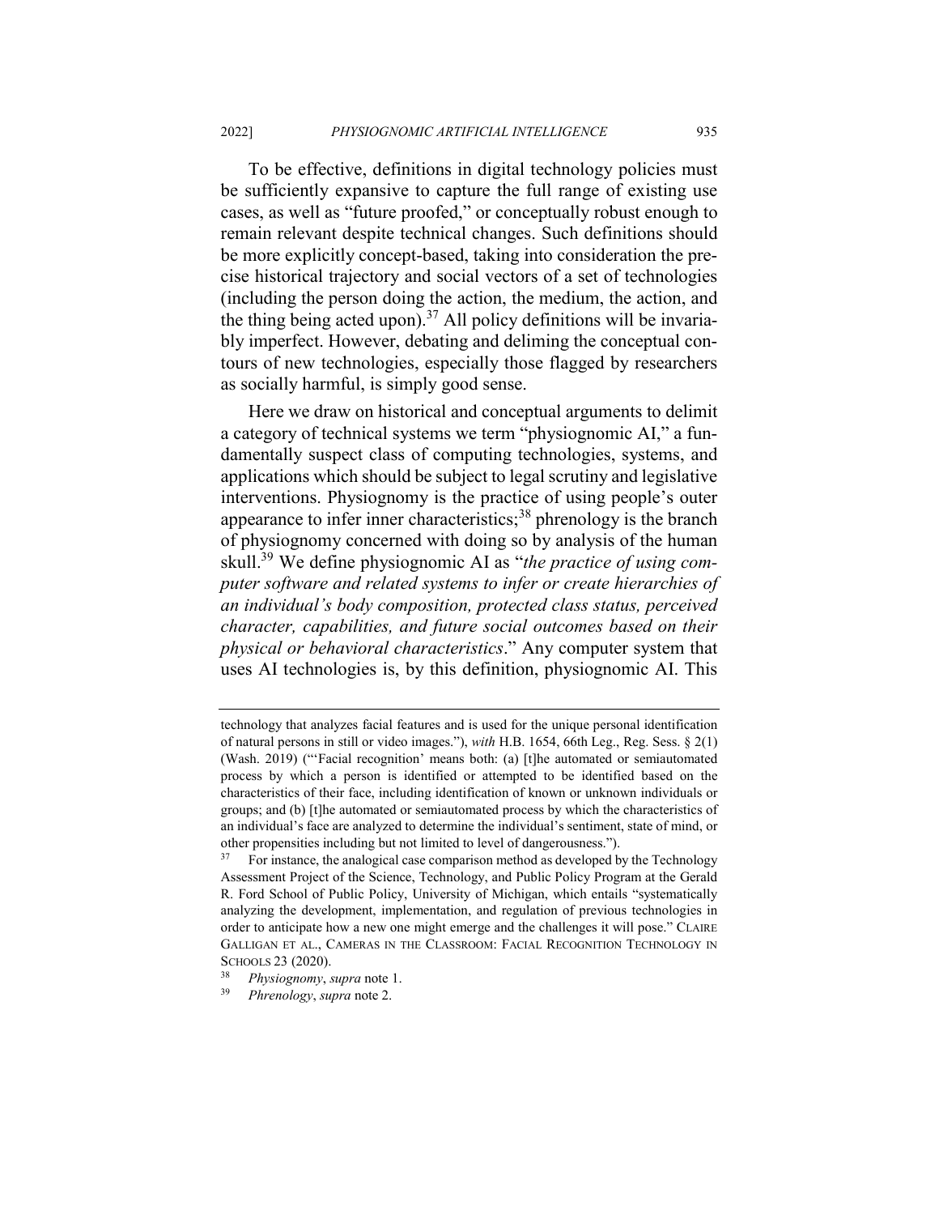To be effective, definitions in digital technology policies must be sufficiently expansive to capture the full range of existing use cases, as well as "future proofed," or conceptually robust enough to remain relevant despite technical changes. Such definitions should be more explicitly concept-based, taking into consideration the precise historical trajectory and social vectors of a set of technologies (including the person doing the action, the medium, the action, and the thing being acted upon).[37] All policy definitions will be invariably imperfect. However, debating and deliming the conceptual contours of new technologies, especially those flagged by researchers as socially harmful, is simply good sense.

Here we draw on historical and conceptual arguments to delimit a category of technical systems we term "physiognomic AI," a fundamentally suspect class of computing technologies, systems, and applications which should be subject to legal scrutiny and legislative interventions. Physiognomy is the practice of using people's outer appearance to infer inner characteristics;[38] phrenology is the branch of physiognomy concerned with doing so by analysis of the human skull.[39] We define physiognomic AI as "*the practice of using computer software and related systems to infer or create hierarchies of an individual's body composition, protected class status, perceived character, capabilities, and future social outcomes based on their physical or behavioral characteristics*." Any computer system that uses AI technologies is, by this definition, physiognomic AI. This

---

technology that analyzes facial features and is used for the unique personal identification of natural persons in still or video images."), *with* H.B. 1654, 66th Leg., Reg. Sess. § 2(1) (Wash. 2019) ("'Facial recognition' means both: (a) [t]he automated or semiautomated process by which a person is identified or attempted to be identified based on the characteristics of their face, including identification of known or unknown individuals or groups; and (b) [t]he automated or semiautomated process by which the characteristics of an individual's face are analyzed to determine the individual's sentiment, state of mind, or other propensities including but not limited to level of dangerousness.").

[37] For instance, the analogical case comparison method as developed by the Technology Assessment Project of the Science, Technology, and Public Policy Program at the Gerald R. Ford School of Public Policy, University of Michigan, which entails "systematically analyzing the development, implementation, and regulation of previous technologies in order to anticipate how a new one might emerge and the challenges it will pose." CLAIRE GALLIGAN ET AL., CAMERAS IN THE CLASSROOM: FACIAL RECOGNITION TECHNOLOGY IN SCHOOLS 23 (2020).

[38] *Physiognomy*, *supra* note 1.

[39] *Phrenology*, *supra* note 2.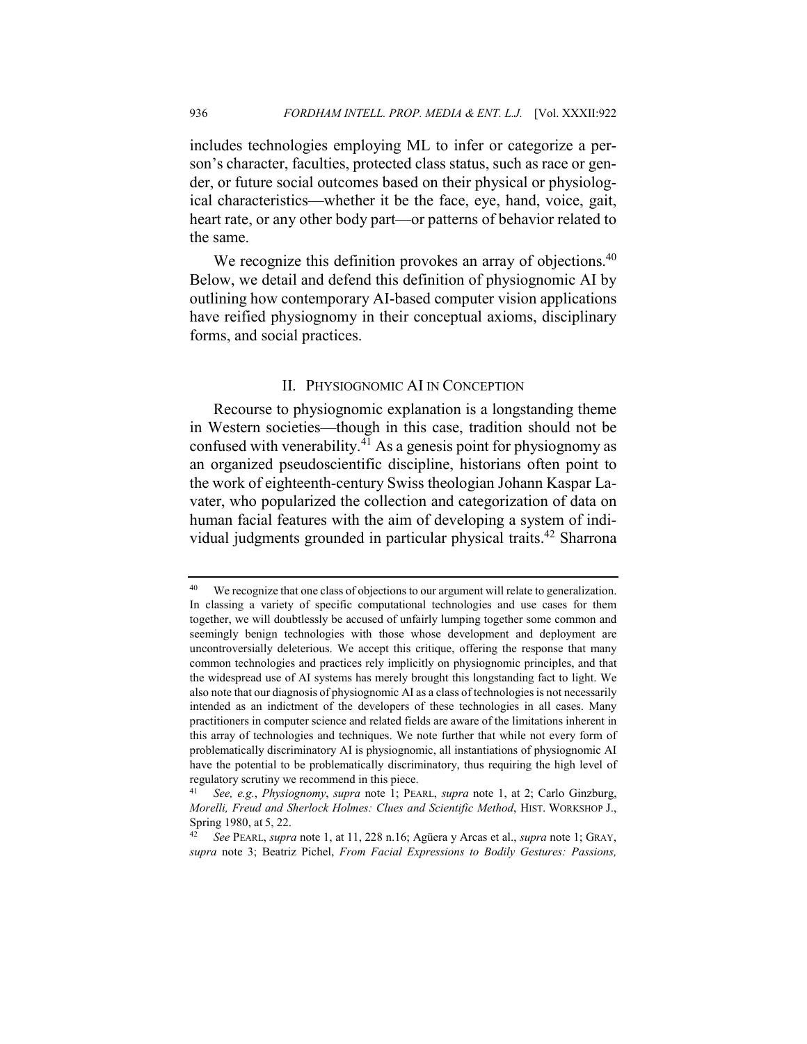includes technologies employing ML to infer or categorize a person's character, faculties, protected class status, such as race or gender, or future social outcomes based on their physical or physiological characteristics—whether it be the face, eye, hand, voice, gait, heart rate, or any other body part—or patterns of behavior related to the same.

We recognize this definition provokes an array of objections.[40] Below, we detail and defend this definition of physiognomic AI by outlining how contemporary AI-based computer vision applications have reified physiognomy in their conceptual axioms, disciplinary forms, and social practices.

## II. PHYSIOGNOMIC AI IN CONCEPTION

Recourse to physiognomic explanation is a longstanding theme in Western societies—though in this case, tradition should not be confused with venerability.[41] As a genesis point for physiognomy as an organized pseudoscientific discipline, historians often point to the work of eighteenth-century Swiss theologian Johann Kaspar Lavater, who popularized the collection and categorization of data on human facial features with the aim of developing a system of individual judgments grounded in particular physical traits.[42] Sharrona

---

[40] We recognize that one class of objections to our argument will relate to generalization. In classing a variety of specific computational technologies and use cases for them together, we will doubtlessly be accused of unfairly lumping together some common and seemingly benign technologies with those whose development and deployment are uncontroversially deleterious. We accept this critique, offering the response that many common technologies and practices rely implicitly on physiognomic principles, and that the widespread use of AI systems has merely brought this longstanding fact to light. We also note that our diagnosis of physiognomic AI as a class of technologies is not necessarily intended as an indictment of the developers of these technologies in all cases. Many practitioners in computer science and related fields are aware of the limitations inherent in this array of technologies and techniques. We note further that while not every form of problematically discriminatory AI is physiognomic, all instantiations of physiognomic AI have the potential to be problematically discriminatory, thus requiring the high level of regulatory scrutiny we recommend in this piece.

[41] *See, e.g.*, *Physiognomy*, *supra* note 1; PEARL, *supra* note 1, at 2; Carlo Ginzburg, *Morelli, Freud and Sherlock Holmes: Clues and Scientific Method*, HIST. WORKSHOP J., Spring 1980, at 5, 22.

[42] *See* PEARL, *supra* note 1, at 11, 228 n.16; Agüera y Arcas et al., *supra* note 1; GRAY, *supra* note 3; Beatriz Pichel, *From Facial Expressions to Bodily Gestures: Passions,*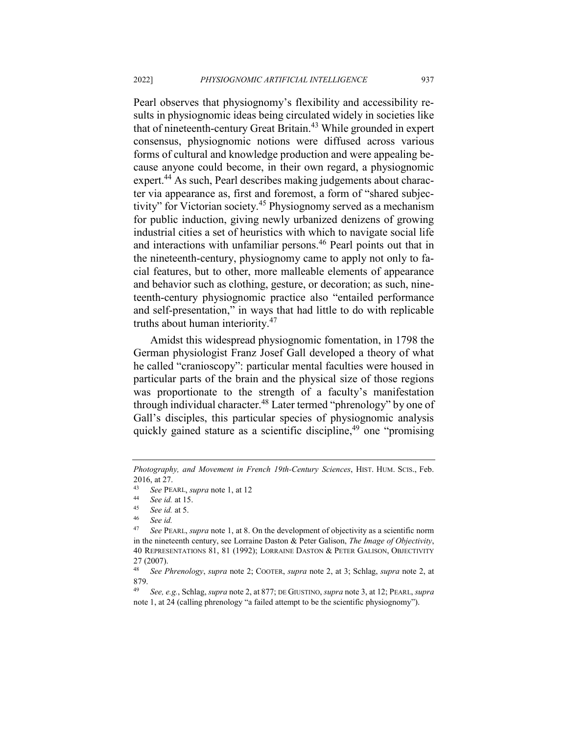Pearl observes that physiognomy's flexibility and accessibility results in physiognomic ideas being circulated widely in societies like that of nineteenth-century Great Britain.[43] While grounded in expert consensus, physiognomic notions were diffused across various forms of cultural and knowledge production and were appealing because anyone could become, in their own regard, a physiognomic expert.[44] As such, Pearl describes making judgements about character via appearance as, first and foremost, a form of "shared subjectivity" for Victorian society.[45] Physiognomy served as a mechanism for public induction, giving newly urbanized denizens of growing industrial cities a set of heuristics with which to navigate social life and interactions with unfamiliar persons.[46] Pearl points out that in the nineteenth-century, physiognomy came to apply not only to facial features, but to other, more malleable elements of appearance and behavior such as clothing, gesture, or decoration; as such, nineteenth-century physiognomic practice also "entailed performance and self-presentation," in ways that had little to do with replicable truths about human interiority.[47]

Amidst this widespread physiognomic fomentation, in 1798 the German physiologist Franz Josef Gall developed a theory of what he called "cranioscopy": particular mental faculties were housed in particular parts of the brain and the physical size of those regions was proportionate to the strength of a faculty's manifestation through individual character.[48] Later termed "phrenology" by one of Gall's disciples, this particular species of physiognomic analysis quickly gained stature as a scientific discipline,[49] one "promising

---

*Photography, and Movement in French 19th-Century Sciences*, HIST. HUM. SCIS., Feb. 2016, at 27.

[43] *See* PEARL, *supra* note 1, at 12

[44] *See id.* at 15.

[45] *See id.* at 5.

[46] *See id.*

[47] *See* PEARL, *supra* note 1, at 8. On the development of objectivity as a scientific norm in the nineteenth century, see Lorraine Daston & Peter Galison, *The Image of Objectivity*, 40 REPRESENTATIONS 81, 81 (1992); LORRAINE DASTON & PETER GALISON, OBJECTIVITY 27 (2007).

[48] *See Phrenology*, *supra* note 2; COOTER, *supra* note 2, at 3; Schlag, *supra* note 2, at 879.

[49] *See, e.g.*, Schlag, *supra* note 2, at 877; DE GIUSTINO, *supra* note 3, at 12; PEARL, *supra* note 1, at 24 (calling phrenology "a failed attempt to be the scientific physiognomy").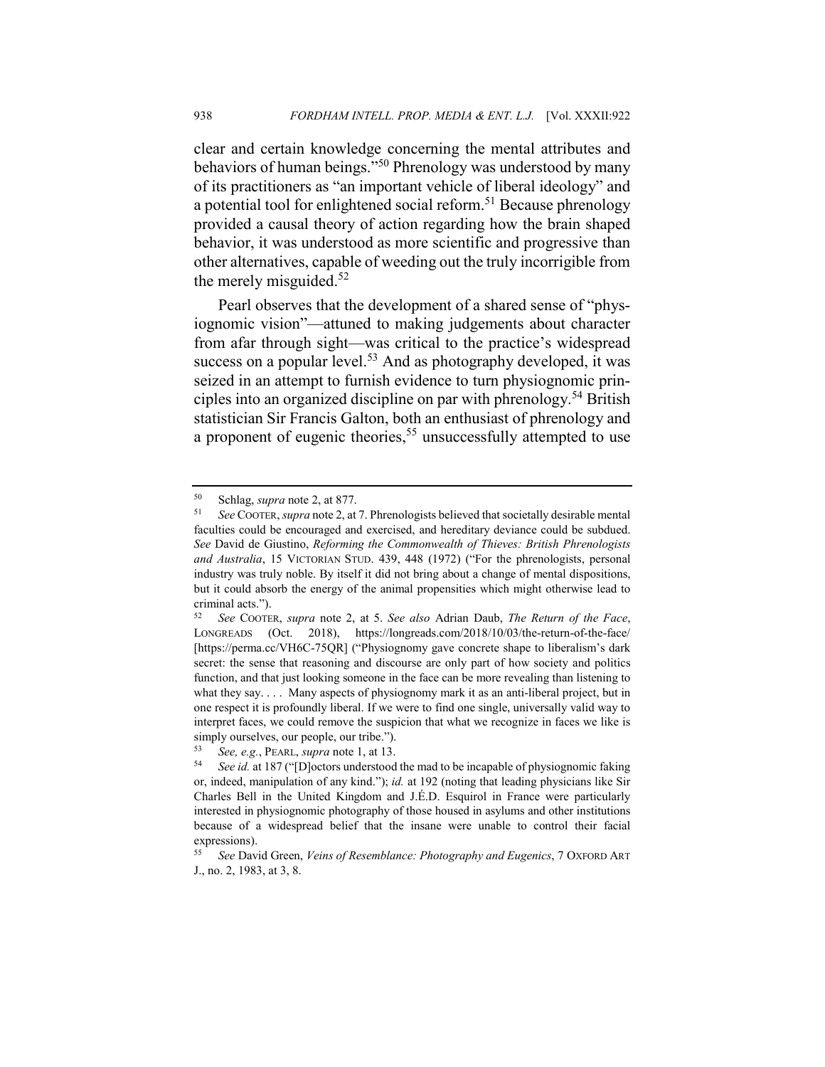clear and certain knowledge concerning the mental attributes and behaviors of human beings."[50] Phrenology was understood by many of its practitioners as "an important vehicle of liberal ideology" and a potential tool for enlightened social reform.[51] Because phrenology provided a causal theory of action regarding how the brain shaped behavior, it was understood as more scientific and progressive than other alternatives, capable of weeding out the truly incorrigible from the merely misguided.[52]

Pearl observes that the development of a shared sense of "physiognomic vision"—attuned to making judgements about character from afar through sight—was critical to the practice's widespread success on a popular level.[53] And as photography developed, it was seized in an attempt to furnish evidence to turn physiognomic principles into an organized discipline on par with phrenology.[54] British statistician Sir Francis Galton, both an enthusiast of phrenology and a proponent of eugenic theories,[55] unsuccessfully attempted to use

---

[50] Schlag, *supra* note 2, at 877.

[51] *See* COOTER, *supra* note 2, at 7. Phrenologists believed that societally desirable mental faculties could be encouraged and exercised, and hereditary deviance could be subdued. *See* David de Giustino, *Reforming the Commonwealth of Thieves: British Phrenologists and Australia*, 15 VICTORIAN STUD. 439, 448 (1972) ("For the phrenologists, personal industry was truly noble. By itself it did not bring about a change of mental dispositions, but it could absorb the energy of the animal propensities which might otherwise lead to criminal acts.").

[52] *See* COOTER, *supra* note 2, at 5. *See also* Adrian Daub, *The Return of the Face*, LONGREADS (Oct. 2018), https://longreads.com/2018/10/03/the-return-of-the-face/ [https://perma.cc/VH6C-75QR] ("Physiognomy gave concrete shape to liberalism's dark secret: the sense that reasoning and discourse are only part of how society and politics function, and that just looking someone in the face can be more revealing than listening to what they say. . . . Many aspects of physiognomy mark it as an anti-liberal project, but in one respect it is profoundly liberal. If we were to find one single, universally valid way to interpret faces, we could remove the suspicion that what we recognize in faces we like is simply ourselves, our people, our tribe.").

[53] *See, e.g.*, PEARL, *supra* note 1, at 13.

[54] *See id.* at 187 ("[D]octors understood the mad to be incapable of physiognomic faking or, indeed, manipulation of any kind."); *id.* at 192 (noting that leading physicians like Sir Charles Bell in the United Kingdom and J.É.D. Esquirol in France were particularly interested in physiognomic photography of those housed in asylums and other institutions because of a widespread belief that the insane were unable to control their facial expressions).

[55] *See* David Green, *Veins of Resemblance: Photography and Eugenics*, 7 OXFORD ART J., no. 2, 1983, at 3, 8.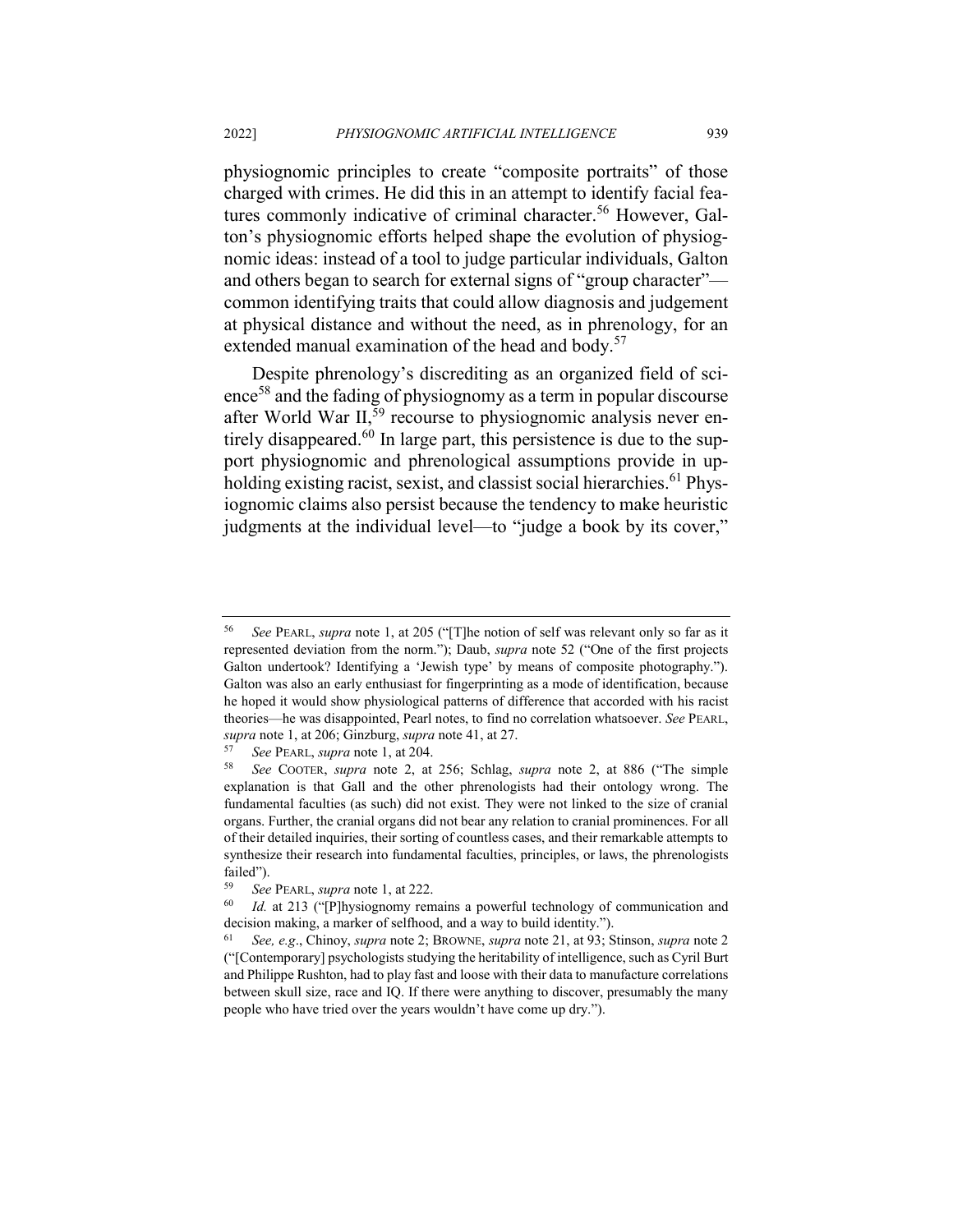physiognomic principles to create "composite portraits" of those charged with crimes. He did this in an attempt to identify facial features commonly indicative of criminal character.[56] However, Galton's physiognomic efforts helped shape the evolution of physiognomic ideas: instead of a tool to judge particular individuals, Galton and others began to search for external signs of "group character"—common identifying traits that could allow diagnosis and judgement at physical distance and without the need, as in phrenology, for an extended manual examination of the head and body.[57]

Despite phrenology's discrediting as an organized field of science[58] and the fading of physiognomy as a term in popular discourse after World War II,[59] recourse to physiognomic analysis never entirely disappeared.[60] In large part, this persistence is due to the support physiognomic and phrenological assumptions provide in upholding existing racist, sexist, and classist social hierarchies.[61] Physiognomic claims also persist because the tendency to make heuristic judgments at the individual level—to "judge a book by its cover,"

---

[56] *See* PEARL, *supra* note 1, at 205 ("[T]he notion of self was relevant only so far as it represented deviation from the norm."); Daub, *supra* note 52 ("One of the first projects Galton undertook? Identifying a 'Jewish type' by means of composite photography."). Galton was also an early enthusiast for fingerprinting as a mode of identification, because he hoped it would show physiological patterns of difference that accorded with his racist theories—he was disappointed, Pearl notes, to find no correlation whatsoever. *See* PEARL, *supra* note 1, at 206; Ginzburg, *supra* note 41, at 27.

[57] *See* PEARL, *supra* note 1, at 204.

[58] *See* COOTER, *supra* note 2, at 256; Schlag, *supra* note 2, at 886 ("The simple explanation is that Gall and the other phrenologists had their ontology wrong. The fundamental faculties (as such) did not exist. They were not linked to the size of cranial organs. Further, the cranial organs did not bear any relation to cranial prominences. For all of their detailed inquiries, their sorting of countless cases, and their remarkable attempts to synthesize their research into fundamental faculties, principles, or laws, the phrenologists failed").

[59] *See* PEARL, *supra* note 1, at 222.

[60] *Id.* at 213 ("[P]hysiognomy remains a powerful technology of communication and decision making, a marker of selfhood, and a way to build identity.").

[61] *See, e.g.*, Chinoy, *supra* note 2; BROWNE, *supra* note 21, at 93; Stinson, *supra* note 2 ("[Contemporary] psychologists studying the heritability of intelligence, such as Cyril Burt and Philippe Rushton, had to play fast and loose with their data to manufacture correlations between skull size, race and IQ. If there were anything to discover, presumably the many people who have tried over the years wouldn't have come up dry.").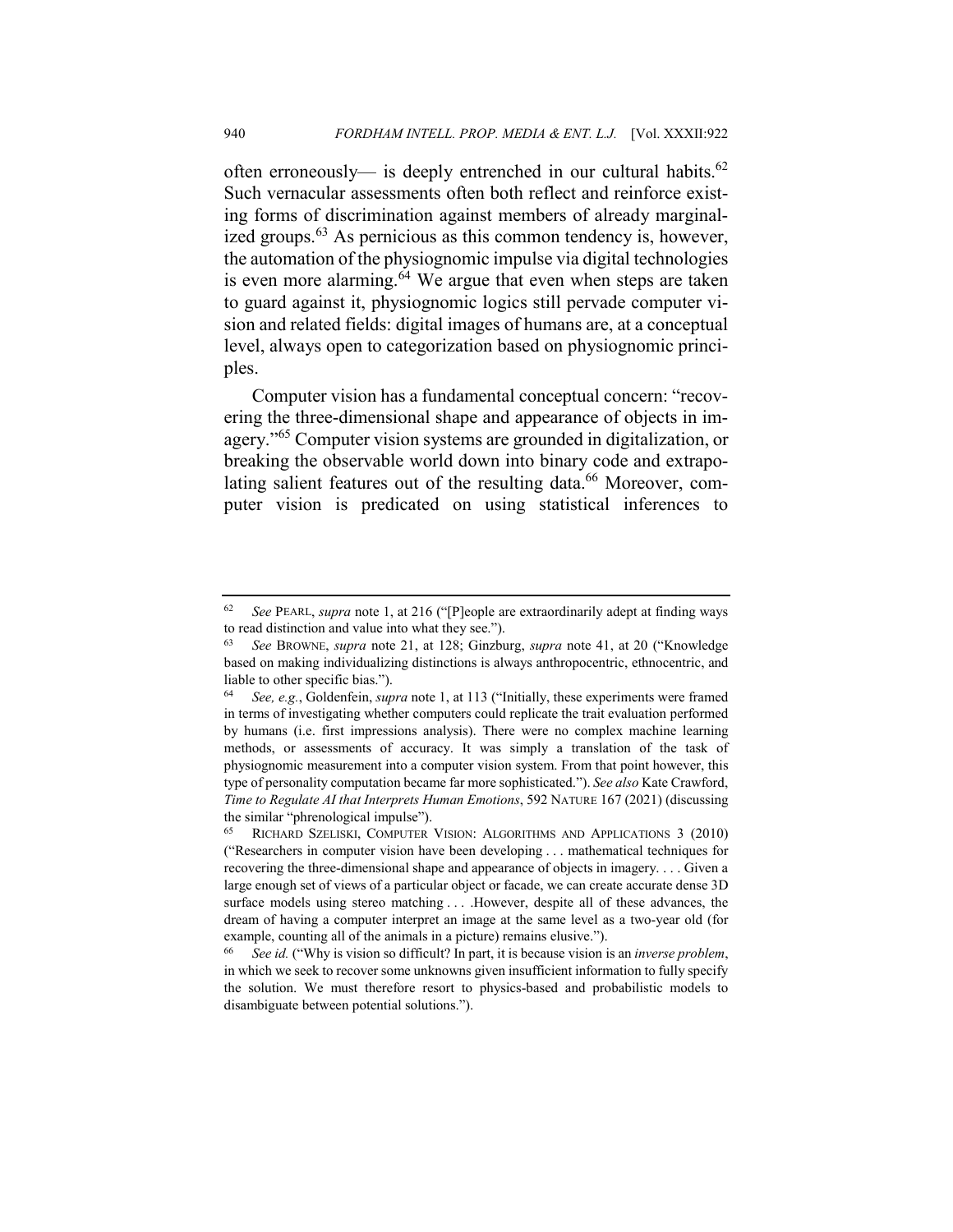often erroneously— is deeply entrenched in our cultural habits.[62] Such vernacular assessments often both reflect and reinforce existing forms of discrimination against members of already marginalized groups.[63] As pernicious as this common tendency is, however, the automation of the physiognomic impulse via digital technologies is even more alarming.[64] We argue that even when steps are taken to guard against it, physiognomic logics still pervade computer vision and related fields: digital images of humans are, at a conceptual level, always open to categorization based on physiognomic principles.

Computer vision has a fundamental conceptual concern: "recovering the three-dimensional shape and appearance of objects in imagery."[65] Computer vision systems are grounded in digitalization, or breaking the observable world down into binary code and extrapolating salient features out of the resulting data.[66] Moreover, computer vision is predicated on using statistical inferences to

---

[62] *See* PEARL, *supra* note 1, at 216 ("[P]eople are extraordinarily adept at finding ways to read distinction and value into what they see.").

[63] *See* BROWNE, *supra* note 21, at 128; Ginzburg, *supra* note 41, at 20 ("Knowledge based on making individualizing distinctions is always anthropocentric, ethnocentric, and liable to other specific bias.").

[64] *See, e.g.*, Goldenfein, *supra* note 1, at 113 ("Initially, these experiments were framed in terms of investigating whether computers could replicate the trait evaluation performed by humans (i.e. first impressions analysis). There were no complex machine learning methods, or assessments of accuracy. It was simply a translation of the task of physiognomic measurement into a computer vision system. From that point however, this type of personality computation became far more sophisticated."). *See also* Kate Crawford, *Time to Regulate AI that Interprets Human Emotions*, 592 NATURE 167 (2021) (discussing the similar "phrenological impulse").

[65] RICHARD SZELISKI, COMPUTER VISION: ALGORITHMS AND APPLICATIONS 3 (2010) ("Researchers in computer vision have been developing . . . mathematical techniques for recovering the three-dimensional shape and appearance of objects in imagery. . . . Given a large enough set of views of a particular object or facade, we can create accurate dense 3D surface models using stereo matching . . . .However, despite all of these advances, the dream of having a computer interpret an image at the same level as a two-year old (for example, counting all of the animals in a picture) remains elusive.").

[66] *See id.* ("Why is vision so difficult? In part, it is because vision is an *inverse problem*, in which we seek to recover some unknowns given insufficient information to fully specify the solution. We must therefore resort to physics-based and probabilistic models to disambiguate between potential solutions.").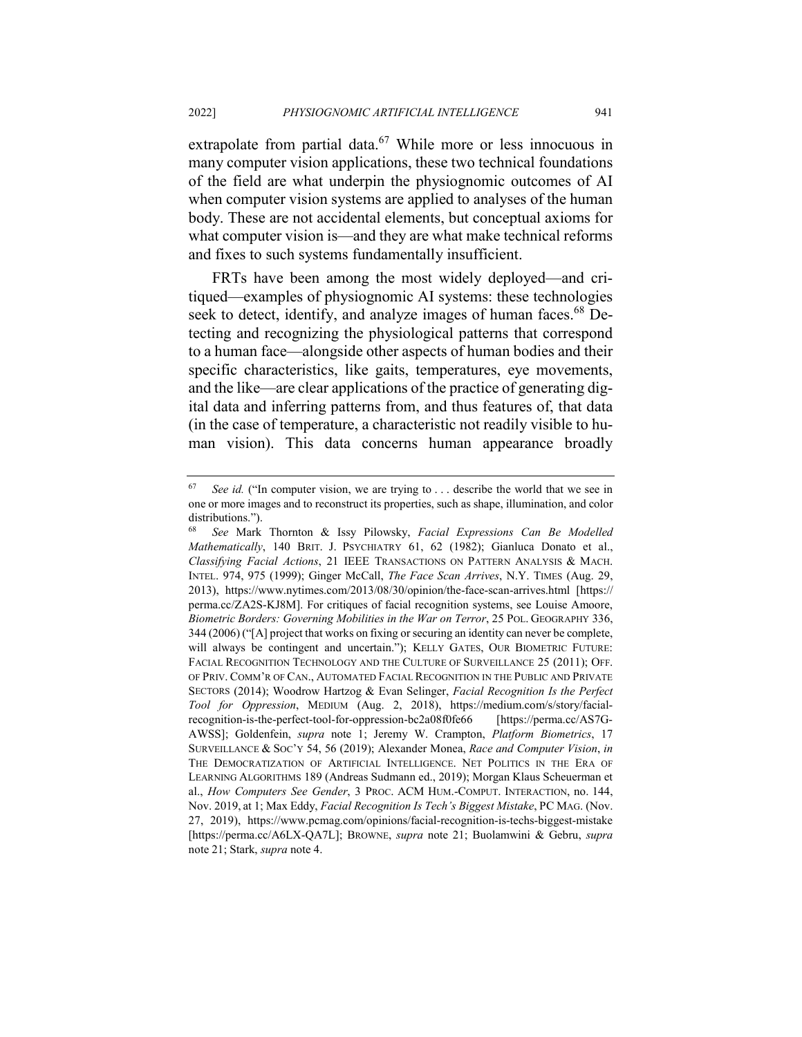extrapolate from partial data.[67] While more or less innocuous in many computer vision applications, these two technical foundations of the field are what underpin the physiognomic outcomes of AI when computer vision systems are applied to analyses of the human body. These are not accidental elements, but conceptual axioms for what computer vision is—and they are what make technical reforms and fixes to such systems fundamentally insufficient.

FRTs have been among the most widely deployed—and critiqued—examples of physiognomic AI systems: these technologies seek to detect, identify, and analyze images of human faces.[68] Detecting and recognizing the physiological patterns that correspond to a human face—alongside other aspects of human bodies and their specific characteristics, like gaits, temperatures, eye movements, and the like—are clear applications of the practice of generating digital data and inferring patterns from, and thus features of, that data (in the case of temperature, a characteristic not readily visible to human vision). This data concerns human appearance broadly

---

[67] *See id.* ("In computer vision, we are trying to . . . describe the world that we see in one or more images and to reconstruct its properties, such as shape, illumination, and color distributions.").

[68] *See* Mark Thornton & Issy Pilowsky, *Facial Expressions Can Be Modelled Mathematically*, 140 BRIT. J. PSYCHIATRY 61, 62 (1982); Gianluca Donato et al., *Classifying Facial Actions*, 21 IEEE TRANSACTIONS ON PATTERN ANALYSIS & MACH. INTEL. 974, 975 (1999); Ginger McCall, *The Face Scan Arrives*, N.Y. TIMES (Aug. 29, 2013), https://www.nytimes.com/2013/08/30/opinion/the-face-scan-arrives.html [https://perma.cc/ZA2S-KJ8M]. For critiques of facial recognition systems, see Louise Amoore, *Biometric Borders: Governing Mobilities in the War on Terror*, 25 POL. GEOGRAPHY 336, 344 (2006) ("[A] project that works on fixing or securing an identity can never be complete, will always be contingent and uncertain."); KELLY GATES, OUR BIOMETRIC FUTURE: FACIAL RECOGNITION TECHNOLOGY AND THE CULTURE OF SURVEILLANCE 25 (2011); OFF. OF PRIV. COMM'R OF CAN., AUTOMATED FACIAL RECOGNITION IN THE PUBLIC AND PRIVATE SECTORS (2014); Woodrow Hartzog & Evan Selinger, *Facial Recognition Is the Perfect Tool for Oppression*, MEDIUM (Aug. 2, 2018), https://medium.com/s/story/facial-recognition-is-the-perfect-tool-for-oppression-bc2a08f0fe66 [https://perma.cc/AS7G-AWSS]; Goldenfein, *supra* note 1; Jeremy W. Crampton, *Platform Biometrics*, 17 SURVEILLANCE & SOC'Y 54, 56 (2019); Alexander Monea, *Race and Computer Vision*, *in* THE DEMOCRATIZATION OF ARTIFICIAL INTELLIGENCE. NET POLITICS IN THE ERA OF LEARNING ALGORITHMS 189 (Andreas Sudmann ed., 2019); Morgan Klaus Scheuerman et al., *How Computers See Gender*, 3 PROC. ACM HUM.-COMPUT. INTERACTION, no. 144, Nov. 2019, at 1; Max Eddy, *Facial Recognition Is Tech's Biggest Mistake*, PC MAG. (Nov. 27, 2019), https://www.pcmag.com/opinions/facial-recognition-is-techs-biggest-mistake [https://perma.cc/A6LX-QA7L]; BROWNE, *supra* note 21; Buolamwini & Gebru, *supra* note 21; Stark, *supra* note 4.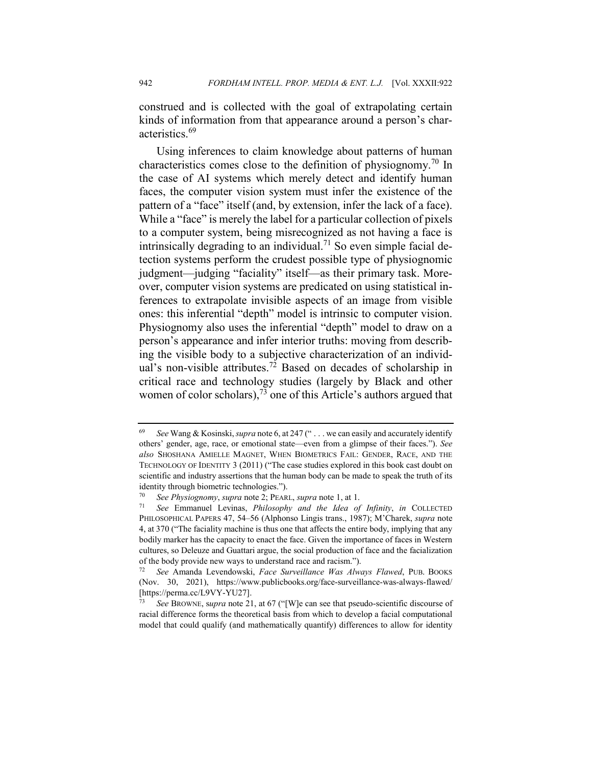construed and is collected with the goal of extrapolating certain kinds of information from that appearance around a person's characteristics.[69]

Using inferences to claim knowledge about patterns of human characteristics comes close to the definition of physiognomy.[70] In the case of AI systems which merely detect and identify human faces, the computer vision system must infer the existence of the pattern of a "face" itself (and, by extension, infer the lack of a face). While a "face" is merely the label for a particular collection of pixels to a computer system, being misrecognized as not having a face is intrinsically degrading to an individual.[71] So even simple facial detection systems perform the crudest possible type of physiognomic judgment—judging "faciality" itself—as their primary task. Moreover, computer vision systems are predicated on using statistical inferences to extrapolate invisible aspects of an image from visible ones: this inferential "depth" model is intrinsic to computer vision. Physiognomy also uses the inferential "depth" model to draw on a person's appearance and infer interior truths: moving from describing the visible body to a subjective characterization of an individual's non-visible attributes.[72] Based on decades of scholarship in critical race and technology studies (largely by Black and other women of color scholars),[73] one of this Article's authors argued that

---

[69] *See* Wang & Kosinski, *supra* note 6, at 247 (" . . . we can easily and accurately identify others' gender, age, race, or emotional state—even from a glimpse of their faces."). *See also* SHOSHANA AMIELLE MAGNET, WHEN BIOMETRICS FAIL: GENDER, RACE, AND THE TECHNOLOGY OF IDENTITY 3 (2011) ("The case studies explored in this book cast doubt on scientific and industry assertions that the human body can be made to speak the truth of its identity through biometric technologies.").

[70] *See Physiognomy*, *supra* note 2; PEARL, *supra* note 1, at 1.

[71] *See* Emmanuel Levinas, *Philosophy and the Idea of Infinity*, *in* COLLECTED PHILOSOPHICAL PAPERS 47, 54–56 (Alphonso Lingis trans., 1987); M'Charek, *supra* note 4, at 370 ("The faciality machine is thus one that affects the entire body, implying that any bodily marker has the capacity to enact the face. Given the importance of faces in Western cultures, so Deleuze and Guattari argue, the social production of face and the facialization of the body provide new ways to understand race and racism.").

[72] *See* Amanda Levendowski, *Face Surveillance Was Always Flawed*, PUB. BOOKS (Nov. 30, 2021), https://www.publicbooks.org/face-surveillance-was-always-flawed/ [https://perma.cc/L9VY-YU27].

[73] *See* BROWNE, s*upra* note 21, at 67 ("[W]e can see that pseudo-scientific discourse of racial difference forms the theoretical basis from which to develop a facial computational model that could qualify (and mathematically quantify) differences to allow for identity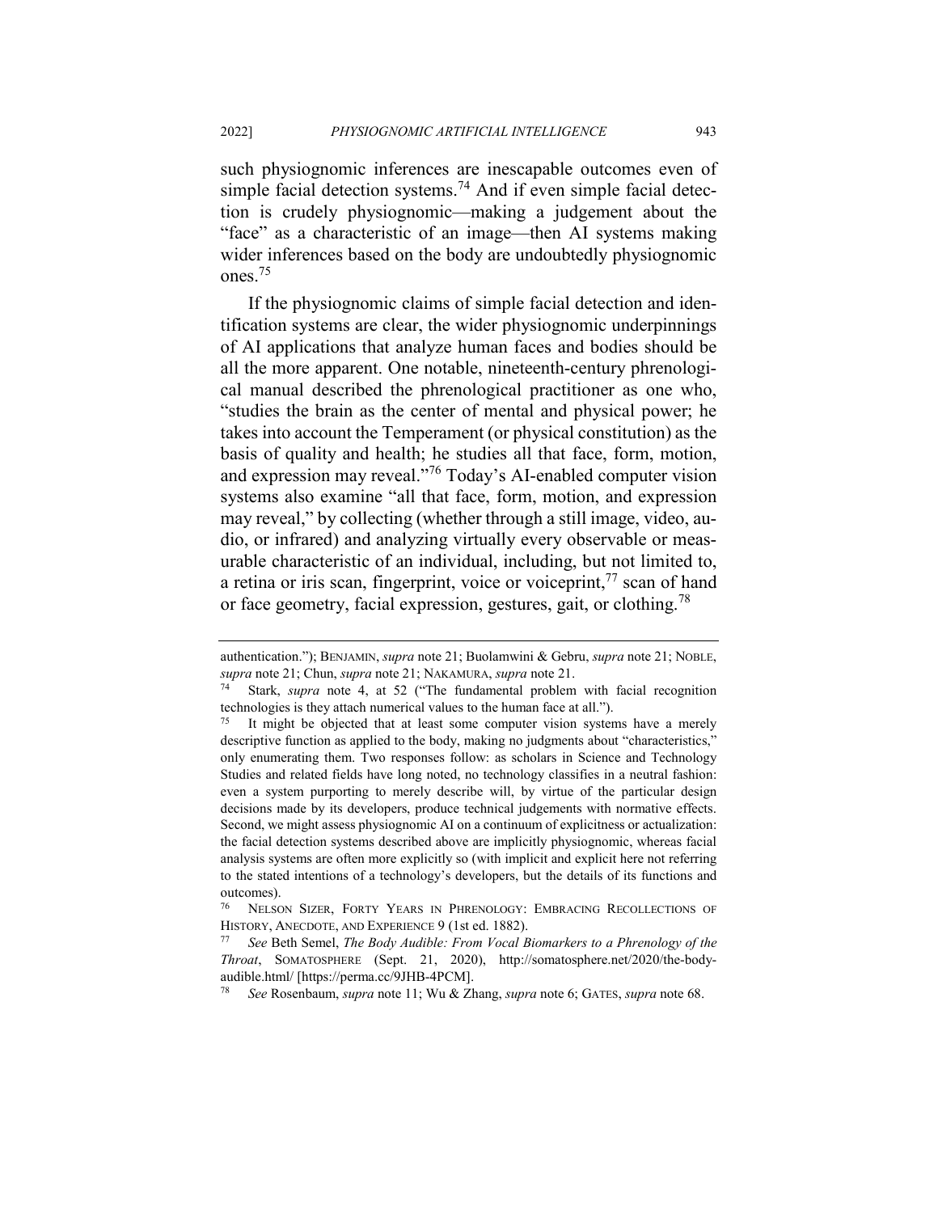such physiognomic inferences are inescapable outcomes even of simple facial detection systems.[74] And if even simple facial detection is crudely physiognomic—making a judgement about the "face" as a characteristic of an image—then AI systems making wider inferences based on the body are undoubtedly physiognomic ones.[75]

If the physiognomic claims of simple facial detection and identification systems are clear, the wider physiognomic underpinnings of AI applications that analyze human faces and bodies should be all the more apparent. One notable, nineteenth-century phrenological manual described the phrenological practitioner as one who, "studies the brain as the center of mental and physical power; he takes into account the Temperament (or physical constitution) as the basis of quality and health; he studies all that face, form, motion, and expression may reveal."[76] Today's AI-enabled computer vision systems also examine "all that face, form, motion, and expression may reveal," by collecting (whether through a still image, video, audio, or infrared) and analyzing virtually every observable or measurable characteristic of an individual, including, but not limited to, a retina or iris scan, fingerprint, voice or voiceprint,[77] scan of hand or face geometry, facial expression, gestures, gait, or clothing.[78]

---

authentication."); BENJAMIN, *supra* note 21; Buolamwini & Gebru, *supra* note 21; NOBLE, *supra* note 21; Chun, *supra* note 21; NAKAMURA, *supra* note 21.

[74] Stark, *supra* note 4, at 52 ("The fundamental problem with facial recognition technologies is they attach numerical values to the human face at all.").

[75] It might be objected that at least some computer vision systems have a merely descriptive function as applied to the body, making no judgments about "characteristics," only enumerating them. Two responses follow: as scholars in Science and Technology Studies and related fields have long noted, no technology classifies in a neutral fashion: even a system purporting to merely describe will, by virtue of the particular design decisions made by its developers, produce technical judgements with normative effects. Second, we might assess physiognomic AI on a continuum of explicitness or actualization: the facial detection systems described above are implicitly physiognomic, whereas facial analysis systems are often more explicitly so (with implicit and explicit here not referring to the stated intentions of a technology's developers, but the details of its functions and outcomes).

[76] NELSON SIZER, FORTY YEARS IN PHRENOLOGY: EMBRACING RECOLLECTIONS OF HISTORY, ANECDOTE, AND EXPERIENCE 9 (1st ed. 1882).

[77] *See* Beth Semel, *The Body Audible: From Vocal Biomarkers to a Phrenology of the Throat*, SOMATOSPHERE (Sept. 21, 2020), http://somatosphere.net/2020/the-body-audible.html/ [https://perma.cc/9JHB-4PCM].

[78] *See* Rosenbaum, *supra* note 11; Wu & Zhang, *supra* note 6; GATES, *supra* note 68.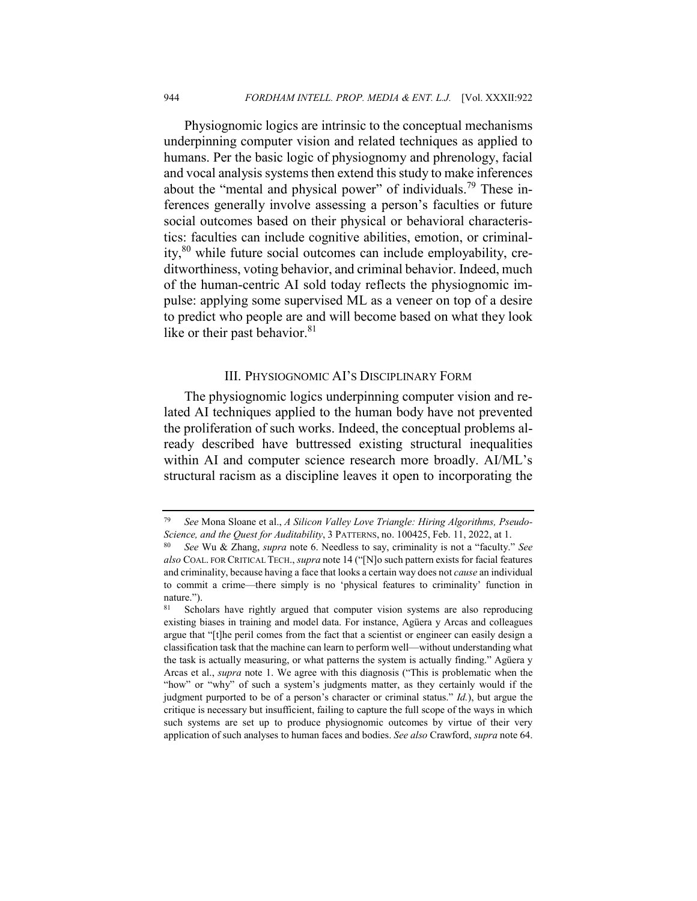Physiognomic logics are intrinsic to the conceptual mechanisms underpinning computer vision and related techniques as applied to humans. Per the basic logic of physiognomy and phrenology, facial and vocal analysis systems then extend this study to make inferences about the "mental and physical power" of individuals.[79] These inferences generally involve assessing a person's faculties or future social outcomes based on their physical or behavioral characteristics: faculties can include cognitive abilities, emotion, or criminality,[80] while future social outcomes can include employability, creditworthiness, voting behavior, and criminal behavior. Indeed, much of the human-centric AI sold today reflects the physiognomic impulse: applying some supervised ML as a veneer on top of a desire to predict who people are and will become based on what they look like or their past behavior.[81]

## III. Physiognomic AI's Disciplinary Form

The physiognomic logics underpinning computer vision and related AI techniques applied to the human body have not prevented the proliferation of such works. Indeed, the conceptual problems already described have buttressed existing structural inequalities within AI and computer science research more broadly. AI/ML's structural racism as a discipline leaves it open to incorporating the

---

[79] *See* Mona Sloane et al., *A Silicon Valley Love Triangle: Hiring Algorithms, Pseudo-Science, and the Quest for Auditability*, 3 PATTERNS, no. 100425, Feb. 11, 2022, at 1.

[80] *See* Wu & Zhang, *supra* note 6. Needless to say, criminality is not a "faculty." *See also* COAL. FOR CRITICAL TECH., *supra* note 14 ("[N]o such pattern exists for facial features and criminality, because having a face that looks a certain way does not *cause* an individual to commit a crime—there simply is no 'physical features to criminality' function in nature.").

[81] Scholars have rightly argued that computer vision systems are also reproducing existing biases in training and model data. For instance, Agüera y Arcas and colleagues argue that "[t]he peril comes from the fact that a scientist or engineer can easily design a classification task that the machine can learn to perform well—without understanding what the task is actually measuring, or what patterns the system is actually finding." Agüera y Arcas et al., *supra* note 1. We agree with this diagnosis ("This is problematic when the "how" or "why" of such a system's judgments matter, as they certainly would if the judgment purported to be of a person's character or criminal status." *Id.*), but argue the critique is necessary but insufficient, failing to capture the full scope of the ways in which such systems are set up to produce physiognomic outcomes by virtue of their very application of such analyses to human faces and bodies. *See also* Crawford, *supra* note 64.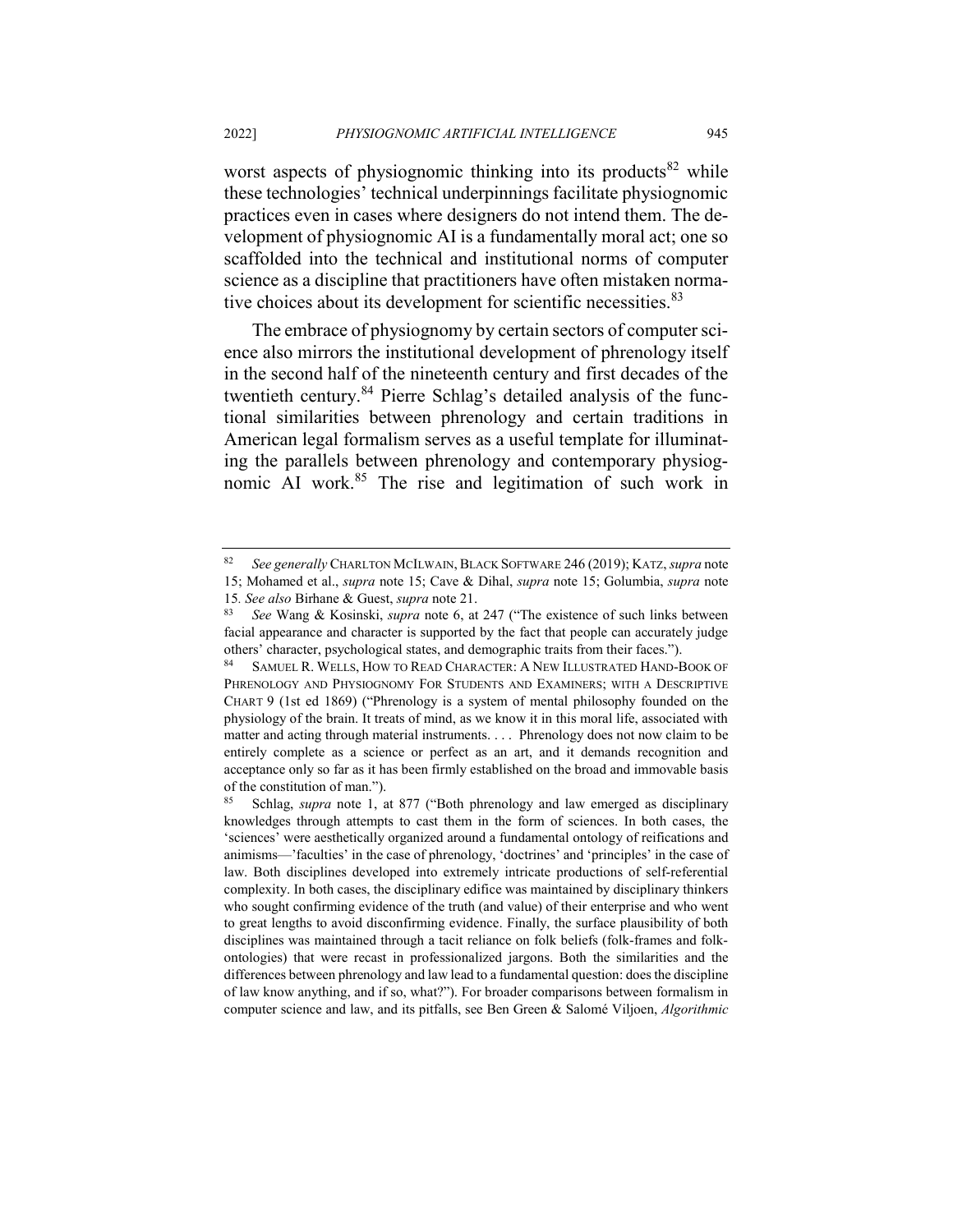worst aspects of physiognomic thinking into its products[82] while these technologies' technical underpinnings facilitate physiognomic practices even in cases where designers do not intend them. The development of physiognomic AI is a fundamentally moral act; one so scaffolded into the technical and institutional norms of computer science as a discipline that practitioners have often mistaken normative choices about its development for scientific necessities.[83]

The embrace of physiognomy by certain sectors of computer science also mirrors the institutional development of phrenology itself in the second half of the nineteenth century and first decades of the twentieth century.[84] Pierre Schlag's detailed analysis of the functional similarities between phrenology and certain traditions in American legal formalism serves as a useful template for illuminating the parallels between phrenology and contemporary physiognomic AI work.[85] The rise and legitimation of such work in

---

[82] *See generally* CHARLTON MCILWAIN, BLACK SOFTWARE 246 (2019); KATZ, *supra* note 15; Mohamed et al., *supra* note 15; Cave & Dihal, *supra* note 15; Golumbia, *supra* note 15. *See also* Birhane & Guest, *supra* note 21.

[83] *See* Wang & Kosinski, *supra* note 6, at 247 ("The existence of such links between facial appearance and character is supported by the fact that people can accurately judge others' character, psychological states, and demographic traits from their faces.").

[84] SAMUEL R. WELLS, HOW TO READ CHARACTER: A NEW ILLUSTRATED HAND-BOOK OF PHRENOLOGY AND PHYSIOGNOMY FOR STUDENTS AND EXAMINERS; WITH A DESCRIPTIVE CHART 9 (1st ed 1869) ("Phrenology is a system of mental philosophy founded on the physiology of the brain. It treats of mind, as we know it in this moral life, associated with matter and acting through material instruments. . . . Phrenology does not now claim to be entirely complete as a science or perfect as an art, and it demands recognition and acceptance only so far as it has been firmly established on the broad and immovable basis of the constitution of man.").

[85] Schlag, *supra* note 1, at 877 ("Both phrenology and law emerged as disciplinary knowledges through attempts to cast them in the form of sciences. In both cases, the 'sciences' were aesthetically organized around a fundamental ontology of reifications and animisms—'faculties' in the case of phrenology, 'doctrines' and 'principles' in the case of law. Both disciplines developed into extremely intricate productions of self-referential complexity. In both cases, the disciplinary edifice was maintained by disciplinary thinkers who sought confirming evidence of the truth (and value) of their enterprise and who went to great lengths to avoid disconfirming evidence. Finally, the surface plausibility of both disciplines was maintained through a tacit reliance on folk beliefs (folk-frames and folk-ontologies) that were recast in professionalized jargons. Both the similarities and the differences between phrenology and law lead to a fundamental question: does the discipline of law know anything, and if so, what?"). For broader comparisons between formalism in computer science and law, and its pitfalls, see Ben Green & Salomé Viljoen, *Algorithmic*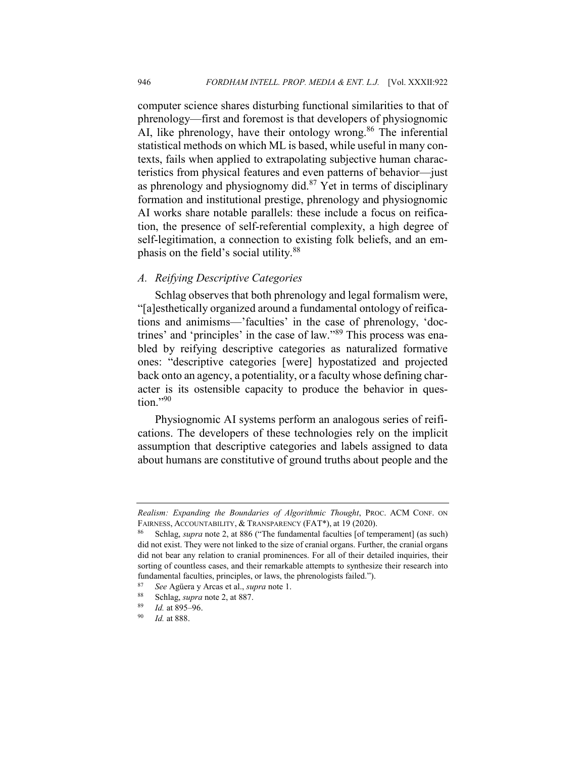computer science shares disturbing functional similarities to that of phrenology—first and foremost is that developers of physiognomic AI, like phrenology, have their ontology wrong.[86] The inferential statistical methods on which ML is based, while useful in many contexts, fails when applied to extrapolating subjective human characteristics from physical features and even patterns of behavior—just as phrenology and physiognomy did.[87] Yet in terms of disciplinary formation and institutional prestige, phrenology and physiognomic AI works share notable parallels: these include a focus on reification, the presence of self-referential complexity, a high degree of self-legitimation, a connection to existing folk beliefs, and an emphasis on the field's social utility.[88]

### *A. Reifying Descriptive Categories*

Schlag observes that both phrenology and legal formalism were, "[a]esthetically organized around a fundamental ontology of reifications and animisms—'faculties' in the case of phrenology, 'doctrines' and 'principles' in the case of law."[89] This process was enabled by reifying descriptive categories as naturalized formative ones: "descriptive categories [were] hypostatized and projected back onto an agency, a potentiality, or a faculty whose defining character is its ostensible capacity to produce the behavior in question."[90]

Physiognomic AI systems perform an analogous series of reifications. The developers of these technologies rely on the implicit assumption that descriptive categories and labels assigned to data about humans are constitutive of ground truths about people and the

---

*Realism: Expanding the Boundaries of Algorithmic Thought*, PROC. ACM CONF. ON FAIRNESS, ACCOUNTABILITY, & TRANSPARENCY (FAT*), at 19 (2020).

[86] Schlag, *supra* note 2, at 886 ("The fundamental faculties [of temperament] (as such) did not exist. They were not linked to the size of cranial organs. Further, the cranial organs did not bear any relation to cranial prominences. For all of their detailed inquiries, their sorting of countless cases, and their remarkable attempts to synthesize their research into fundamental faculties, principles, or laws, the phrenologists failed.").

[87] *See* Agüera y Arcas et al., *supra* note 1.

[88] Schlag, *supra* note 2, at 887.

[89] *Id.* at 895–96.

[90] *Id.* at 888.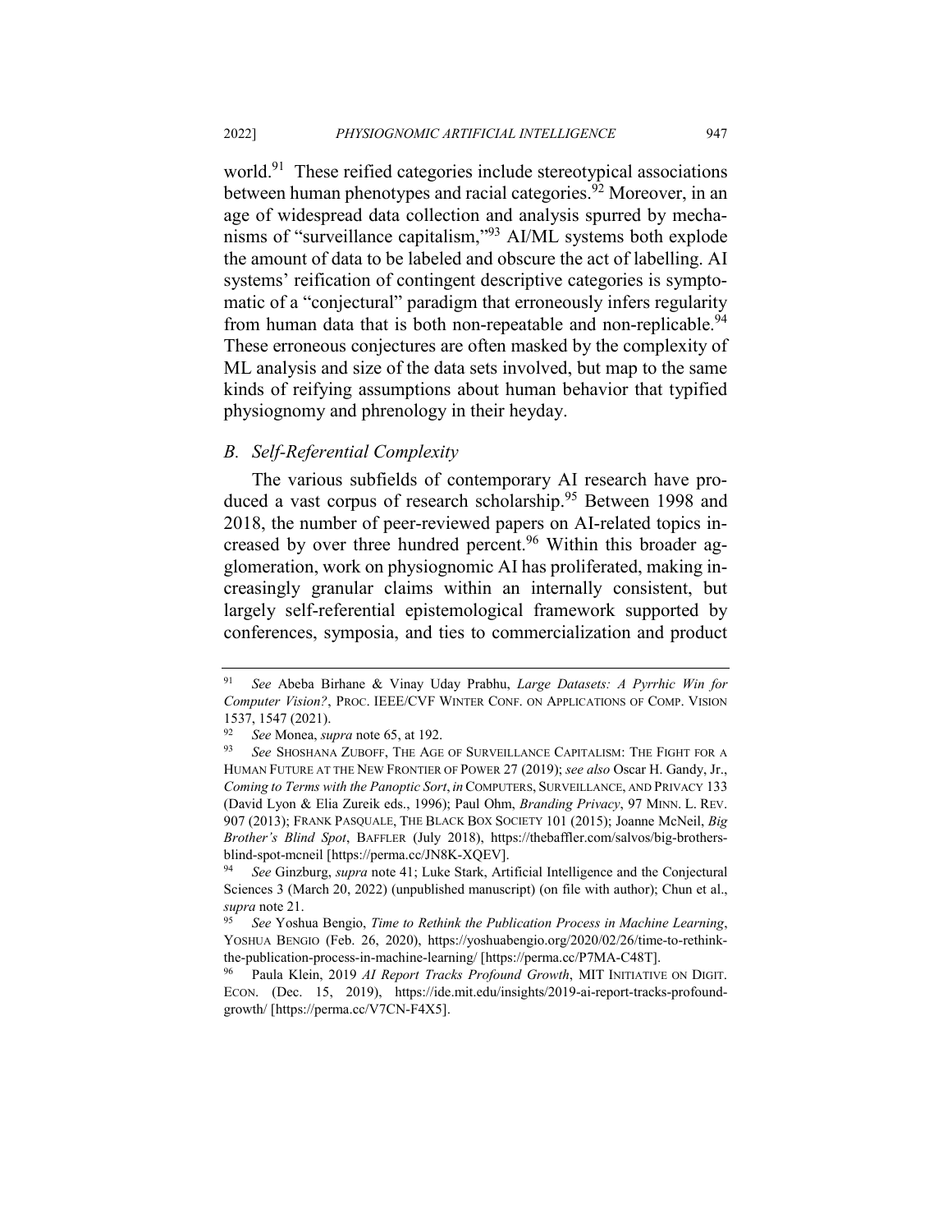world.[91] These reified categories include stereotypical associations between human phenotypes and racial categories.[92] Moreover, in an age of widespread data collection and analysis spurred by mechanisms of "surveillance capitalism,"[93] AI/ML systems both explode the amount of data to be labeled and obscure the act of labelling. AI systems' reification of contingent descriptive categories is symptomatic of a "conjectural" paradigm that erroneously infers regularity from human data that is both non-repeatable and non-replicable.[94] These erroneous conjectures are often masked by the complexity of ML analysis and size of the data sets involved, but map to the same kinds of reifying assumptions about human behavior that typified physiognomy and phrenology in their heyday.

### *B. Self-Referential Complexity*

The various subfields of contemporary AI research have produced a vast corpus of research scholarship.[95] Between 1998 and 2018, the number of peer-reviewed papers on AI-related topics increased by over three hundred percent.[96] Within this broader agglomeration, work on physiognomic AI has proliferated, making increasingly granular claims within an internally consistent, but largely self-referential epistemological framework supported by conferences, symposia, and ties to commercialization and product

---

[91] *See* Abeba Birhane & Vinay Uday Prabhu, *Large Datasets: A Pyrrhic Win for Computer Vision?*, PROC. IEEE/CVF WINTER CONF. ON APPLICATIONS OF COMP. VISION 1537, 1547 (2021).

[92] *See* Monea, *supra* note 65, at 192.

[93] *See* SHOSHANA ZUBOFF, THE AGE OF SURVEILLANCE CAPITALISM: THE FIGHT FOR A HUMAN FUTURE AT THE NEW FRONTIER OF POWER 27 (2019); *see also* Oscar H. Gandy, Jr., *Coming to Terms with the Panoptic Sort*, *in* COMPUTERS, SURVEILLANCE, AND PRIVACY 133 (David Lyon & Elia Zureik eds., 1996); Paul Ohm, *Branding Privacy*, 97 MINN. L. REV. 907 (2013); FRANK PASQUALE, THE BLACK BOX SOCIETY 101 (2015); Joanne McNeil, *Big Brother's Blind Spot*, BAFFLER (July 2018), https://thebaffler.com/salvos/big-brothers-blind-spot-mcneil [https://perma.cc/JN8K-XQEV].

[94] *See* Ginzburg, *supra* note 41; Luke Stark, Artificial Intelligence and the Conjectural Sciences 3 (March 20, 2022) (unpublished manuscript) (on file with author); Chun et al., *supra* note 21.

[95] *See* Yoshua Bengio, *Time to Rethink the Publication Process in Machine Learning*, YOSHUA BENGIO (Feb. 26, 2020), https://yoshuabengio.org/2020/02/26/time-to-rethink-the-publication-process-in-machine-learning/ [https://perma.cc/P7MA-C48T].

[96] Paula Klein, 2019 *AI Report Tracks Profound Growth*, MIT INITIATIVE ON DIGIT. ECON. (Dec. 15, 2019), https://ide.mit.edu/insights/2019-ai-report-tracks-profound-growth/ [https://perma.cc/V7CN-F4X5].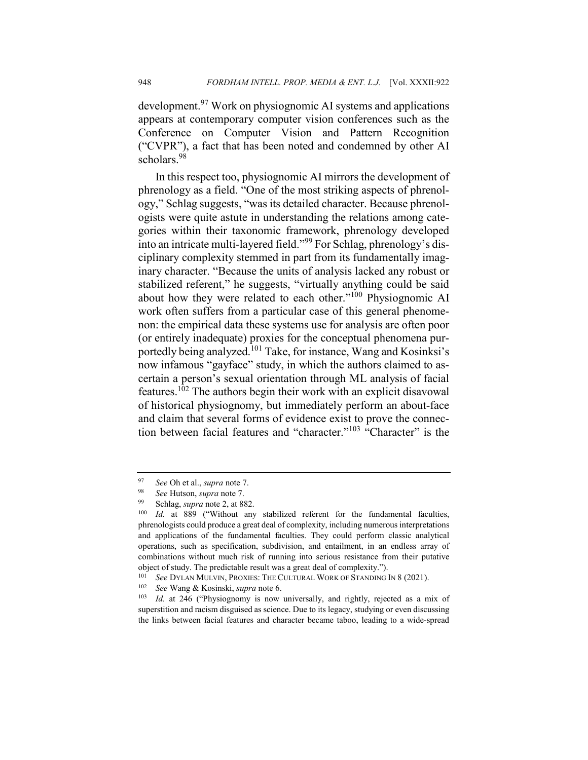development.[97] Work on physiognomic AI systems and applications appears at contemporary computer vision conferences such as the Conference on Computer Vision and Pattern Recognition ("CVPR"), a fact that has been noted and condemned by other AI scholars.[98]

In this respect too, physiognomic AI mirrors the development of phrenology as a field. "One of the most striking aspects of phrenology," Schlag suggests, "was its detailed character. Because phrenologists were quite astute in understanding the relations among categories within their taxonomic framework, phrenology developed into an intricate multi-layered field."[99] For Schlag, phrenology's disciplinary complexity stemmed in part from its fundamentally imaginary character. "Because the units of analysis lacked any robust or stabilized referent," he suggests, "virtually anything could be said about how they were related to each other."[100] Physiognomic AI work often suffers from a particular case of this general phenomenon: the empirical data these systems use for analysis are often poor (or entirely inadequate) proxies for the conceptual phenomena purportedly being analyzed.[101] Take, for instance, Wang and Kosinksi's now infamous "gayface" study, in which the authors claimed to ascertain a person's sexual orientation through ML analysis of facial features.[102] The authors begin their work with an explicit disavowal of historical physiognomy, but immediately perform an about-face and claim that several forms of evidence exist to prove the connection between facial features and "character."[103] "Character" is the

---

[97] *See* Oh et al., *supra* note 7.

[98] *See* Hutson, *supra* note 7.

[99] Schlag, *supra* note 2, at 882.

[100] *Id.* at 889 ("Without any stabilized referent for the fundamental faculties, phrenologists could produce a great deal of complexity, including numerous interpretations and applications of the fundamental faculties. They could perform classic analytical operations, such as specification, subdivision, and entailment, in an endless array of combinations without much risk of running into serious resistance from their putative object of study. The predictable result was a great deal of complexity.").

[101] *See* DYLAN MULVIN, PROXIES: THE CULTURAL WORK OF STANDING IN 8 (2021).

[102] *See* Wang & Kosinski, *supra* note 6.

[103] *Id.* at 246 ("Physiognomy is now universally, and rightly, rejected as a mix of superstition and racism disguised as science. Due to its legacy, studying or even discussing the links between facial features and character became taboo, leading to a wide-spread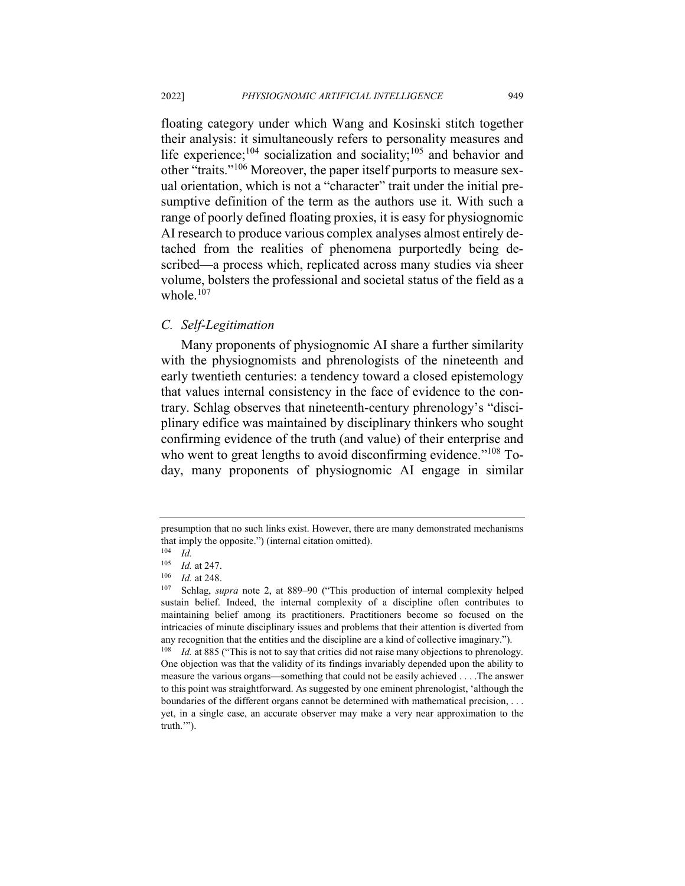floating category under which Wang and Kosinski stitch together their analysis: it simultaneously refers to personality measures and life experience;[104] socialization and sociality;[105] and behavior and other "traits."[106] Moreover, the paper itself purports to measure sexual orientation, which is not a "character" trait under the initial presumptive definition of the term as the authors use it. With such a range of poorly defined floating proxies, it is easy for physiognomic AI research to produce various complex analyses almost entirely detached from the realities of phenomena purportedly being described—a process which, replicated across many studies via sheer volume, bolsters the professional and societal status of the field as a whole.[107]

### *C. Self-Legitimation*

Many proponents of physiognomic AI share a further similarity with the physiognomists and phrenologists of the nineteenth and early twentieth centuries: a tendency toward a closed epistemology that values internal consistency in the face of evidence to the contrary. Schlag observes that nineteenth-century phrenology's "disciplinary edifice was maintained by disciplinary thinkers who sought confirming evidence of the truth (and value) of their enterprise and who went to great lengths to avoid disconfirming evidence."[108] Today, many proponents of physiognomic AI engage in similar

---

presumption that no such links exist. However, there are many demonstrated mechanisms that imply the opposite.") (internal citation omitted).

[104] *Id.*

[105] *Id.* at 247.

[106] *Id.* at 248.

[107] Schlag, *supra* note 2, at 889–90 ("This production of internal complexity helped sustain belief. Indeed, the internal complexity of a discipline often contributes to maintaining belief among its practitioners. Practitioners become so focused on the intricacies of minute disciplinary issues and problems that their attention is diverted from any recognition that the entities and the discipline are a kind of collective imaginary.").

[108] *Id.* at 885 ("This is not to say that critics did not raise many objections to phrenology. One objection was that the validity of its findings invariably depended upon the ability to measure the various organs—something that could not be easily achieved . . . .The answer to this point was straightforward. As suggested by one eminent phrenologist, 'although the boundaries of the different organs cannot be determined with mathematical precision, . . . yet, in a single case, an accurate observer may make a very near approximation to the truth.'").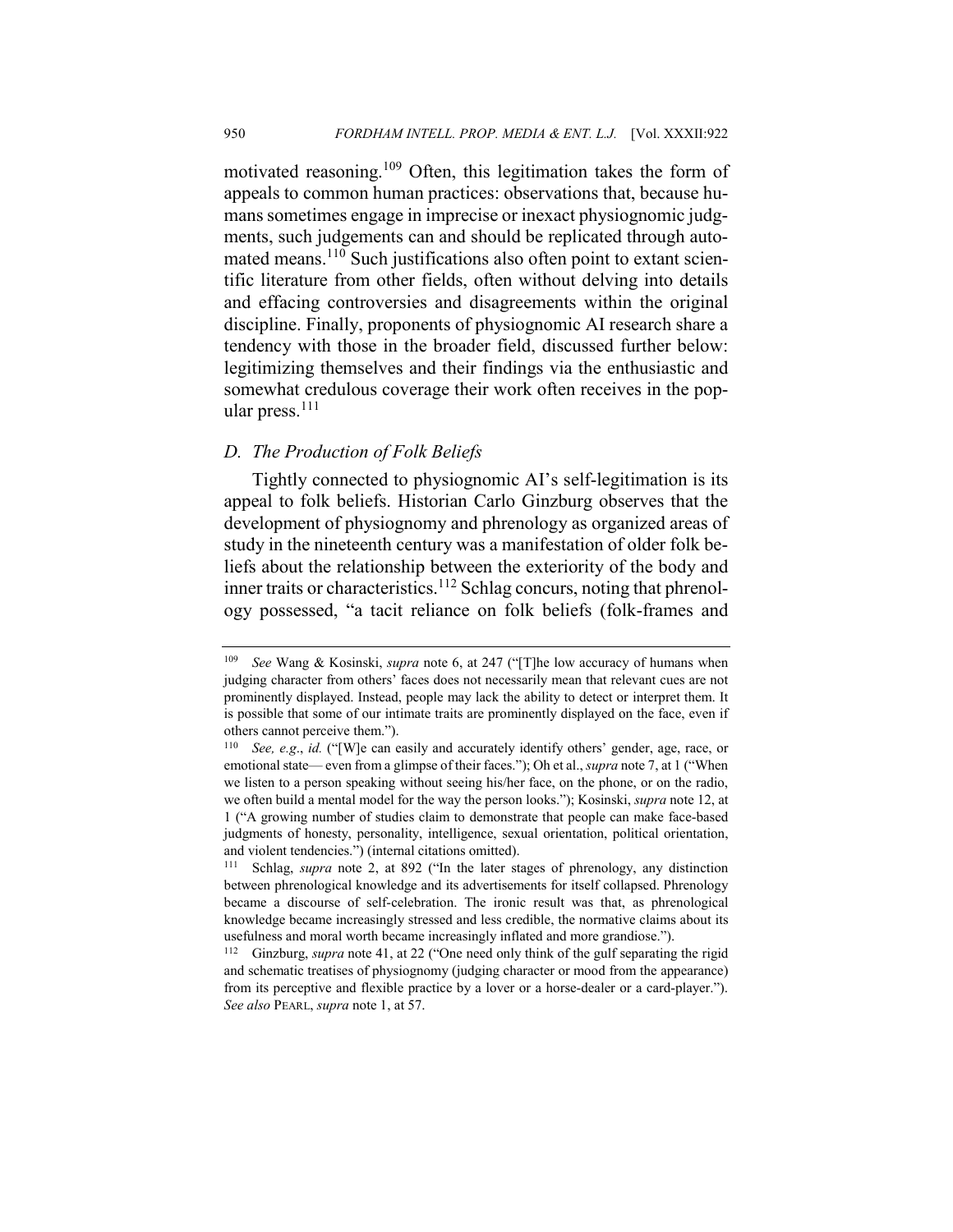motivated reasoning.[109] Often, this legitimation takes the form of appeals to common human practices: observations that, because humans sometimes engage in imprecise or inexact physiognomic judgments, such judgements can and should be replicated through automated means.[110] Such justifications also often point to extant scientific literature from other fields, often without delving into details and effacing controversies and disagreements within the original discipline. Finally, proponents of physiognomic AI research share a tendency with those in the broader field, discussed further below: legitimizing themselves and their findings via the enthusiastic and somewhat credulous coverage their work often receives in the popular press.[111]

### *D. The Production of Folk Beliefs*

Tightly connected to physiognomic AI's self-legitimation is its appeal to folk beliefs. Historian Carlo Ginzburg observes that the development of physiognomy and phrenology as organized areas of study in the nineteenth century was a manifestation of older folk beliefs about the relationship between the exteriority of the body and inner traits or characteristics.[112] Schlag concurs, noting that phrenology possessed, "a tacit reliance on folk beliefs (folk-frames and

---

[109] *See* Wang & Kosinski, *supra* note 6, at 247 ("[T]he low accuracy of humans when judging character from others' faces does not necessarily mean that relevant cues are not prominently displayed. Instead, people may lack the ability to detect or interpret them. It is possible that some of our intimate traits are prominently displayed on the face, even if others cannot perceive them.").

[110] *See, e.g.*, *id.* ("[W]e can easily and accurately identify others' gender, age, race, or emotional state— even from a glimpse of their faces."); Oh et al., *supra* note 7, at 1 ("When we listen to a person speaking without seeing his/her face, on the phone, or on the radio, we often build a mental model for the way the person looks."); Kosinski, *supra* note 12, at 1 ("A growing number of studies claim to demonstrate that people can make face-based judgments of honesty, personality, intelligence, sexual orientation, political orientation, and violent tendencies.") (internal citations omitted).

[111] Schlag, *supra* note 2, at 892 ("In the later stages of phrenology, any distinction between phrenological knowledge and its advertisements for itself collapsed. Phrenology became a discourse of self-celebration. The ironic result was that, as phrenological knowledge became increasingly stressed and less credible, the normative claims about its usefulness and moral worth became increasingly inflated and more grandiose.").

[112] Ginzburg, *supra* note 41, at 22 ("One need only think of the gulf separating the rigid and schematic treatises of physiognomy (judging character or mood from the appearance) from its perceptive and flexible practice by a lover or a horse-dealer or a card-player."). *See also* PEARL, *supra* note 1, at 57.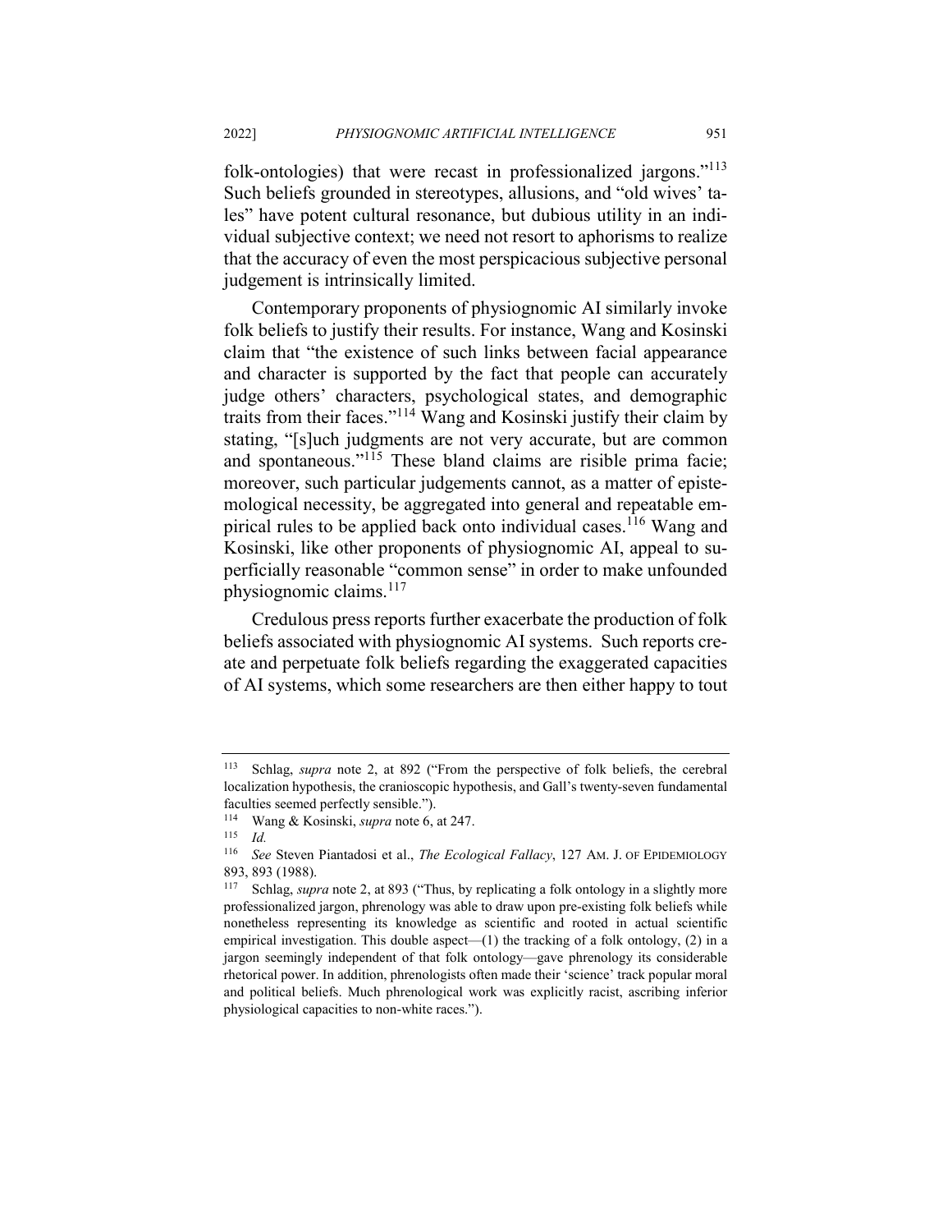folk-ontologies) that were recast in professionalized jargons."[113] Such beliefs grounded in stereotypes, allusions, and "old wives' tales" have potent cultural resonance, but dubious utility in an individual subjective context; we need not resort to aphorisms to realize that the accuracy of even the most perspicacious subjective personal judgement is intrinsically limited.

Contemporary proponents of physiognomic AI similarly invoke folk beliefs to justify their results. For instance, Wang and Kosinski claim that "the existence of such links between facial appearance and character is supported by the fact that people can accurately judge others' characters, psychological states, and demographic traits from their faces."[114] Wang and Kosinski justify their claim by stating, "[s]uch judgments are not very accurate, but are common and spontaneous."[115] These bland claims are risible prima facie; moreover, such particular judgements cannot, as a matter of epistemological necessity, be aggregated into general and repeatable empirical rules to be applied back onto individual cases.[116] Wang and Kosinski, like other proponents of physiognomic AI, appeal to superficially reasonable "common sense" in order to make unfounded physiognomic claims.[117]

Credulous press reports further exacerbate the production of folk beliefs associated with physiognomic AI systems. Such reports create and perpetuate folk beliefs regarding the exaggerated capacities of AI systems, which some researchers are then either happy to tout

---

[113] Schlag, *supra* note 2, at 892 ("From the perspective of folk beliefs, the cerebral localization hypothesis, the cranioscopic hypothesis, and Gall's twenty-seven fundamental faculties seemed perfectly sensible.").

[114] Wang & Kosinski, *supra* note 6, at 247.

[115] *Id.*

[116] *See* Steven Piantadosi et al., *The Ecological Fallacy*, 127 AM. J. OF EPIDEMIOLOGY 893, 893 (1988).

[117] Schlag, *supra* note 2, at 893 ("Thus, by replicating a folk ontology in a slightly more professionalized jargon, phrenology was able to draw upon pre-existing folk beliefs while nonetheless representing its knowledge as scientific and rooted in actual scientific empirical investigation. This double aspect—(1) the tracking of a folk ontology, (2) in a jargon seemingly independent of that folk ontology—gave phrenology its considerable rhetorical power. In addition, phrenologists often made their 'science' track popular moral and political beliefs. Much phrenological work was explicitly racist, ascribing inferior physiological capacities to non-white races.").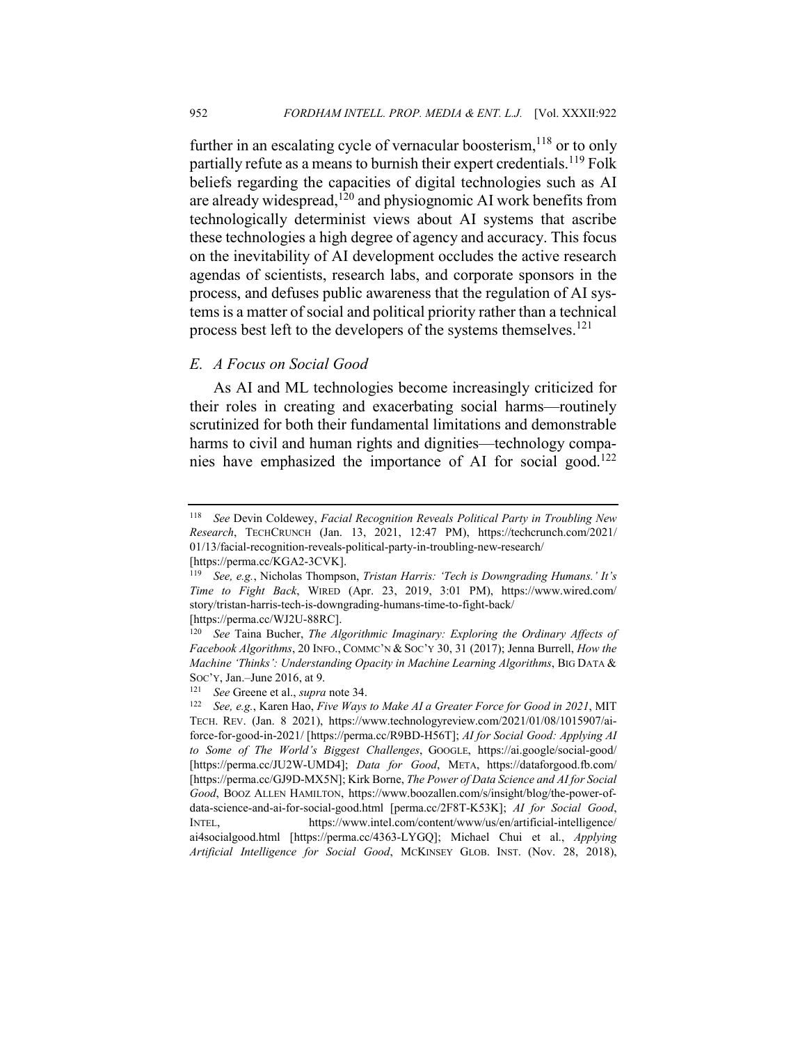further in an escalating cycle of vernacular boosterism,[118] or to only partially refute as a means to burnish their expert credentials.[119] Folk beliefs regarding the capacities of digital technologies such as AI are already widespread,[120] and physiognomic AI work benefits from technologically determinist views about AI systems that ascribe these technologies a high degree of agency and accuracy. This focus on the inevitability of AI development occludes the active research agendas of scientists, research labs, and corporate sponsors in the process, and defuses public awareness that the regulation of AI systems is a matter of social and political priority rather than a technical process best left to the developers of the systems themselves.[121]

### *E. A Focus on Social Good*

As AI and ML technologies become increasingly criticized for their roles in creating and exacerbating social harms—routinely scrutinized for both their fundamental limitations and demonstrable harms to civil and human rights and dignities—technology companies have emphasized the importance of AI for social good.[122]

---

[118] *See* Devin Coldewey, *Facial Recognition Reveals Political Party in Troubling New Research*, TECHCRUNCH (Jan. 13, 2021, 12:47 PM), https://techcrunch.com/2021/01/13/facial-recognition-reveals-political-party-in-troubling-new-research/ [https://perma.cc/KGA2-3CVK].

[119] *See, e.g.*, Nicholas Thompson, *Tristan Harris: 'Tech is Downgrading Humans.' It's Time to Fight Back*, WIRED (Apr. 23, 2019, 3:01 PM), https://www.wired.com/story/tristan-harris-tech-is-downgrading-humans-time-to-fight-back/ [https://perma.cc/WJ2U-88RC].

[120] *See* Taina Bucher, *The Algorithmic Imaginary: Exploring the Ordinary Affects of Facebook Algorithms*, 20 INFO., COMMC'N & SOC'Y 30, 31 (2017); Jenna Burrell, *How the Machine 'Thinks': Understanding Opacity in Machine Learning Algorithms*, BIG DATA & SOC'Y, Jan.–June 2016, at 9.

[121] *See* Greene et al., *supra* note 34.

[122] *See, e.g.*, Karen Hao, *Five Ways to Make AI a Greater Force for Good in 2021*, MIT TECH. REV. (Jan. 8 2021), https://www.technologyreview.com/2021/01/08/1015907/ai-force-for-good-in-2021/ [https://perma.cc/R9BD-H56T]; *AI for Social Good: Applying AI to Some of The World's Biggest Challenges*, GOOGLE, https://ai.google/social-good/ [https://perma.cc/JU2W-UMD4]; *Data for Good*, META, https://dataforgood.fb.com/ [https://perma.cc/GJ9D-MX5N]; Kirk Borne, *The Power of Data Science and AI for Social Good*, BOOZ ALLEN HAMILTON, https://www.boozallen.com/s/insight/blog/the-power-of-data-science-and-ai-for-social-good.html [perma.cc/2F8T-K53K]; *AI for Social Good*, INTEL, https://www.intel.com/content/www/us/en/artificial-intelligence/ai4socialgood.html [https://perma.cc/4363-LYGQ]; Michael Chui et al., *Applying Artificial Intelligence for Social Good*, MCKINSEY GLOB. INST. (Nov. 28, 2018),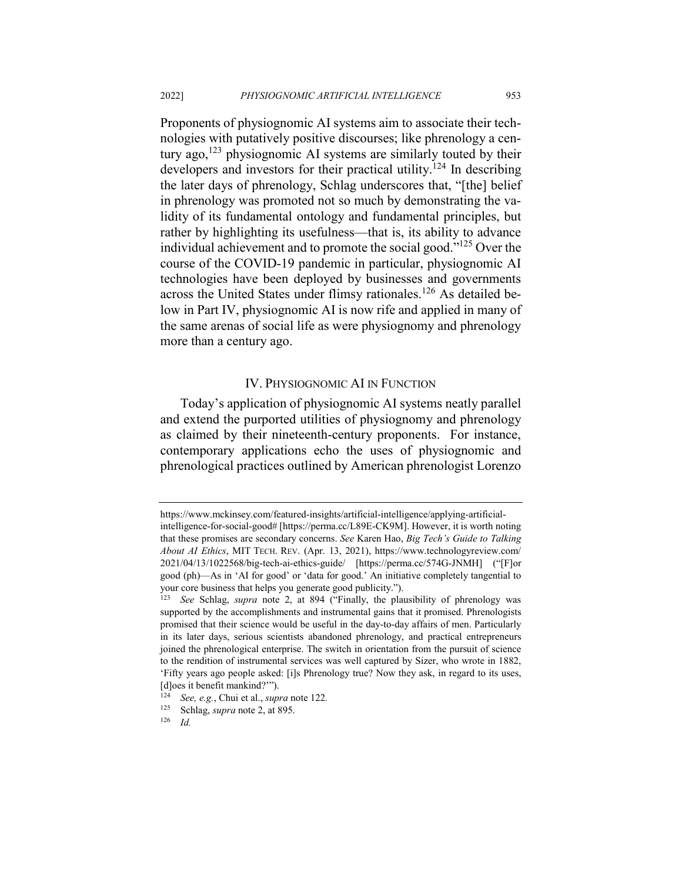Proponents of physiognomic AI systems aim to associate their technologies with putatively positive discourses; like phrenology a century ago,[123] physiognomic AI systems are similarly touted by their developers and investors for their practical utility.[124] In describing the later days of phrenology, Schlag underscores that, "[the] belief in phrenology was promoted not so much by demonstrating the validity of its fundamental ontology and fundamental principles, but rather by highlighting its usefulness—that is, its ability to advance individual achievement and to promote the social good."[125] Over the course of the COVID-19 pandemic in particular, physiognomic AI technologies have been deployed by businesses and governments across the United States under flimsy rationales.[126] As detailed below in Part IV, physiognomic AI is now rife and applied in many of the same arenas of social life as were physiognomy and phrenology more than a century ago.

## IV. PHYSIOGNOMIC AI IN FUNCTION

Today's application of physiognomic AI systems neatly parallel and extend the purported utilities of physiognomy and phrenology as claimed by their nineteenth-century proponents. For instance, contemporary applications echo the uses of physiognomic and phrenological practices outlined by American phrenologist Lorenzo

---

https://www.mckinsey.com/featured-insights/artificial-intelligence/applying-artificial-intelligence-for-social-good# [https://perma.cc/L89E-CK9M]. However, it is worth noting that these promises are secondary concerns. *See* Karen Hao, *Big Tech's Guide to Talking About AI Ethics*, MIT TECH. REV. (Apr. 13, 2021), https://www.technologyreview.com/2021/04/13/1022568/big-tech-ai-ethics-guide/ [https://perma.cc/574G-JNMH] ("[F]or good (ph)—As in 'AI for good' or 'data for good.' An initiative completely tangential to your core business that helps you generate good publicity.").

[123] *See* Schlag, *supra* note 2, at 894 ("Finally, the plausibility of phrenology was supported by the accomplishments and instrumental gains that it promised. Phrenologists promised that their science would be useful in the day-to-day affairs of men. Particularly in its later days, serious scientists abandoned phrenology, and practical entrepreneurs joined the phrenological enterprise. The switch in orientation from the pursuit of science to the rendition of instrumental services was well captured by Sizer, who wrote in 1882, 'Fifty years ago people asked: [i]s Phrenology true? Now they ask, in regard to its uses, [d]oes it benefit mankind?'").

[124] *See, e.g.*, Chui et al., *supra* note 122.

[125] Schlag, *supra* note 2, at 895.

[126] *Id.*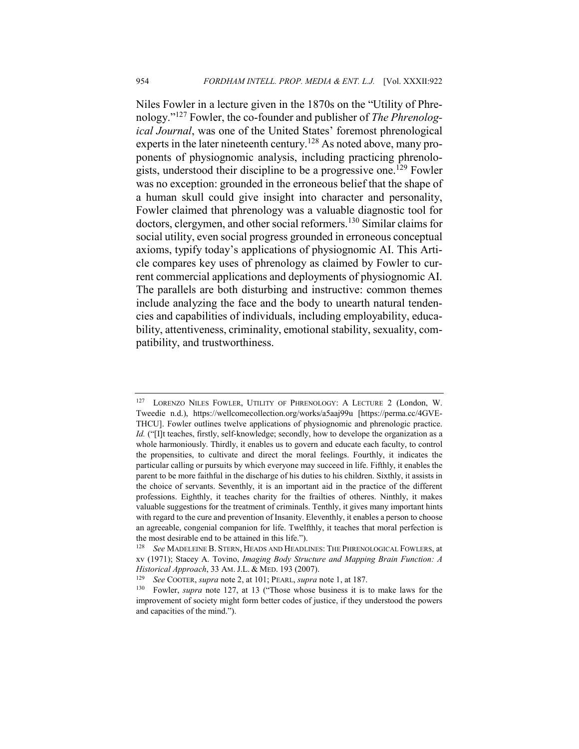Niles Fowler in a lecture given in the 1870s on the "Utility of Phrenology."[127] Fowler, the co-founder and publisher of *The Phrenological Journal*, was one of the United States' foremost phrenological experts in the later nineteenth century.[128] As noted above, many proponents of physiognomic analysis, including practicing phrenologists, understood their discipline to be a progressive one.[129] Fowler was no exception: grounded in the erroneous belief that the shape of a human skull could give insight into character and personality, Fowler claimed that phrenology was a valuable diagnostic tool for doctors, clergymen, and other social reformers.[130] Similar claims for social utility, even social progress grounded in erroneous conceptual axioms, typify today's applications of physiognomic AI. This Article compares key uses of phrenology as claimed by Fowler to current commercial applications and deployments of physiognomic AI. The parallels are both disturbing and instructive: common themes include analyzing the face and the body to unearth natural tendencies and capabilities of individuals, including employability, educability, attentiveness, criminality, emotional stability, sexuality, compatibility, and trustworthiness.

---

[127] LORENZO NILES FOWLER, UTILITY OF PHRENOLOGY: A LECTURE 2 (London, W. Tweedie n.d.), https://wellcomecollection.org/works/a5aaj99u [https://perma.cc/4GVE-THCU]. Fowler outlines twelve applications of physiognomic and phrenologic practice. *Id.* ("[I]t teaches, firstly, self-knowledge; secondly, how to develope the organization as a whole harmoniously. Thirdly, it enables us to govern and educate each faculty, to control the propensities, to cultivate and direct the moral feelings. Fourthly, it indicates the particular calling or pursuits by which everyone may succeed in life. Fifthly, it enables the parent to be more faithful in the discharge of his duties to his children. Sixthly, it assists in the choice of servants. Seventhly, it is an important aid in the practice of the different professions. Eighthly, it teaches charity for the frailties of otheres. Ninthly, it makes valuable suggestions for the treatment of criminals. Tenthly, it gives many important hints with regard to the cure and prevention of Insanity. Eleventhly, it enables a person to choose an agreeable, congenial companion for life. Twelfthly, it teaches that moral perfection is the most desirable end to be attained in this life.").

[128] *See* MADELEINE B. STERN, HEADS AND HEADLINES: THE PHRENOLOGICAL FOWLERS, at xv (1971); Stacey A. Tovino, *Imaging Body Structure and Mapping Brain Function: A Historical Approach*, 33 AM. J.L. & MED. 193 (2007).

[129] *See* COOTER, *supra* note 2, at 101; PEARL, *supra* note 1, at 187.

[130] Fowler, *supra* note 127, at 13 ("Those whose business it is to make laws for the improvement of society might form better codes of justice, if they understood the powers and capacities of the mind.").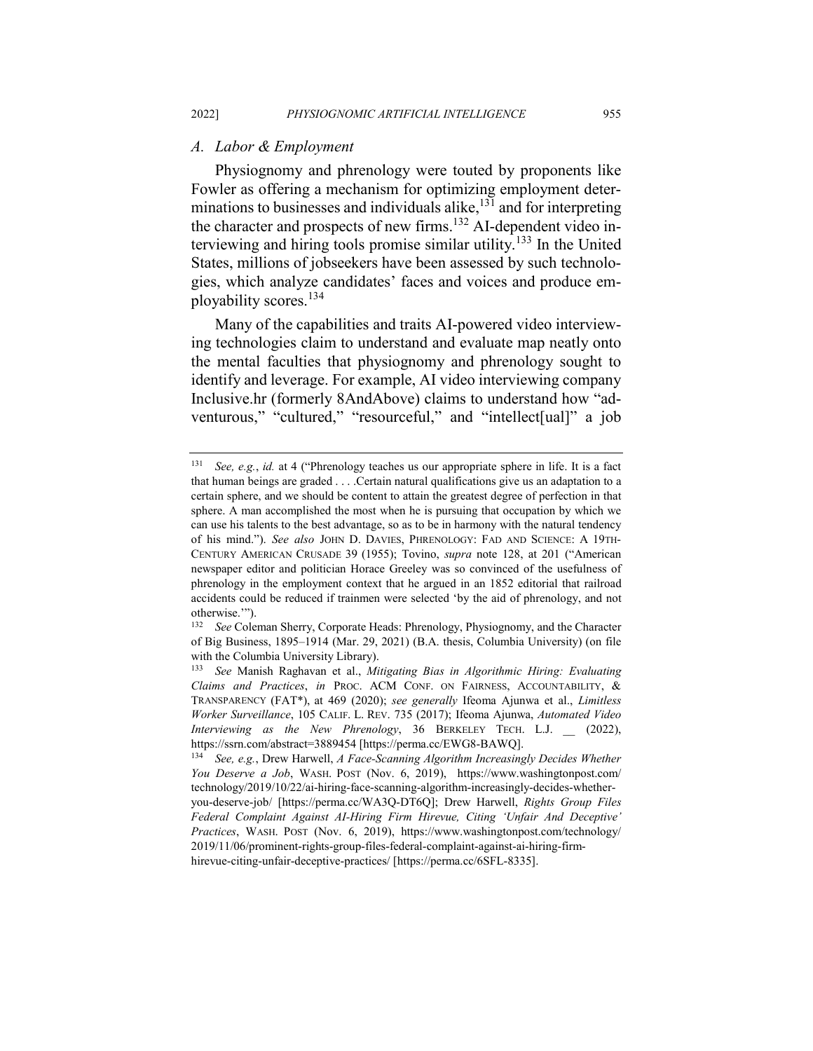### *A. Labor & Employment*

Physiognomy and phrenology were touted by proponents like Fowler as offering a mechanism for optimizing employment determinations to businesses and individuals alike,[131] and for interpreting the character and prospects of new firms.[132] AI-dependent video interviewing and hiring tools promise similar utility.[133] In the United States, millions of jobseekers have been assessed by such technologies, which analyze candidates' faces and voices and produce employability scores.[134]

Many of the capabilities and traits AI-powered video interviewing technologies claim to understand and evaluate map neatly onto the mental faculties that physiognomy and phrenology sought to identify and leverage. For example, AI video interviewing company Inclusive.hr (formerly 8AndAbove) claims to understand how "adventurous," "cultured," "resourceful," and "intellect[ual]" a job

---

[131] *See, e.g.*, *id.* at 4 ("Phrenology teaches us our appropriate sphere in life. It is a fact that human beings are graded . . . .Certain natural qualifications give us an adaptation to a certain sphere, and we should be content to attain the greatest degree of perfection in that sphere. A man accomplished the most when he is pursuing that occupation by which we can use his talents to the best advantage, so as to be in harmony with the natural tendency of his mind."). *See also* JOHN D. DAVIES, PHRENOLOGY: FAD AND SCIENCE: A 19TH-CENTURY AMERICAN CRUSADE 39 (1955); Tovino, *supra* note 128, at 201 ("American newspaper editor and politician Horace Greeley was so convinced of the usefulness of phrenology in the employment context that he argued in an 1852 editorial that railroad accidents could be reduced if trainmen were selected 'by the aid of phrenology, and not otherwise.'").

[132] *See* Coleman Sherry, Corporate Heads: Phrenology, Physiognomy, and the Character of Big Business, 1895–1914 (Mar. 29, 2021) (B.A. thesis, Columbia University) (on file with the Columbia University Library).

[133] *See* Manish Raghavan et al., *Mitigating Bias in Algorithmic Hiring: Evaluating Claims and Practices*, *in* PROC. ACM CONF. ON FAIRNESS, ACCOUNTABILITY, & TRANSPARENCY (FAT\*), at 469 (2020); *see generally* Ifeoma Ajunwa et al., *Limitless Worker Surveillance*, 105 CALIF. L. REV. 735 (2017); Ifeoma Ajunwa, *Automated Video Interviewing as the New Phrenology*, 36 BERKELEY TECH. L.J. __ (2022), https://ssrn.com/abstract=3889454 [https://perma.cc/EWG8-BAWQ].

[134] *See, e.g.*, Drew Harwell, *A Face-Scanning Algorithm Increasingly Decides Whether You Deserve a Job*, WASH. POST (Nov. 6, 2019), https://www.washingtonpost.com/technology/2019/10/22/ai-hiring-face-scanning-algorithm-increasingly-decides-whether-you-deserve-job/ [https://perma.cc/WA3Q-DT6Q]; Drew Harwell, *Rights Group Files Federal Complaint Against AI-Hiring Firm Hirevue, Citing 'Unfair And Deceptive' Practices*, WASH. POST (Nov. 6, 2019), https://www.washingtonpost.com/technology/2019/11/06/prominent-rights-group-files-federal-complaint-against-ai-hiring-firm-hirevue-citing-unfair-deceptive-practices/ [https://perma.cc/6SFL-8335].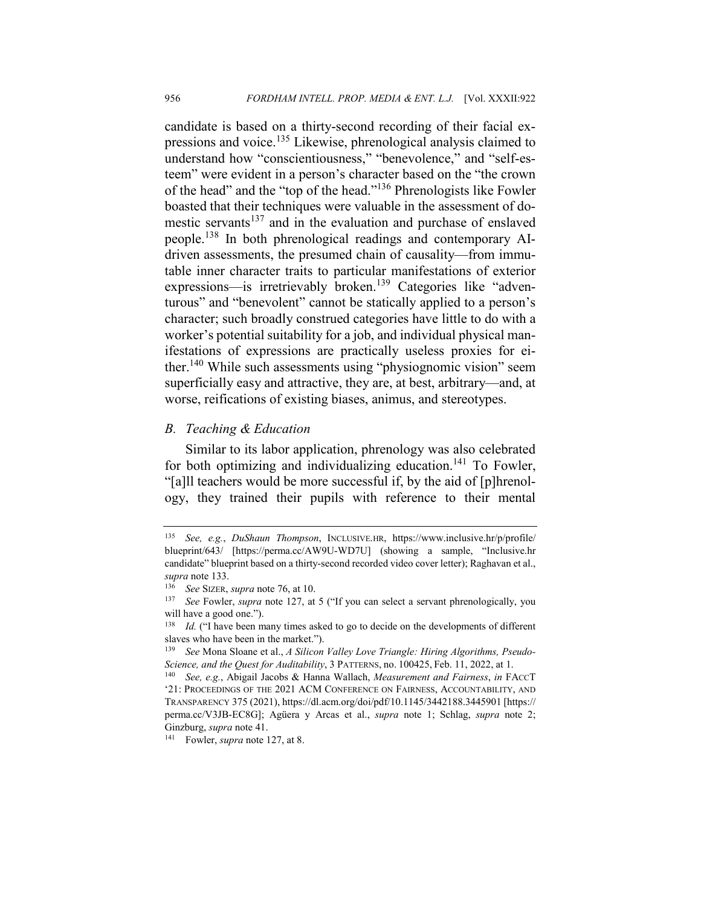candidate is based on a thirty-second recording of their facial expressions and voice.[135] Likewise, phrenological analysis claimed to understand how "conscientiousness," "benevolence," and "self-esteem" were evident in a person's character based on the "the crown of the head" and the "top of the head."[136] Phrenologists like Fowler boasted that their techniques were valuable in the assessment of domestic servants[137] and in the evaluation and purchase of enslaved people.[138] In both phrenological readings and contemporary AI-driven assessments, the presumed chain of causality—from immutable inner character traits to particular manifestations of exterior expressions—is irretrievably broken.[139] Categories like "adventurous" and "benevolent" cannot be statically applied to a person's character; such broadly construed categories have little to do with a worker's potential suitability for a job, and individual physical manifestations of expressions are practically useless proxies for either.[140] While such assessments using "physiognomic vision" seem superficially easy and attractive, they are, at best, arbitrary—and, at worse, reifications of existing biases, animus, and stereotypes.

### *B. Teaching & Education*

Similar to its labor application, phrenology was also celebrated for both optimizing and individualizing education.[141] To Fowler, "[a]ll teachers would be more successful if, by the aid of [p]hrenology, they trained their pupils with reference to their mental

---

[135] *See, e.g.*, *DuShaun Thompson*, INCLUSIVE.HR, https://www.inclusive.hr/p/profile/blueprint/643/ [https://perma.cc/AW9U-WD7U] (showing a sample, "Inclusive.hr candidate" blueprint based on a thirty-second recorded video cover letter); Raghavan et al., *supra* note 133.

[136] *See* SIZER, *supra* note 76, at 10.

[137] *See* Fowler, *supra* note 127, at 5 ("If you can select a servant phrenologically, you will have a good one.").

[138] *Id.* ("I have been many times asked to go to decide on the developments of different slaves who have been in the market.").

[139] *See* Mona Sloane et al., *A Silicon Valley Love Triangle: Hiring Algorithms, Pseudo-Science, and the Quest for Auditability*, 3 PATTERNS, no. 100425, Feb. 11, 2022, at 1.

[140] *See, e.g.*, Abigail Jacobs & Hanna Wallach, *Measurement and Fairness*, *in* FACCT '21: PROCEEDINGS OF THE 2021 ACM CONFERENCE ON FAIRNESS, ACCOUNTABILITY, AND TRANSPARENCY 375 (2021), https://dl.acm.org/doi/pdf/10.1145/3442188.3445901 [https://perma.cc/V3JB-EC8G]; Agüera y Arcas et al., *supra* note 1; Schlag, *supra* note 2; Ginzburg, *supra* note 41.

[141] Fowler, *supra* note 127, at 8.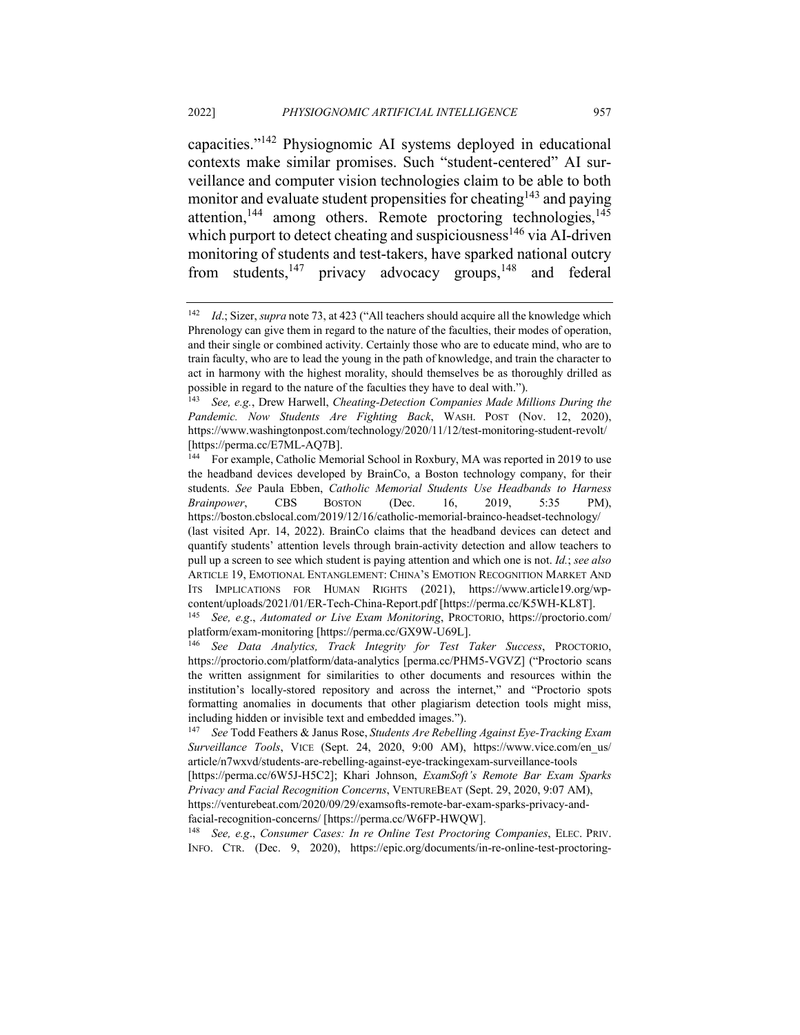capacities."[142] Physiognomic AI systems deployed in educational contexts make similar promises. Such "student-centered" AI surveillance and computer vision technologies claim to be able to both monitor and evaluate student propensities for cheating[143] and paying attention,[144] among others. Remote proctoring technologies,[145] which purport to detect cheating and suspiciousness[146] via AI-driven monitoring of students and test-takers, have sparked national outcry from students,[147] privacy advocacy groups,[148] and federal

---

[142] *Id.*; Sizer, *supra* note 73, at 423 ("All teachers should acquire all the knowledge which Phrenology can give them in regard to the nature of the faculties, their modes of operation, and their single or combined activity. Certainly those who are to educate mind, who are to train faculty, who are to lead the young in the path of knowledge, and train the character to act in harmony with the highest morality, should themselves be as thoroughly drilled as possible in regard to the nature of the faculties they have to deal with.").

[143] *See, e.g.*, Drew Harwell, *Cheating-Detection Companies Made Millions During the Pandemic. Now Students Are Fighting Back*, WASH. POST (Nov. 12, 2020), https://www.washingtonpost.com/technology/2020/11/12/test-monitoring-student-revolt/ [https://perma.cc/E7ML-AQ7B].

[144] For example, Catholic Memorial School in Roxbury, MA was reported in 2019 to use the headband devices developed by BrainCo, a Boston technology company, for their students. *See* Paula Ebben, *Catholic Memorial Students Use Headbands to Harness Brainpower*, CBS BOSTON (Dec. 16, 2019, 5:35 PM), https://boston.cbslocal.com/2019/12/16/catholic-memorial-brainco-headset-technology/ (last visited Apr. 14, 2022). BrainCo claims that the headband devices can detect and quantify students' attention levels through brain-activity detection and allow teachers to pull up a screen to see which student is paying attention and which one is not. *Id.*; *see also* ARTICLE 19, EMOTIONAL ENTANGLEMENT: CHINA'S EMOTION RECOGNITION MARKET AND ITS IMPLICATIONS FOR HUMAN RIGHTS (2021), https://www.article19.org/wp-content/uploads/2021/01/ER-Tech-China-Report.pdf [https://perma.cc/K5WH-KL8T].

[145] *See, e.g.*, *Automated or Live Exam Monitoring*, PROCTORIO, https://proctorio.com/platform/exam-monitoring [https://perma.cc/GX9W-U69L].

[146] *See Data Analytics, Track Integrity for Test Taker Success*, PROCTORIO, https://proctorio.com/platform/data-analytics [perma.cc/PHM5-VGVZ] ("Proctorio scans the written assignment for similarities to other documents and resources within the institution's locally-stored repository and across the internet," and "Proctorio spots formatting anomalies in documents that other plagiarism detection tools might miss, including hidden or invisible text and embedded images.").

[147] *See* Todd Feathers & Janus Rose, *Students Are Rebelling Against Eye-Tracking Exam Surveillance Tools*, VICE (Sept. 24, 2020, 9:00 AM), https://www.vice.com/en_us/article/n7wxvd/students-are-rebelling-against-eye-trackingexam-surveillance-tools [https://perma.cc/6W5J-H5C2]; Khari Johnson, *ExamSoft's Remote Bar Exam Sparks Privacy and Facial Recognition Concerns*, VENTUREBEAT (Sept. 29, 2020, 9:07 AM), https://venturebeat.com/2020/09/29/examsofts-remote-bar-exam-sparks-privacy-and-facial-recognition-concerns/ [https://perma.cc/W6FP-HWQW].

[148] *See, e.g.*, *Consumer Cases: In re Online Test Proctoring Companies*, ELEC. PRIV. INFO. CTR. (Dec. 9, 2020), https://epic.org/documents/in-re-online-test-proctoring-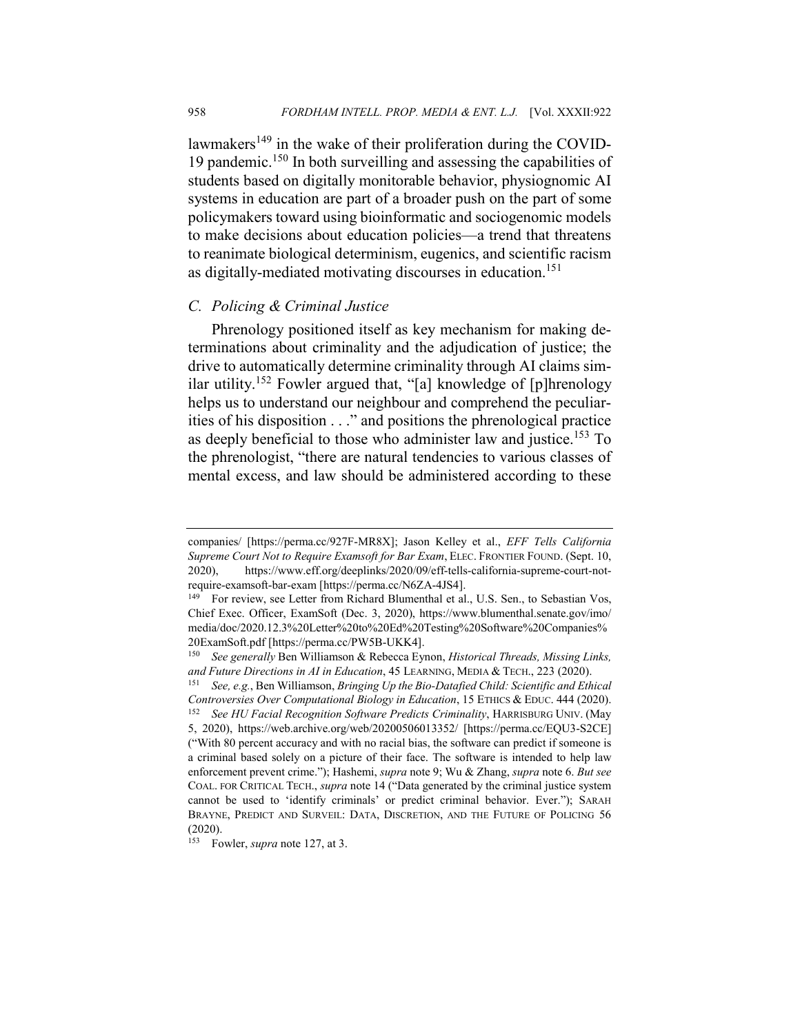lawmakers[149] in the wake of their proliferation during the COVID-19 pandemic.[150] In both surveilling and assessing the capabilities of students based on digitally monitorable behavior, physiognomic AI systems in education are part of a broader push on the part of some policymakers toward using bioinformatic and sociogenomic models to make decisions about education policies—a trend that threatens to reanimate biological determinism, eugenics, and scientific racism as digitally-mediated motivating discourses in education.[151]

### *C. Policing & Criminal Justice*

Phrenology positioned itself as key mechanism for making determinations about criminality and the adjudication of justice; the drive to automatically determine criminality through AI claims similar utility.[152] Fowler argued that, "[a] knowledge of [p]hrenology helps us to understand our neighbour and comprehend the peculiarities of his disposition . . ." and positions the phrenological practice as deeply beneficial to those who administer law and justice.[153] To the phrenologist, "there are natural tendencies to various classes of mental excess, and law should be administered according to these

---

companies/ [https://perma.cc/927F-MR8X]; Jason Kelley et al., *EFF Tells California Supreme Court Not to Require Examsoft for Bar Exam*, ELEC. FRONTIER FOUND. (Sept. 10, 2020), https://www.eff.org/deeplinks/2020/09/eff-tells-california-supreme-court-not-require-examsoft-bar-exam [https://perma.cc/N6ZA-4JS4].

[149] For review, see Letter from Richard Blumenthal et al., U.S. Sen., to Sebastian Vos, Chief Exec. Officer, ExamSoft (Dec. 3, 2020), https://www.blumenthal.senate.gov/imo/media/doc/2020.12.3%20Letter%20to%20Ed%20Testing%20Software%20Companies%20ExamSoft.pdf [https://perma.cc/PW5B-UKK4].

[150] *See generally* Ben Williamson & Rebecca Eynon, *Historical Threads, Missing Links, and Future Directions in AI in Education*, 45 LEARNING, MEDIA & TECH., 223 (2020).

[151] *See, e.g.*, Ben Williamson, *Bringing Up the Bio-Datafied Child: Scientific and Ethical Controversies Over Computational Biology in Education*, 15 ETHICS & EDUC. 444 (2020).

[152] *See HU Facial Recognition Software Predicts Criminality*, HARRISBURG UNIV. (May 5, 2020), https://web.archive.org/web/20200506013352/ [https://perma.cc/EQU3-S2CE] ("With 80 percent accuracy and with no racial bias, the software can predict if someone is a criminal based solely on a picture of their face. The software is intended to help law enforcement prevent crime."); Hashemi, *supra* note 9; Wu & Zhang, *supra* note 6. *But see* COAL. FOR CRITICAL TECH., *supra* note 14 ("Data generated by the criminal justice system cannot be used to 'identify criminals' or predict criminal behavior. Ever."); SARAH BRAYNE, PREDICT AND SURVEIL: DATA, DISCRETION, AND THE FUTURE OF POLICING 56 (2020).

[153] Fowler, *supra* note 127, at 3.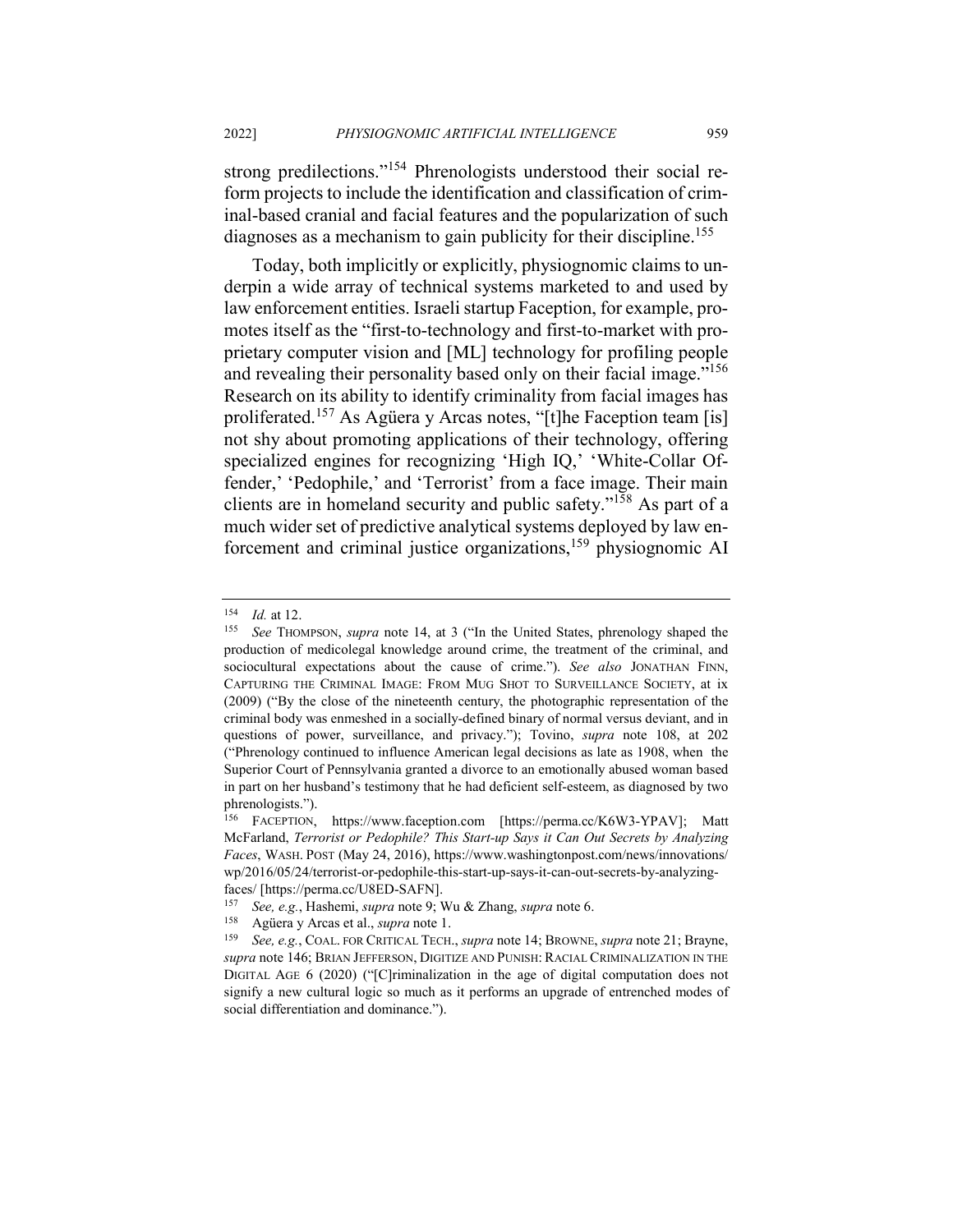strong predilections."[154] Phrenologists understood their social reform projects to include the identification and classification of criminal-based cranial and facial features and the popularization of such diagnoses as a mechanism to gain publicity for their discipline.[155]

Today, both implicitly or explicitly, physiognomic claims to underpin a wide array of technical systems marketed to and used by law enforcement entities. Israeli startup Faception, for example, promotes itself as the "first-to-technology and first-to-market with proprietary computer vision and [ML] technology for profiling people and revealing their personality based only on their facial image."[156] Research on its ability to identify criminality from facial images has proliferated.[157] As Agüera y Arcas notes, "[t]he Faception team [is] not shy about promoting applications of their technology, offering specialized engines for recognizing 'High IQ,' 'White-Collar Offender,' 'Pedophile,' and 'Terrorist' from a face image. Their main clients are in homeland security and public safety."[158] As part of a much wider set of predictive analytical systems deployed by law enforcement and criminal justice organizations,[159] physiognomic AI

---

[154] *Id.* at 12.

[155] *See* THOMPSON, *supra* note 14, at 3 ("In the United States, phrenology shaped the production of medicolegal knowledge around crime, the treatment of the criminal, and sociocultural expectations about the cause of crime."). *See also* JONATHAN FINN, CAPTURING THE CRIMINAL IMAGE: FROM MUG SHOT TO SURVEILLANCE SOCIETY, at ix (2009) ("By the close of the nineteenth century, the photographic representation of the criminal body was enmeshed in a socially-defined binary of normal versus deviant, and in questions of power, surveillance, and privacy."); Tovino, *supra* note 108, at 202 ("Phrenology continued to influence American legal decisions as late as 1908, when the Superior Court of Pennsylvania granted a divorce to an emotionally abused woman based in part on her husband's testimony that he had deficient self-esteem, as diagnosed by two phrenologists.").

[156] FACEPTION, https://www.faception.com [https://perma.cc/K6W3-YPAV]; Matt McFarland, *Terrorist or Pedophile? This Start-up Says it Can Out Secrets by Analyzing Faces*, WASH. POST (May 24, 2016), https://www.washingtonpost.com/news/innovations/wp/2016/05/24/terrorist-or-pedophile-this-start-up-says-it-can-out-secrets-by-analyzing-faces/ [https://perma.cc/U8ED-SAFN].

[157] *See, e.g.*, Hashemi, *supra* note 9; Wu & Zhang, *supra* note 6.

[158] Agüera y Arcas et al., *supra* note 1.

[159] *See, e.g.*, COAL. FOR CRITICAL TECH., *supra* note 14; BROWNE, *supra* note 21; Brayne, *supra* note 146; BRIAN JEFFERSON, DIGITIZE AND PUNISH: RACIAL CRIMINALIZATION IN THE DIGITAL AGE 6 (2020) ("[C]riminalization in the age of digital computation does not signify a new cultural logic so much as it performs an upgrade of entrenched modes of social differentiation and dominance.").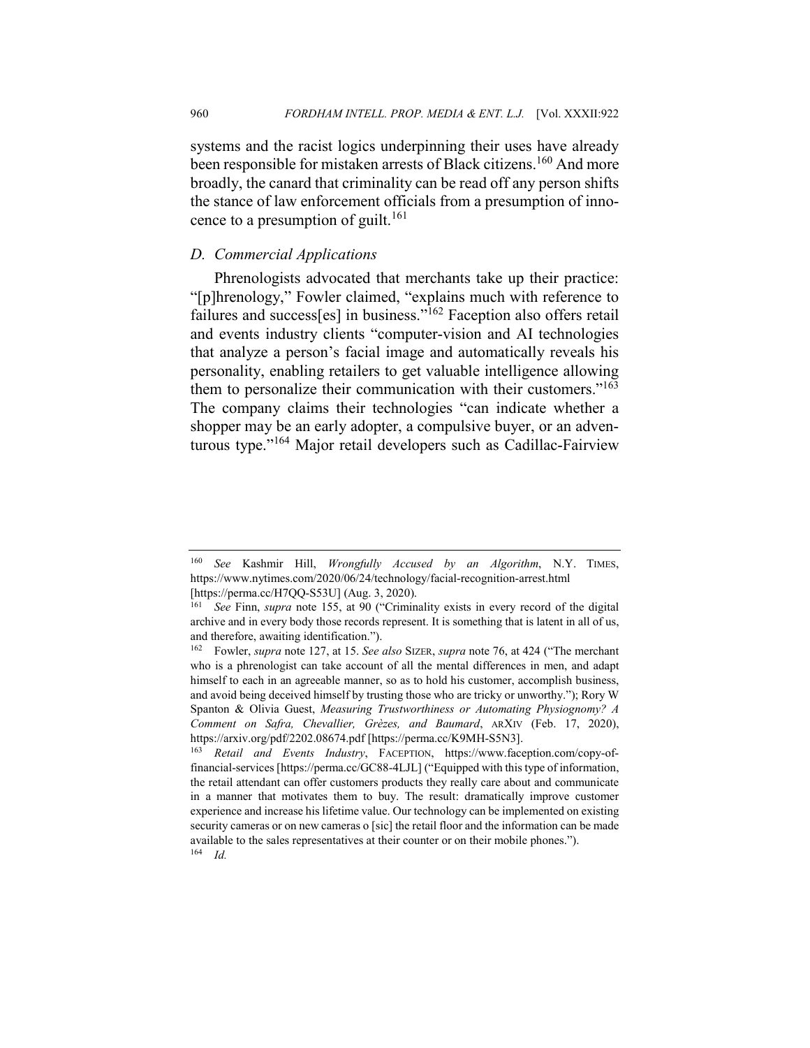systems and the racist logics underpinning their uses have already been responsible for mistaken arrests of Black citizens.[160] And more broadly, the canard that criminality can be read off any person shifts the stance of law enforcement officials from a presumption of innocence to a presumption of guilt.[161]

### *D. Commercial Applications*

Phrenologists advocated that merchants take up their practice: "[p]hrenology," Fowler claimed, "explains much with reference to failures and success[es] in business."[162] Faception also offers retail and events industry clients "computer-vision and AI technologies that analyze a person's facial image and automatically reveals his personality, enabling retailers to get valuable intelligence allowing them to personalize their communication with their customers."[163] The company claims their technologies "can indicate whether a shopper may be an early adopter, a compulsive buyer, or an adventurous type."[164] Major retail developers such as Cadillac-Fairview

---

[160] *See* Kashmir Hill, *Wrongfully Accused by an Algorithm*, N.Y. TIMES, https://www.nytimes.com/2020/06/24/technology/facial-recognition-arrest.html [https://perma.cc/H7QQ-S53U] (Aug. 3, 2020).

[161] *See* Finn, *supra* note 155, at 90 ("Criminality exists in every record of the digital archive and in every body those records represent. It is something that is latent in all of us, and therefore, awaiting identification.").

[162] Fowler, *supra* note 127, at 15. *See also* SIZER, *supra* note 76, at 424 ("The merchant who is a phrenologist can take account of all the mental differences in men, and adapt himself to each in an agreeable manner, so as to hold his customer, accomplish business, and avoid being deceived himself by trusting those who are tricky or unworthy."); Rory W Spanton & Olivia Guest, *Measuring Trustworthiness or Automating Physiognomy? A Comment on Safra, Chevallier, Grèzes, and Baumard*, ARXIV (Feb. 17, 2020), https://arxiv.org/pdf/2202.08674.pdf [https://perma.cc/K9MH-S5N3].

[163] *Retail and Events Industry*, FACEPTION, https://www.faception.com/copy-of-financial-services [https://perma.cc/GC88-4LJL] ("Equipped with this type of information, the retail attendant can offer customers products they really care about and communicate in a manner that motivates them to buy. The result: dramatically improve customer experience and increase his lifetime value. Our technology can be implemented on existing security cameras or on new cameras o [sic] the retail floor and the information can be made available to the sales representatives at their counter or on their mobile phones.").

[164] *Id.*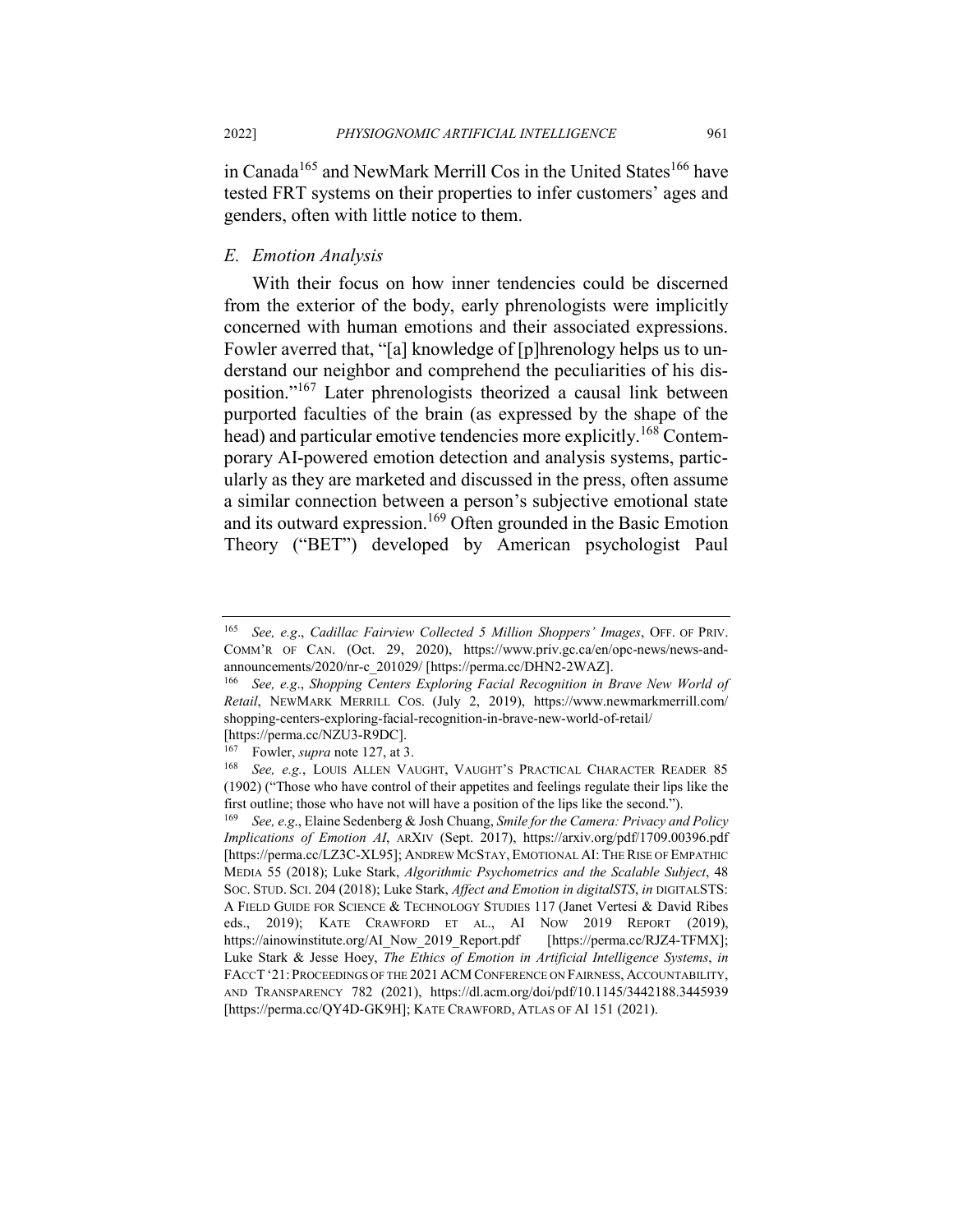in Canada[165] and NewMark Merrill Cos in the United States[166] have tested FRT systems on their properties to infer customers' ages and genders, often with little notice to them.

### *E. Emotion Analysis*

With their focus on how inner tendencies could be discerned from the exterior of the body, early phrenologists were implicitly concerned with human emotions and their associated expressions. Fowler averred that, "[a] knowledge of [p]hrenology helps us to understand our neighbor and comprehend the peculiarities of his disposition."[167] Later phrenologists theorized a causal link between purported faculties of the brain (as expressed by the shape of the head) and particular emotive tendencies more explicitly.[168] Contemporary AI-powered emotion detection and analysis systems, particularly as they are marketed and discussed in the press, often assume a similar connection between a person's subjective emotional state and its outward expression.[169] Often grounded in the Basic Emotion Theory ("BET") developed by American psychologist Paul

---

[165] *See, e.g.*, *Cadillac Fairview Collected 5 Million Shoppers' Images*, OFF. OF PRIV. COMM'R OF CAN. (Oct. 29, 2020), https://www.priv.gc.ca/en/opc-news/news-and-announcements/2020/nr-c_201029/ [https://perma.cc/DHN2-2WAZ].

[166] *See, e.g.*, *Shopping Centers Exploring Facial Recognition in Brave New World of Retail*, NEWMARK MERRILL COS. (July 2, 2019), https://www.newmarkmerrill.com/shopping-centers-exploring-facial-recognition-in-brave-new-world-of-retail/ [https://perma.cc/NZU3-R9DC].

[167] Fowler, *supra* note 127, at 3.

[168] *See, e.g.*, LOUIS ALLEN VAUGHT, VAUGHT'S PRACTICAL CHARACTER READER 85 (1902) ("Those who have control of their appetites and feelings regulate their lips like the first outline; those who have not will have a position of the lips like the second.").

[169] *See, e.g.*, Elaine Sedenberg & Josh Chuang, *Smile for the Camera: Privacy and Policy Implications of Emotion AI*, ARXIV (Sept. 2017), https://arxiv.org/pdf/1709.00396.pdf [https://perma.cc/LZ3C-XL95]; ANDREW MCSTAY, EMOTIONAL AI: THE RISE OF EMPATHIC MEDIA 55 (2018); Luke Stark, *Algorithmic Psychometrics and the Scalable Subject*, 48 SOC. STUD. SCI. 204 (2018); Luke Stark, *Affect and Emotion in digitalSTS*, *in* DIGITALSTS: A FIELD GUIDE FOR SCIENCE & TECHNOLOGY STUDIES 117 (Janet Vertesi & David Ribes eds., 2019); KATE CRAWFORD ET AL., AI NOW 2019 REPORT (2019), https://ainowinstitute.org/AI_Now_2019_Report.pdf [https://perma.cc/RJZ4-TFMX]; Luke Stark & Jesse Hoey, *The Ethics of Emotion in Artificial Intelligence Systems*, *in* FACCT '21: PROCEEDINGS OF THE 2021 ACM CONFERENCE ON FAIRNESS, ACCOUNTABILITY, AND TRANSPARENCY 782 (2021), https://dl.acm.org/doi/pdf/10.1145/3442188.3445939 [https://perma.cc/QY4D-GK9H]; KATE CRAWFORD, ATLAS OF AI 151 (2021).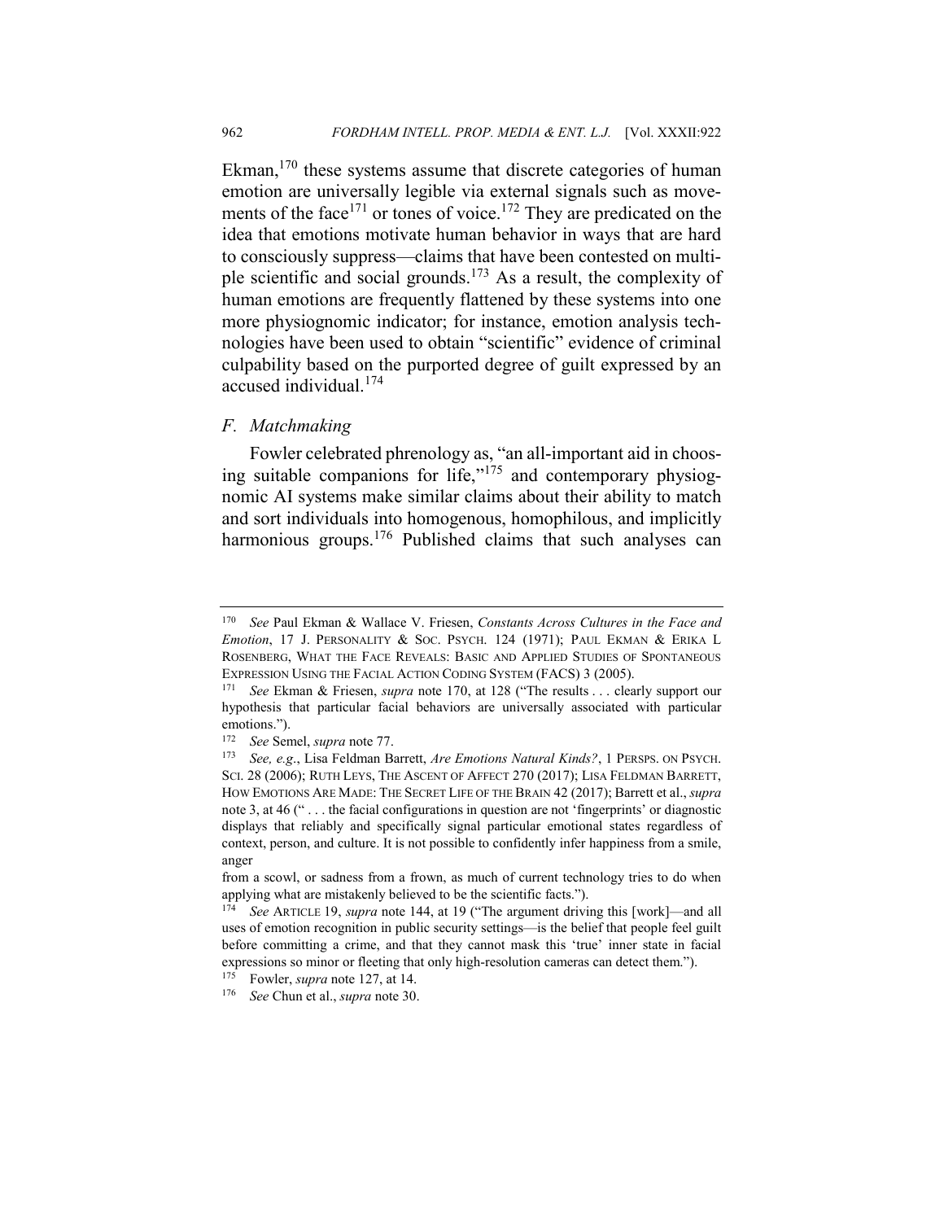Ekman,[170] these systems assume that discrete categories of human emotion are universally legible via external signals such as movements of the face[171] or tones of voice.[172] They are predicated on the idea that emotions motivate human behavior in ways that are hard to consciously suppress—claims that have been contested on multiple scientific and social grounds.[173] As a result, the complexity of human emotions are frequently flattened by these systems into one more physiognomic indicator; for instance, emotion analysis technologies have been used to obtain "scientific" evidence of criminal culpability based on the purported degree of guilt expressed by an accused individual.[174]

## *F. Matchmaking*

Fowler celebrated phrenology as, "an all-important aid in choosing suitable companions for life,"[175] and contemporary physiognomic AI systems make similar claims about their ability to match and sort individuals into homogenous, homophilous, and implicitly harmonious groups.[176] Published claims that such analyses can

---

[170] *See* Paul Ekman & Wallace V. Friesen, *Constants Across Cultures in the Face and Emotion*, 17 J. PERSONALITY & SOC. PSYCH. 124 (1971); PAUL EKMAN & ERIKA L ROSENBERG, WHAT THE FACE REVEALS: BASIC AND APPLIED STUDIES OF SPONTANEOUS EXPRESSION USING THE FACIAL ACTION CODING SYSTEM (FACS) 3 (2005).

[171] *See* Ekman & Friesen, *supra* note 170, at 128 ("The results . . . clearly support our hypothesis that particular facial behaviors are universally associated with particular emotions.").

[172] *See* Semel, *supra* note 77.

[173] *See, e.g.*, Lisa Feldman Barrett, *Are Emotions Natural Kinds?*, 1 PERSPS. ON PSYCH. SCI. 28 (2006); RUTH LEYS, THE ASCENT OF AFFECT 270 (2017); LISA FELDMAN BARRETT, HOW EMOTIONS ARE MADE: THE SECRET LIFE OF THE BRAIN 42 (2017); Barrett et al., *supra* note 3, at 46 (" . . . the facial configurations in question are not 'fingerprints' or diagnostic displays that reliably and specifically signal particular emotional states regardless of context, person, and culture. It is not possible to confidently infer happiness from a smile, anger from a scowl, or sadness from a frown, as much of current technology tries to do when applying what are mistakenly believed to be the scientific facts.").

[174] *See* ARTICLE 19, *supra* note 144, at 19 ("The argument driving this [work]—and all uses of emotion recognition in public security settings—is the belief that people feel guilt before committing a crime, and that they cannot mask this 'true' inner state in facial expressions so minor or fleeting that only high-resolution cameras can detect them.").

[175] Fowler, *supra* note 127, at 14.

[176] *See* Chun et al., *supra* note 30.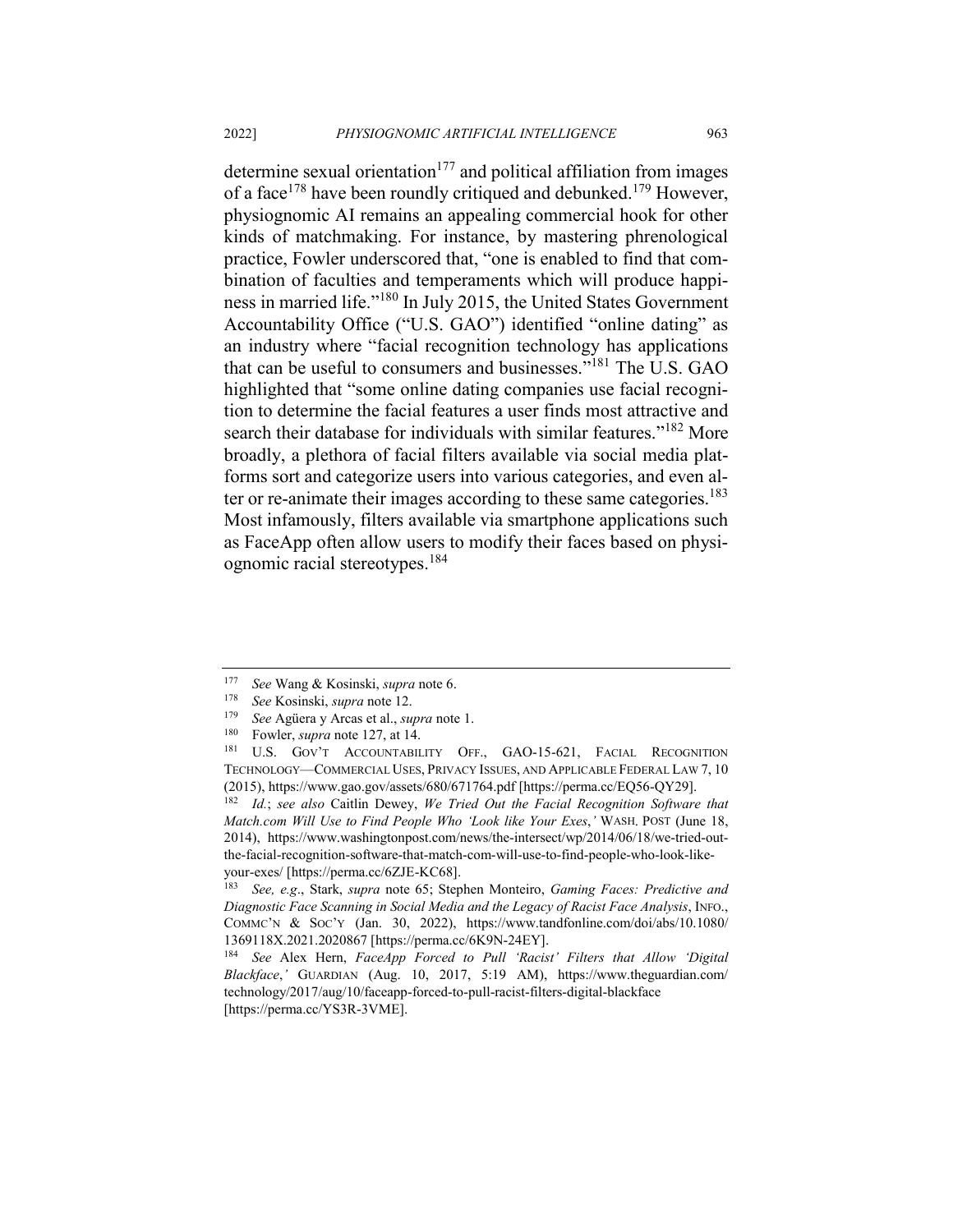determine sexual orientation[177] and political affiliation from images of a face[178] have been roundly critiqued and debunked.[179] However, physiognomic AI remains an appealing commercial hook for other kinds of matchmaking. For instance, by mastering phrenological practice, Fowler underscored that, "one is enabled to find that combination of faculties and temperaments which will produce happiness in married life."[180] In July 2015, the United States Government Accountability Office ("U.S. GAO") identified "online dating" as an industry where "facial recognition technology has applications that can be useful to consumers and businesses."[181] The U.S. GAO highlighted that "some online dating companies use facial recognition to determine the facial features a user finds most attractive and search their database for individuals with similar features."[182] More broadly, a plethora of facial filters available via social media platforms sort and categorize users into various categories, and even alter or re-animate their images according to these same categories.[183] Most infamously, filters available via smartphone applications such as FaceApp often allow users to modify their faces based on physiognomic racial stereotypes.[184]

---

[177] *See* Wang & Kosinski, *supra* note 6.

[178] *See* Kosinski, *supra* note 12.

[179] *See* Agüera y Arcas et al., *supra* note 1.

[180] Fowler, *supra* note 127, at 14.

[181] U.S. GOV'T ACCOUNTABILITY OFF., GAO-15-621, FACIAL RECOGNITION TECHNOLOGY—COMMERCIAL USES, PRIVACY ISSUES, AND APPLICABLE FEDERAL LAW 7, 10 (2015), https://www.gao.gov/assets/680/671764.pdf [https://perma.cc/EQ56-QY29].

[182] *Id.*; *see also* Caitlin Dewey, *We Tried Out the Facial Recognition Software that Match.com Will Use to Find People Who 'Look like Your Exes*,*'* WASH. POST (June 18, 2014), https://www.washingtonpost.com/news/the-intersect/wp/2014/06/18/we-tried-out-the-facial-recognition-software-that-match-com-will-use-to-find-people-who-look-like-your-exes/ [https://perma.cc/6ZJE-KC68].

[183] *See, e.g*., Stark, *supra* note 65; Stephen Monteiro, *Gaming Faces: Predictive and Diagnostic Face Scanning in Social Media and the Legacy of Racist Face Analysis*, INFO., COMMC'N & SOC'Y (Jan. 30, 2022), https://www.tandfonline.com/doi/abs/10.1080/1369118X.2021.2020867 [https://perma.cc/6K9N-24EY].

[184] *See* Alex Hern, *FaceApp Forced to Pull 'Racist' Filters that Allow 'Digital Blackface*,*'* GUARDIAN (Aug. 10, 2017, 5:19 AM), https://www.theguardian.com/technology/2017/aug/10/faceapp-forced-to-pull-racist-filters-digital-blackface [https://perma.cc/YS3R-3VME].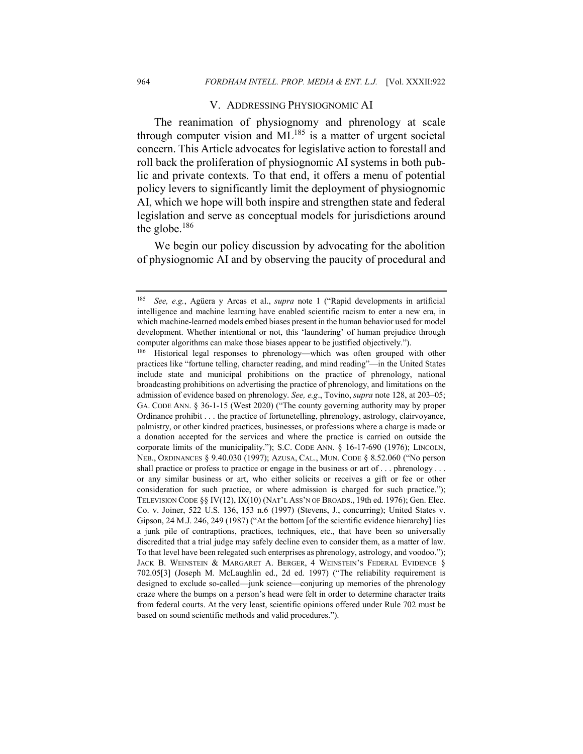## V. ADDRESSING PHYSIOGNOMIC AI

The reanimation of physiognomy and phrenology at scale through computer vision and ML[185] is a matter of urgent societal concern. This Article advocates for legislative action to forestall and roll back the proliferation of physiognomic AI systems in both public and private contexts. To that end, it offers a menu of potential policy levers to significantly limit the deployment of physiognomic AI, which we hope will both inspire and strengthen state and federal legislation and serve as conceptual models for jurisdictions around the globe.[186]

We begin our policy discussion by advocating for the abolition of physiognomic AI and by observing the paucity of procedural and

---

[185] *See, e.g.*, Agüera y Arcas et al., *supra* note 1 ("Rapid developments in artificial intelligence and machine learning have enabled scientific racism to enter a new era, in which machine-learned models embed biases present in the human behavior used for model development. Whether intentional or not, this 'laundering' of human prejudice through computer algorithms can make those biases appear to be justified objectively.").

[186] Historical legal responses to phrenology—which was often grouped with other practices like "fortune telling, character reading, and mind reading"—in the United States include state and municipal prohibitions on the practice of phrenology, national broadcasting prohibitions on advertising the practice of phrenology, and limitations on the admission of evidence based on phrenology. *See, e.g.*, Tovino, *supra* note 128, at 203–05; GA. CODE ANN. § 36-1-15 (West 2020) ("The county governing authority may by proper Ordinance prohibit . . . the practice of fortunetelling, phrenology, astrology, clairvoyance, palmistry, or other kindred practices, businesses, or professions where a charge is made or a donation accepted for the services and where the practice is carried on outside the corporate limits of the municipality."); S.C. CODE ANN. § 16-17-690 (1976); LINCOLN, NEB., ORDINANCES § 9.40.030 (1997); AZUSA, CAL., MUN. CODE § 8.52.060 ("No person shall practice or profess to practice or engage in the business or art of . . . phrenology . . . or any similar business or art, who either solicits or receives a gift or fee or other consideration for such practice, or where admission is charged for such practice."); TELEVISION CODE §§ IV(12), IX(10) (NAT'L ASS'N OF BROADS., 19th ed. 1976); Gen. Elec. Co. v. Joiner, 522 U.S. 136, 153 n.6 (1997) (Stevens, J., concurring); United States v. Gipson, 24 M.J. 246, 249 (1987) ("At the bottom [of the scientific evidence hierarchy] lies a junk pile of contraptions, practices, techniques, etc., that have been so universally discredited that a trial judge may safely decline even to consider them, as a matter of law. To that level have been relegated such enterprises as phrenology, astrology, and voodoo."); JACK B. WEINSTEIN & MARGARET A. BERGER, 4 WEINSTEIN'S FEDERAL EVIDENCE § 702.05[3] (Joseph M. McLaughlin ed., 2d ed. 1997) ("The reliability requirement is designed to exclude so-called—junk science—conjuring up memories of the phrenology craze where the bumps on a person's head were felt in order to determine character traits from federal courts. At the very least, scientific opinions offered under Rule 702 must be based on sound scientific methods and valid procedures.").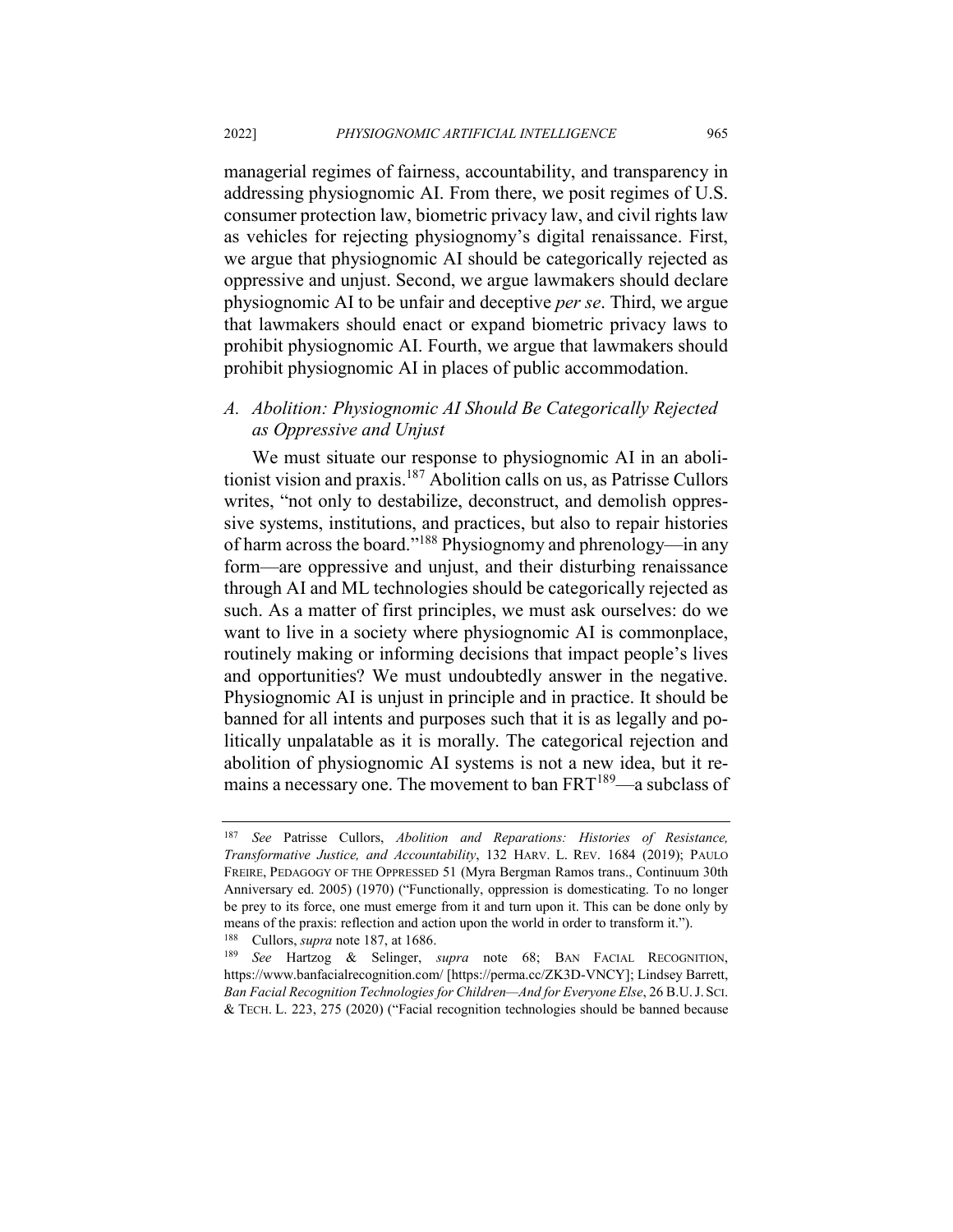managerial regimes of fairness, accountability, and transparency in addressing physiognomic AI. From there, we posit regimes of U.S. consumer protection law, biometric privacy law, and civil rights law as vehicles for rejecting physiognomy's digital renaissance. First, we argue that physiognomic AI should be categorically rejected as oppressive and unjust. Second, we argue lawmakers should declare physiognomic AI to be unfair and deceptive *per se*. Third, we argue that lawmakers should enact or expand biometric privacy laws to prohibit physiognomic AI. Fourth, we argue that lawmakers should prohibit physiognomic AI in places of public accommodation.

### *A. Abolition: Physiognomic AI Should Be Categorically Rejected as Oppressive and Unjust*

We must situate our response to physiognomic AI in an abolitionist vision and praxis.[187] Abolition calls on us, as Patrisse Cullors writes, "not only to destabilize, deconstruct, and demolish oppressive systems, institutions, and practices, but also to repair histories of harm across the board."[188] Physiognomy and phrenology—in any form—are oppressive and unjust, and their disturbing renaissance through AI and ML technologies should be categorically rejected as such. As a matter of first principles, we must ask ourselves: do we want to live in a society where physiognomic AI is commonplace, routinely making or informing decisions that impact people's lives and opportunities? We must undoubtedly answer in the negative. Physiognomic AI is unjust in principle and in practice. It should be banned for all intents and purposes such that it is as legally and politically unpalatable as it is morally. The categorical rejection and abolition of physiognomic AI systems is not a new idea, but it remains a necessary one. The movement to ban FRT[189]—a subclass of

---

[187] *See* Patrisse Cullors, *Abolition and Reparations: Histories of Resistance, Transformative Justice, and Accountability*, 132 HARV. L. REV. 1684 (2019); PAULO FREIRE, PEDAGOGY OF THE OPPRESSED 51 (Myra Bergman Ramos trans., Continuum 30th Anniversary ed. 2005) (1970) ("Functionally, oppression is domesticating. To no longer be prey to its force, one must emerge from it and turn upon it. This can be done only by means of the praxis: reflection and action upon the world in order to transform it.").

[188] Cullors, *supra* note 187, at 1686.

[189] *See* Hartzog & Selinger, *supra* note 68; BAN FACIAL RECOGNITION, https://www.banfacialrecognition.com/ [https://perma.cc/ZK3D-VNCY]; Lindsey Barrett, *Ban Facial Recognition Technologies for Children—And for Everyone Else*, 26 B.U. J. SCI. & TECH. L. 223, 275 (2020) ("Facial recognition technologies should be banned because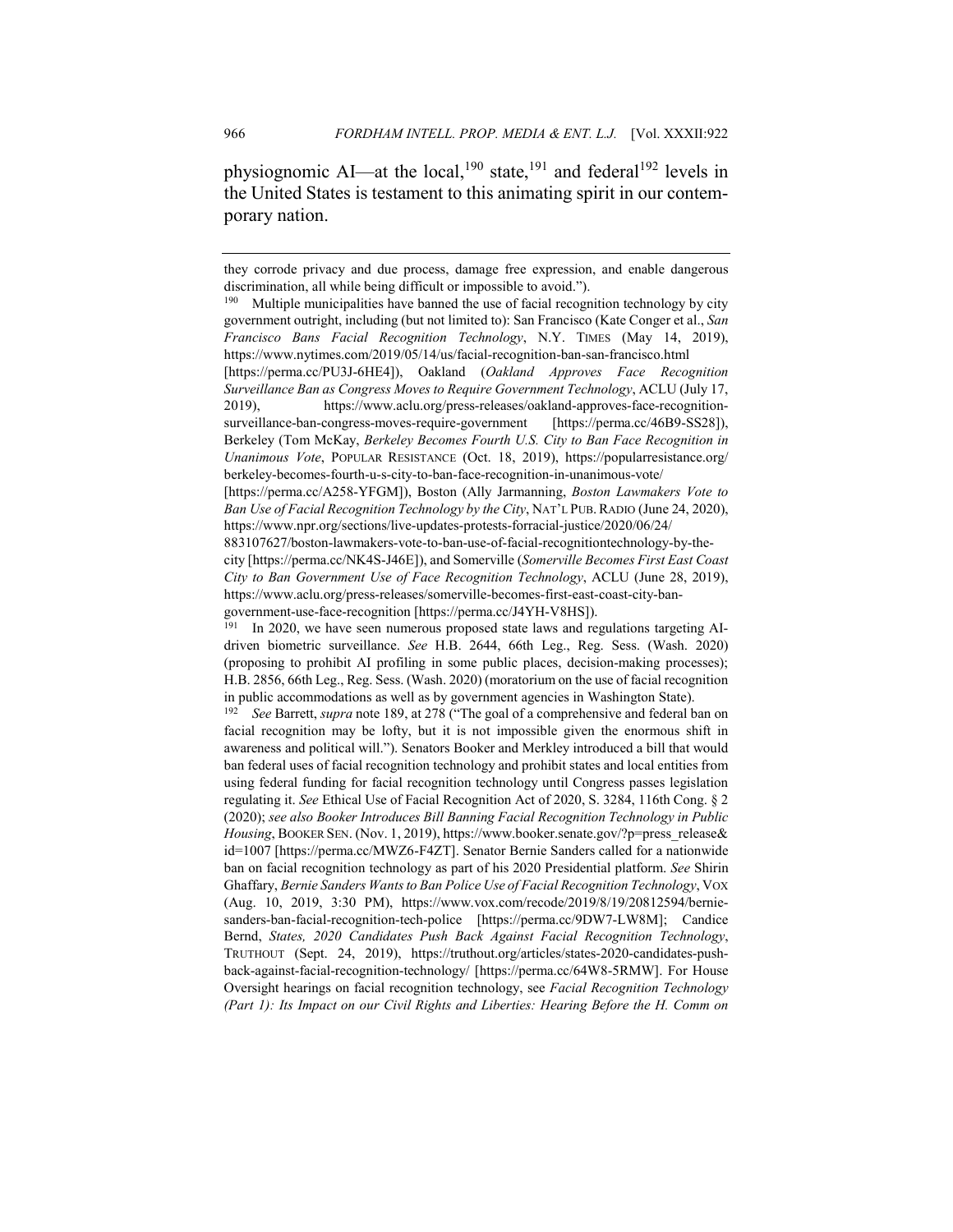physiognomic AI—at the local,[190] state,[191] and federal[192] levels in the United States is testament to this animating spirit in our contemporary nation.

---

they corrode privacy and due process, damage free expression, and enable dangerous discrimination, all while being difficult or impossible to avoid.").

[190] Multiple municipalities have banned the use of facial recognition technology by city government outright, including (but not limited to): San Francisco (Kate Conger et al., *San Francisco Bans Facial Recognition Technology*, N.Y. TIMES (May 14, 2019), https://www.nytimes.com/2019/05/14/us/facial-recognition-ban-san-francisco.html [https://perma.cc/PU3J-6HE4]), Oakland (*Oakland Approves Face Recognition Surveillance Ban as Congress Moves to Require Government Technology*, ACLU (July 17, 2019), https://www.aclu.org/press-releases/oakland-approves-face-recognition-surveillance-ban-congress-moves-require-government [https://perma.cc/46B9-SS28]), Berkeley (Tom McKay, *Berkeley Becomes Fourth U.S. City to Ban Face Recognition in Unanimous Vote*, POPULAR RESISTANCE (Oct. 18, 2019), https://popularresistance.org/berkeley-becomes-fourth-u-s-city-to-ban-face-recognition-in-unanimous-vote/ [https://perma.cc/A258-YFGM]), Boston (Ally Jarmanning, *Boston Lawmakers Vote to Ban Use of Facial Recognition Technology by the City*, NAT'L PUB. RADIO (June 24, 2020), https://www.npr.org/sections/live-updates-protests-forracial-justice/2020/06/24/883107627/boston-lawmakers-vote-to-ban-use-of-facial-recognitiontechnology-by-the-city [https://perma.cc/NK4S-J46E]), and Somerville (*Somerville Becomes First East Coast City to Ban Government Use of Face Recognition Technology*, ACLU (June 28, 2019), https://www.aclu.org/press-releases/somerville-becomes-first-east-coast-city-ban-government-use-face-recognition [https://perma.cc/J4YH-V8HS]).

[191] In 2020, we have seen numerous proposed state laws and regulations targeting AI-driven biometric surveillance. *See* H.B. 2644, 66th Leg., Reg. Sess. (Wash. 2020) (proposing to prohibit AI profiling in some public places, decision-making processes); H.B. 2856, 66th Leg., Reg. Sess. (Wash. 2020) (moratorium on the use of facial recognition in public accommodations as well as by government agencies in Washington State).

[192] *See* Barrett, *supra* note 189, at 278 ("The goal of a comprehensive and federal ban on facial recognition may be lofty, but it is not impossible given the enormous shift in awareness and political will."). Senators Booker and Merkley introduced a bill that would ban federal uses of facial recognition technology and prohibit states and local entities from using federal funding for facial recognition technology until Congress passes legislation regulating it. *See* Ethical Use of Facial Recognition Act of 2020, S. 3284, 116th Cong. § 2 (2020); *see also Booker Introduces Bill Banning Facial Recognition Technology in Public Housing*, BOOKER SEN. (Nov. 1, 2019), https://www.booker.senate.gov/?p=press_release&id=1007 [https://perma.cc/MWZ6-F4ZT]. Senator Bernie Sanders called for a nationwide ban on facial recognition technology as part of his 2020 Presidential platform. *See* Shirin Ghaffary, *Bernie Sanders Wants to Ban Police Use of Facial Recognition Technology*, VOX (Aug. 10, 2019, 3:30 PM), https://www.vox.com/recode/2019/8/19/20812594/bernie-sanders-ban-facial-recognition-tech-police [https://perma.cc/9DW7-LW8M]; Candice Bernd, *States, 2020 Candidates Push Back Against Facial Recognition Technology*, TRUTHOUT (Sept. 24, 2019), https://truthout.org/articles/states-2020-candidates-push-back-against-facial-recognition-technology/ [https://perma.cc/64W8-5RMW]. For House Oversight hearings on facial recognition technology, see *Facial Recognition Technology (Part 1): Its Impact on our Civil Rights and Liberties: Hearing Before the H. Comm on*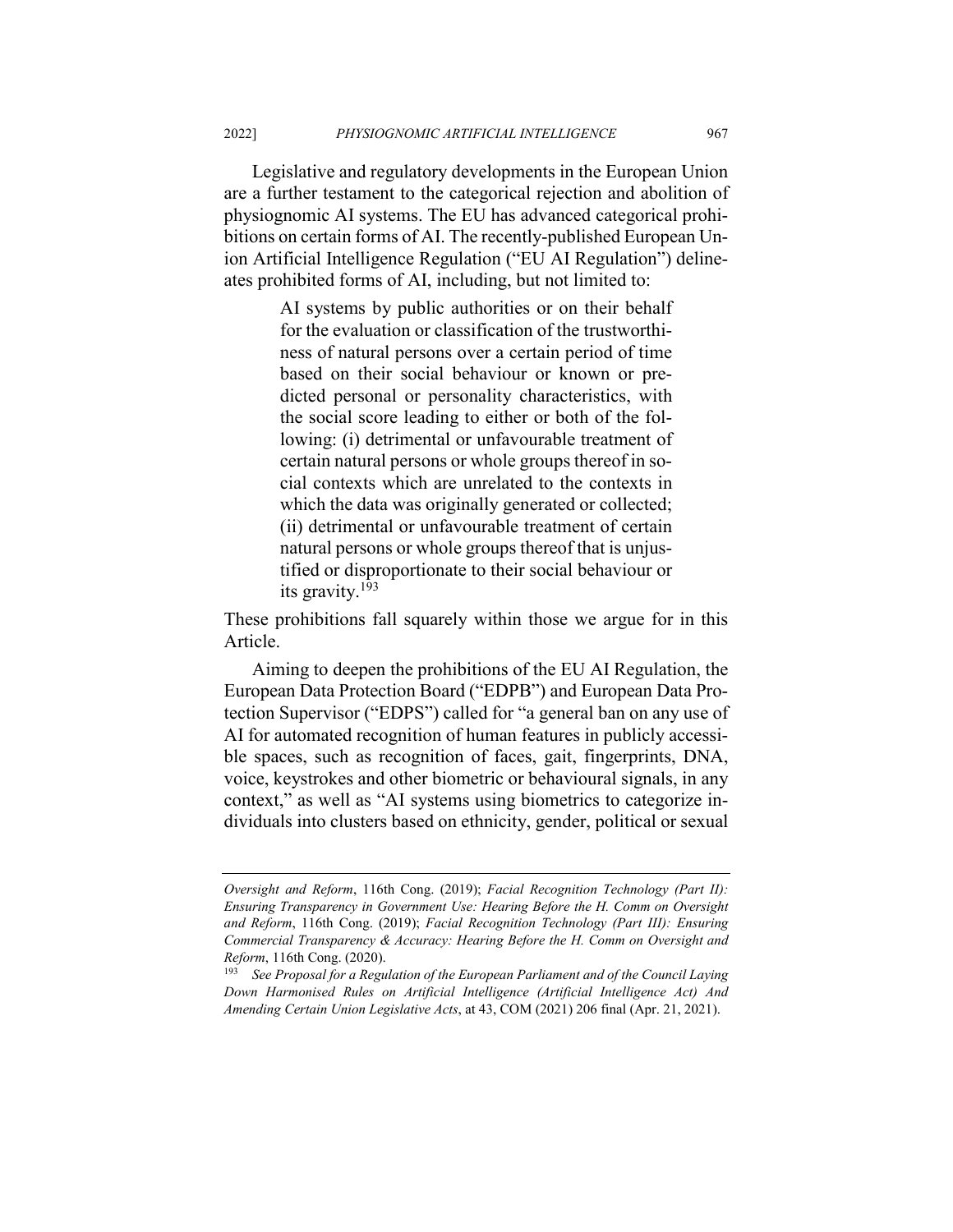Legislative and regulatory developments in the European Union are a further testament to the categorical rejection and abolition of physiognomic AI systems. The EU has advanced categorical prohibitions on certain forms of AI. The recently-published European Union Artificial Intelligence Regulation ("EU AI Regulation") delineates prohibited forms of AI, including, but not limited to:

> AI systems by public authorities or on their behalf for the evaluation or classification of the trustworthiness of natural persons over a certain period of time based on their social behaviour or known or predicted personal or personality characteristics, with the social score leading to either or both of the following: (i) detrimental or unfavourable treatment of certain natural persons or whole groups thereof in social contexts which are unrelated to the contexts in which the data was originally generated or collected; (ii) detrimental or unfavourable treatment of certain natural persons or whole groups thereof that is unjustified or disproportionate to their social behaviour or its gravity.[193]

These prohibitions fall squarely within those we argue for in this Article.

Aiming to deepen the prohibitions of the EU AI Regulation, the European Data Protection Board ("EDPB") and European Data Protection Supervisor ("EDPS") called for "a general ban on any use of AI for automated recognition of human features in publicly accessible spaces, such as recognition of faces, gait, fingerprints, DNA, voice, keystrokes and other biometric or behavioural signals, in any context," as well as "AI systems using biometrics to categorize individuals into clusters based on ethnicity, gender, political or sexual

---

*Oversight and Reform*, 116th Cong. (2019); *Facial Recognition Technology (Part II): Ensuring Transparency in Government Use: Hearing Before the H. Comm on Oversight and Reform*, 116th Cong. (2019); *Facial Recognition Technology (Part III): Ensuring Commercial Transparency & Accuracy: Hearing Before the H. Comm on Oversight and Reform*, 116th Cong. (2020).

[193] *See Proposal for a Regulation of the European Parliament and of the Council Laying Down Harmonised Rules on Artificial Intelligence (Artificial Intelligence Act) And Amending Certain Union Legislative Acts*, at 43, COM (2021) 206 final (Apr. 21, 2021).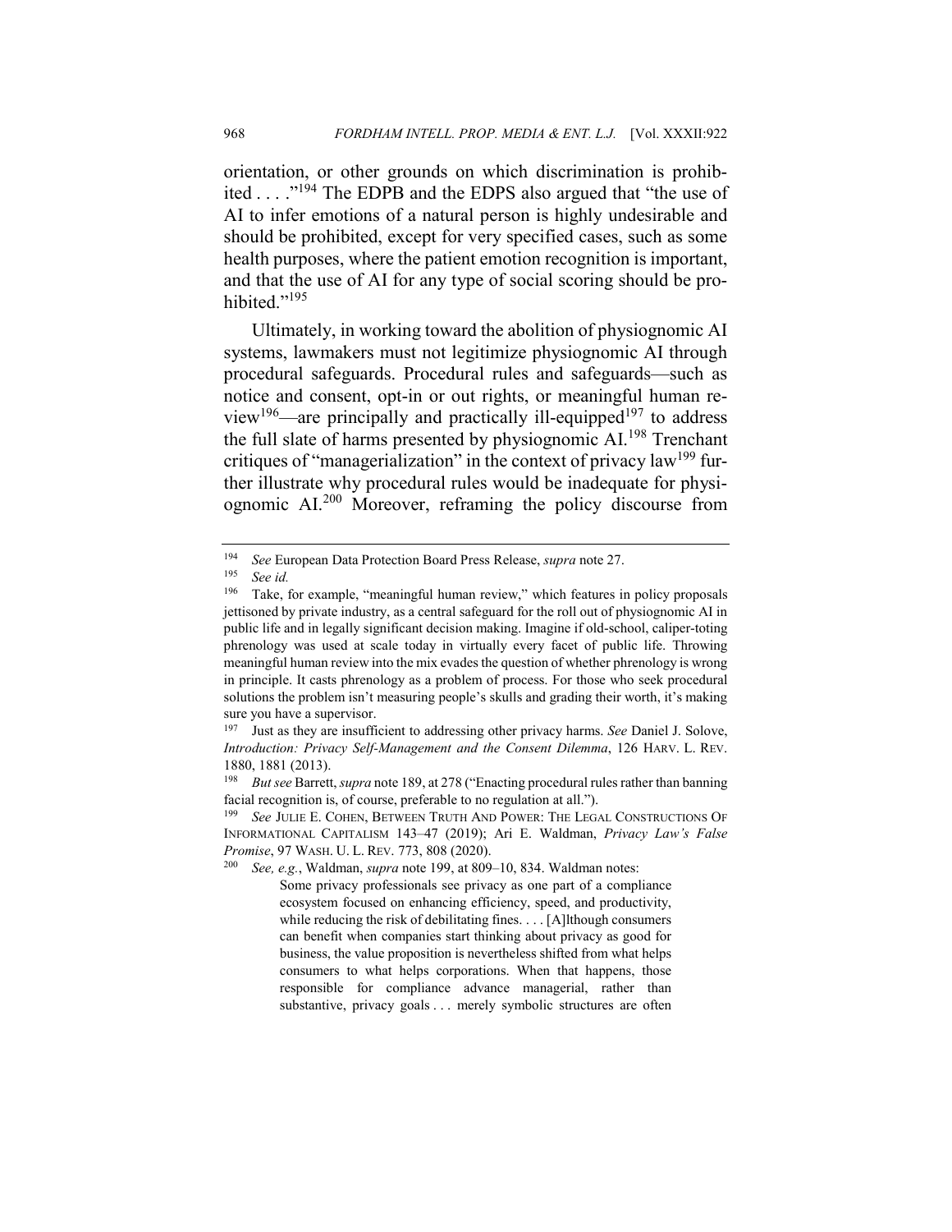orientation, or other grounds on which discrimination is prohibited . . . ."[194] The EDPB and the EDPS also argued that "the use of AI to infer emotions of a natural person is highly undesirable and should be prohibited, except for very specified cases, such as some health purposes, where the patient emotion recognition is important, and that the use of AI for any type of social scoring should be prohibited."[195]

Ultimately, in working toward the abolition of physiognomic AI systems, lawmakers must not legitimize physiognomic AI through procedural safeguards. Procedural rules and safeguards—such as notice and consent, opt-in or out rights, or meaningful human review[196]—are principally and practically ill-equipped[197] to address the full slate of harms presented by physiognomic AI.[198] Trenchant critiques of "managerialization" in the context of privacy law[199] further illustrate why procedural rules would be inadequate for physiognomic AI.[200] Moreover, reframing the policy discourse from

---

[194] *See* European Data Protection Board Press Release, *supra* note 27.

[195] *See id.*

[196] Take, for example, "meaningful human review," which features in policy proposals jettisoned by private industry, as a central safeguard for the roll out of physiognomic AI in public life and in legally significant decision making. Imagine if old-school, caliper-toting phrenology was used at scale today in virtually every facet of public life. Throwing meaningful human review into the mix evades the question of whether phrenology is wrong in principle. It casts phrenology as a problem of process. For those who seek procedural solutions the problem isn't measuring people's skulls and grading their worth, it's making sure you have a supervisor.

[197] Just as they are insufficient to addressing other privacy harms. *See* Daniel J. Solove, *Introduction: Privacy Self-Management and the Consent Dilemma*, 126 HARV. L. REV. 1880, 1881 (2013).

[198] *But see* Barrett, *supra* note 189, at 278 ("Enacting procedural rules rather than banning facial recognition is, of course, preferable to no regulation at all.").

[199] *See* JULIE E. COHEN, BETWEEN TRUTH AND POWER: THE LEGAL CONSTRUCTIONS OF INFORMATIONAL CAPITALISM 143–47 (2019); Ari E. Waldman, *Privacy Law's False Promise*, 97 WASH. U. L. REV. 773, 808 (2020).

[200] *See, e.g.*, Waldman, *supra* note 199, at 809–10, 834. Waldman notes:

> Some privacy professionals see privacy as one part of a compliance ecosystem focused on enhancing efficiency, speed, and productivity, while reducing the risk of debilitating fines. . . . [A]lthough consumers can benefit when companies start thinking about privacy as good for business, the value proposition is nevertheless shifted from what helps consumers to what helps corporations. When that happens, those responsible for compliance advance managerial, rather than substantive, privacy goals . . . merely symbolic structures are often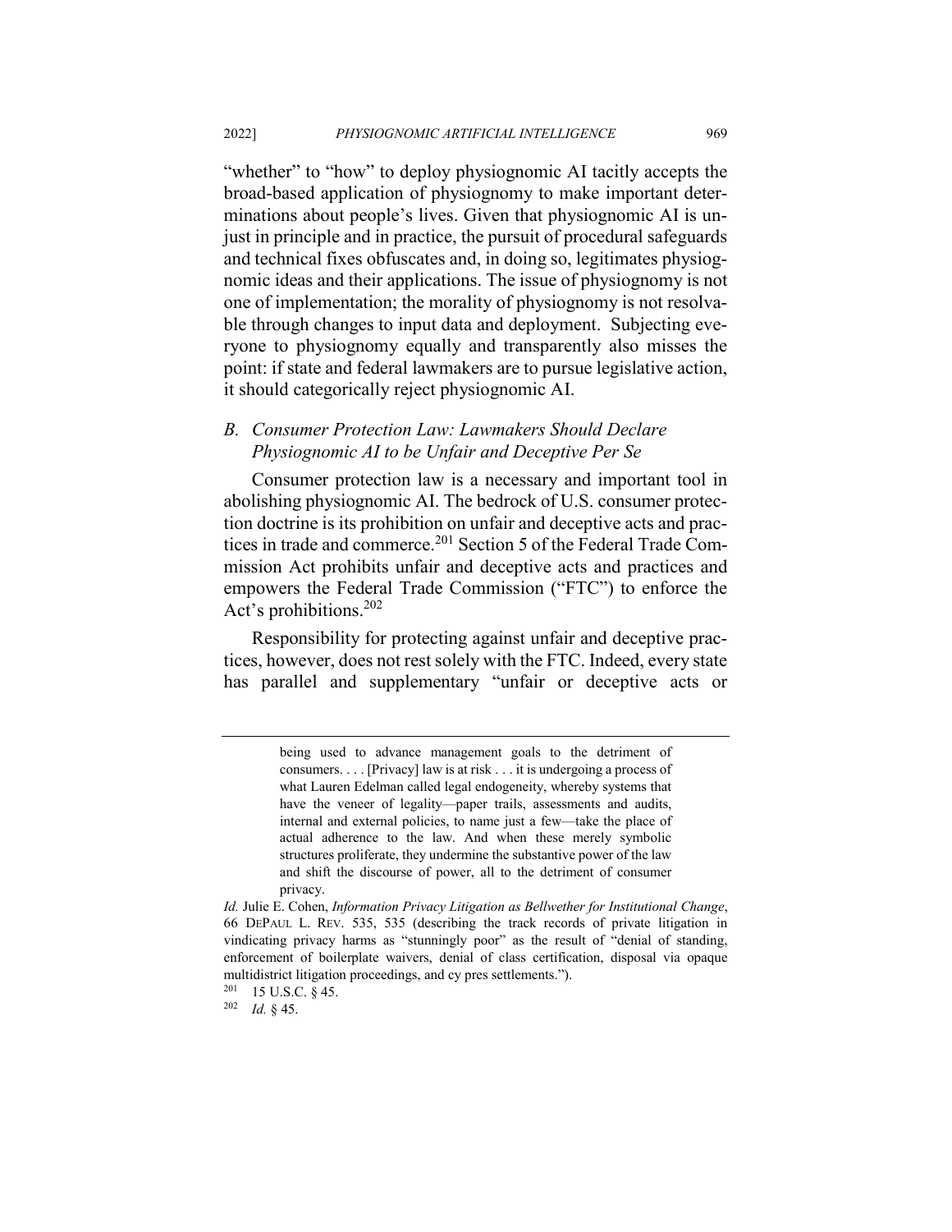"whether" to "how" to deploy physiognomic AI tacitly accepts the broad-based application of physiognomy to make important determinations about people's lives. Given that physiognomic AI is unjust in principle and in practice, the pursuit of procedural safeguards and technical fixes obfuscates and, in doing so, legitimates physiognomic ideas and their applications. The issue of physiognomy is not one of implementation; the morality of physiognomy is not resolvable through changes to input data and deployment. Subjecting everyone to physiognomy equally and transparently also misses the point: if state and federal lawmakers are to pursue legislative action, it should categorically reject physiognomic AI.

### *B. Consumer Protection Law: Lawmakers Should Declare Physiognomic AI to be Unfair and Deceptive Per Se*

Consumer protection law is a necessary and important tool in abolishing physiognomic AI. The bedrock of U.S. consumer protection doctrine is its prohibition on unfair and deceptive acts and practices in trade and commerce.[201] Section 5 of the Federal Trade Commission Act prohibits unfair and deceptive acts and practices and empowers the Federal Trade Commission ("FTC") to enforce the Act's prohibitions.[202]

Responsibility for protecting against unfair and deceptive practices, however, does not rest solely with the FTC. Indeed, every state has parallel and supplementary "unfair or deceptive acts or

---

> being used to advance management goals to the detriment of consumers. . . . [Privacy] law is at risk . . . it is undergoing a process of what Lauren Edelman called legal endogeneity, whereby systems that have the veneer of legality—paper trails, assessments and audits, internal and external policies, to name just a few—take the place of actual adherence to the law. And when these merely symbolic structures proliferate, they undermine the substantive power of the law and shift the discourse of power, all to the detriment of consumer privacy.

*Id.* Julie E. Cohen, *Information Privacy Litigation as Bellwether for Institutional Change*, 66 DEPAUL L. REV. 535, 535 (describing the track records of private litigation in vindicating privacy harms as "stunningly poor" as the result of "denial of standing, enforcement of boilerplate waivers, denial of class certification, disposal via opaque multidistrict litigation proceedings, and cy pres settlements.").

[201] 15 U.S.C. § 45.

[202] *Id.* § 45.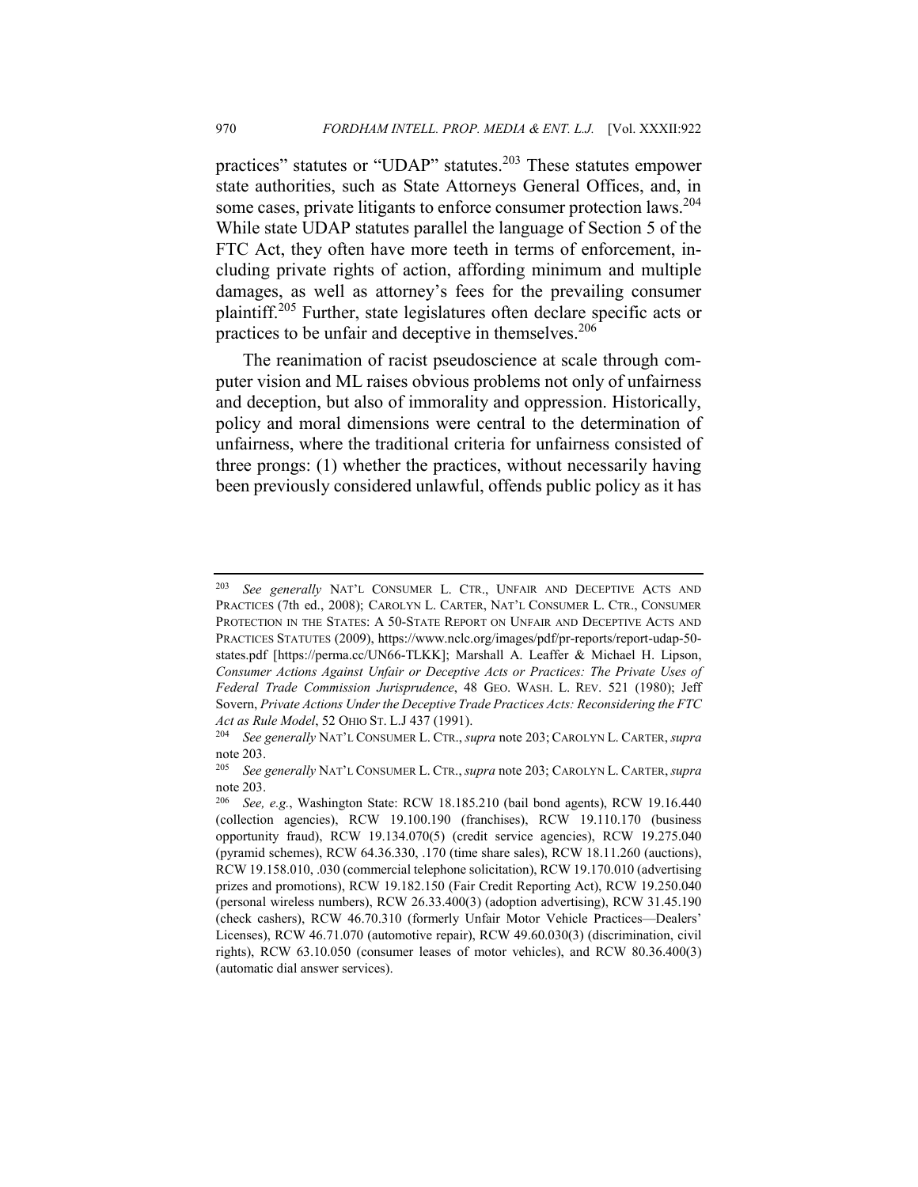practices" statutes or "UDAP" statutes.[203] These statutes empower state authorities, such as State Attorneys General Offices, and, in some cases, private litigants to enforce consumer protection laws.[204] While state UDAP statutes parallel the language of Section 5 of the FTC Act, they often have more teeth in terms of enforcement, including private rights of action, affording minimum and multiple damages, as well as attorney's fees for the prevailing consumer plaintiff.[205] Further, state legislatures often declare specific acts or practices to be unfair and deceptive in themselves.[206]

The reanimation of racist pseudoscience at scale through computer vision and ML raises obvious problems not only of unfairness and deception, but also of immorality and oppression. Historically, policy and moral dimensions were central to the determination of unfairness, where the traditional criteria for unfairness consisted of three prongs: (1) whether the practices, without necessarily having been previously considered unlawful, offends public policy as it has

---

[203] *See generally* NAT'L CONSUMER L. CTR., UNFAIR AND DECEPTIVE ACTS AND PRACTICES (7th ed., 2008); CAROLYN L. CARTER, NAT'L CONSUMER L. CTR., CONSUMER PROTECTION IN THE STATES: A 50-STATE REPORT ON UNFAIR AND DECEPTIVE ACTS AND PRACTICES STATUTES (2009), https://www.nclc.org/images/pdf/pr-reports/report-udap-50-states.pdf [https://perma.cc/UN66-TLKK]; Marshall A. Leaffer & Michael H. Lipson, *Consumer Actions Against Unfair or Deceptive Acts or Practices: The Private Uses of Federal Trade Commission Jurisprudence*, 48 GEO. WASH. L. REV. 521 (1980); Jeff Sovern, *Private Actions Under the Deceptive Trade Practices Acts: Reconsidering the FTC Act as Rule Model*, 52 OHIO ST. L.J 437 (1991).

[204] *See generally* NAT'L CONSUMER L. CTR., *supra* note 203; CAROLYN L. CARTER, *supra* note 203.

[205] *See generally* NAT'L CONSUMER L. CTR., *supra* note 203; CAROLYN L. CARTER, *supra* note 203.

[206] *See, e.g.*, Washington State: RCW 18.185.210 (bail bond agents), RCW 19.16.440 (collection agencies), RCW 19.100.190 (franchises), RCW 19.110.170 (business opportunity fraud), RCW 19.134.070(5) (credit service agencies), RCW 19.275.040 (pyramid schemes), RCW 64.36.330, .170 (time share sales), RCW 18.11.260 (auctions), RCW 19.158.010, .030 (commercial telephone solicitation), RCW 19.170.010 (advertising prizes and promotions), RCW 19.182.150 (Fair Credit Reporting Act), RCW 19.250.040 (personal wireless numbers), RCW 26.33.400(3) (adoption advertising), RCW 31.45.190 (check cashers), RCW 46.70.310 (formerly Unfair Motor Vehicle Practices—Dealers' Licenses), RCW 46.71.070 (automotive repair), RCW 49.60.030(3) (discrimination, civil rights), RCW 63.10.050 (consumer leases of motor vehicles), and RCW 80.36.400(3) (automatic dial answer services).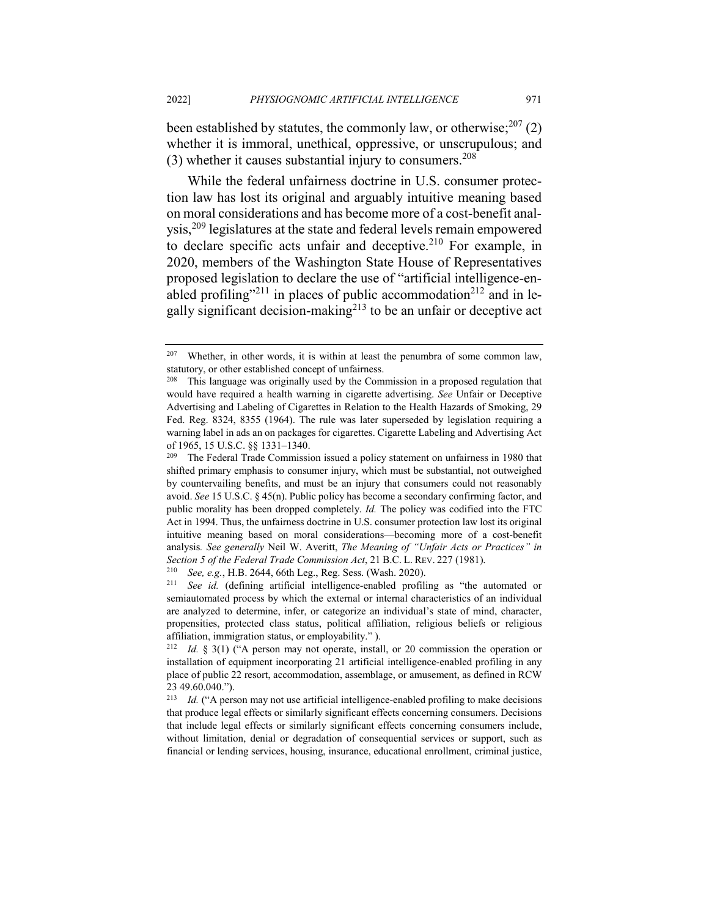been established by statutes, the commonly law, or otherwise;[207] (2) whether it is immoral, unethical, oppressive, or unscrupulous; and (3) whether it causes substantial injury to consumers.[208]

While the federal unfairness doctrine in U.S. consumer protection law has lost its original and arguably intuitive meaning based on moral considerations and has become more of a cost-benefit analysis,[209] legislatures at the state and federal levels remain empowered to declare specific acts unfair and deceptive.[210] For example, in 2020, members of the Washington State House of Representatives proposed legislation to declare the use of "artificial intelligence-enabled profiling"[211] in places of public accommodation[212] and in legally significant decision-making[213] to be an unfair or deceptive act

---

[207] Whether, in other words, it is within at least the penumbra of some common law, statutory, or other established concept of unfairness.

[208] This language was originally used by the Commission in a proposed regulation that would have required a health warning in cigarette advertising. *See* Unfair or Deceptive Advertising and Labeling of Cigarettes in Relation to the Health Hazards of Smoking, 29 Fed. Reg. 8324, 8355 (1964). The rule was later superseded by legislation requiring a warning label in ads an on packages for cigarettes. Cigarette Labeling and Advertising Act of 1965, 15 U.S.C. §§ 1331–1340.

[209] The Federal Trade Commission issued a policy statement on unfairness in 1980 that shifted primary emphasis to consumer injury, which must be substantial, not outweighed by countervailing benefits, and must be an injury that consumers could not reasonably avoid. *See* 15 U.S.C. § 45(n). Public policy has become a secondary confirming factor, and public morality has been dropped completely. *Id.* The policy was codified into the FTC Act in 1994. Thus, the unfairness doctrine in U.S. consumer protection law lost its original intuitive meaning based on moral considerations—becoming more of a cost-benefit analysis*.* *See generally* Neil W. Averitt, *The Meaning of "Unfair Acts or Practices" in Section 5 of the Federal Trade Commission Act*, 21 B.C. L. REV. 227 (1981).

[210] *See, e.g.*, H.B. 2644, 66th Leg., Reg. Sess. (Wash. 2020).

[211] *See id.* (defining artificial intelligence-enabled profiling as "the automated or semiautomated process by which the external or internal characteristics of an individual are analyzed to determine, infer, or categorize an individual's state of mind, character, propensities, protected class status, political affiliation, religious beliefs or religious affiliation, immigration status, or employability." ).

[212] *Id.* § 3(1) ("A person may not operate, install, or 20 commission the operation or installation of equipment incorporating 21 artificial intelligence-enabled profiling in any place of public 22 resort, accommodation, assemblage, or amusement, as defined in RCW 23 49.60.040.").

[213] *Id.* ("A person may not use artificial intelligence-enabled profiling to make decisions that produce legal effects or similarly significant effects concerning consumers. Decisions that include legal effects or similarly significant effects concerning consumers include, without limitation, denial or degradation of consequential services or support, such as financial or lending services, housing, insurance, educational enrollment, criminal justice,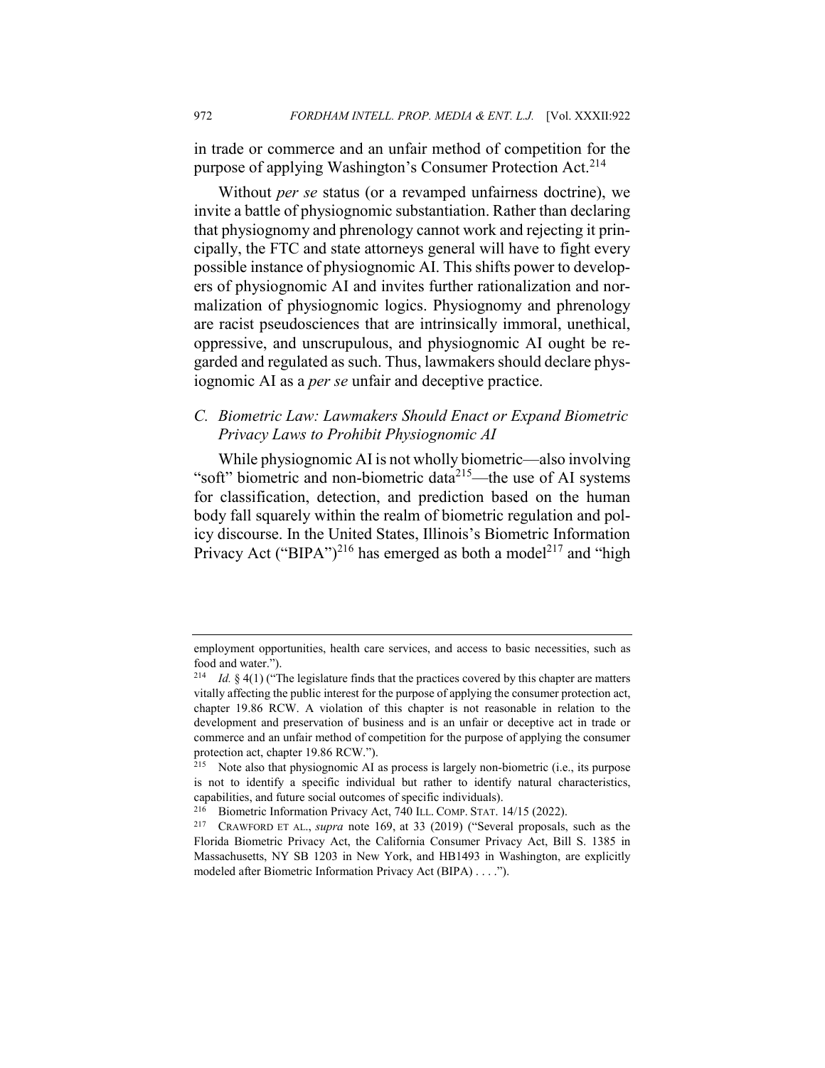in trade or commerce and an unfair method of competition for the purpose of applying Washington's Consumer Protection Act.[214]

Without *per se* status (or a revamped unfairness doctrine), we invite a battle of physiognomic substantiation. Rather than declaring that physiognomy and phrenology cannot work and rejecting it principally, the FTC and state attorneys general will have to fight every possible instance of physiognomic AI. This shifts power to developers of physiognomic AI and invites further rationalization and normalization of physiognomic logics. Physiognomy and phrenology are racist pseudosciences that are intrinsically immoral, unethical, oppressive, and unscrupulous, and physiognomic AI ought be regarded and regulated as such. Thus, lawmakers should declare physiognomic AI as a *per se* unfair and deceptive practice.

### *C. Biometric Law: Lawmakers Should Enact or Expand Biometric Privacy Laws to Prohibit Physiognomic AI*

While physiognomic AI is not wholly biometric—also involving "soft" biometric and non-biometric data[215]—the use of AI systems for classification, detection, and prediction based on the human body fall squarely within the realm of biometric regulation and policy discourse. In the United States, Illinois's Biometric Information Privacy Act ("BIPA")[216] has emerged as both a model[217] and "high

---

employment opportunities, health care services, and access to basic necessities, such as food and water.").

[214] *Id.* § 4(1) ("The legislature finds that the practices covered by this chapter are matters vitally affecting the public interest for the purpose of applying the consumer protection act, chapter 19.86 RCW. A violation of this chapter is not reasonable in relation to the development and preservation of business and is an unfair or deceptive act in trade or commerce and an unfair method of competition for the purpose of applying the consumer protection act, chapter 19.86 RCW.").

[215] Note also that physiognomic AI as process is largely non-biometric (i.e., its purpose is not to identify a specific individual but rather to identify natural characteristics, capabilities, and future social outcomes of specific individuals).

[216] Biometric Information Privacy Act, 740 ILL. COMP. STAT. 14/15 (2022).

[217] CRAWFORD ET AL., *supra* note 169, at 33 (2019) ("Several proposals, such as the Florida Biometric Privacy Act, the California Consumer Privacy Act, Bill S. 1385 in Massachusetts, NY SB 1203 in New York, and HB1493 in Washington, are explicitly modeled after Biometric Information Privacy Act (BIPA) . . . .").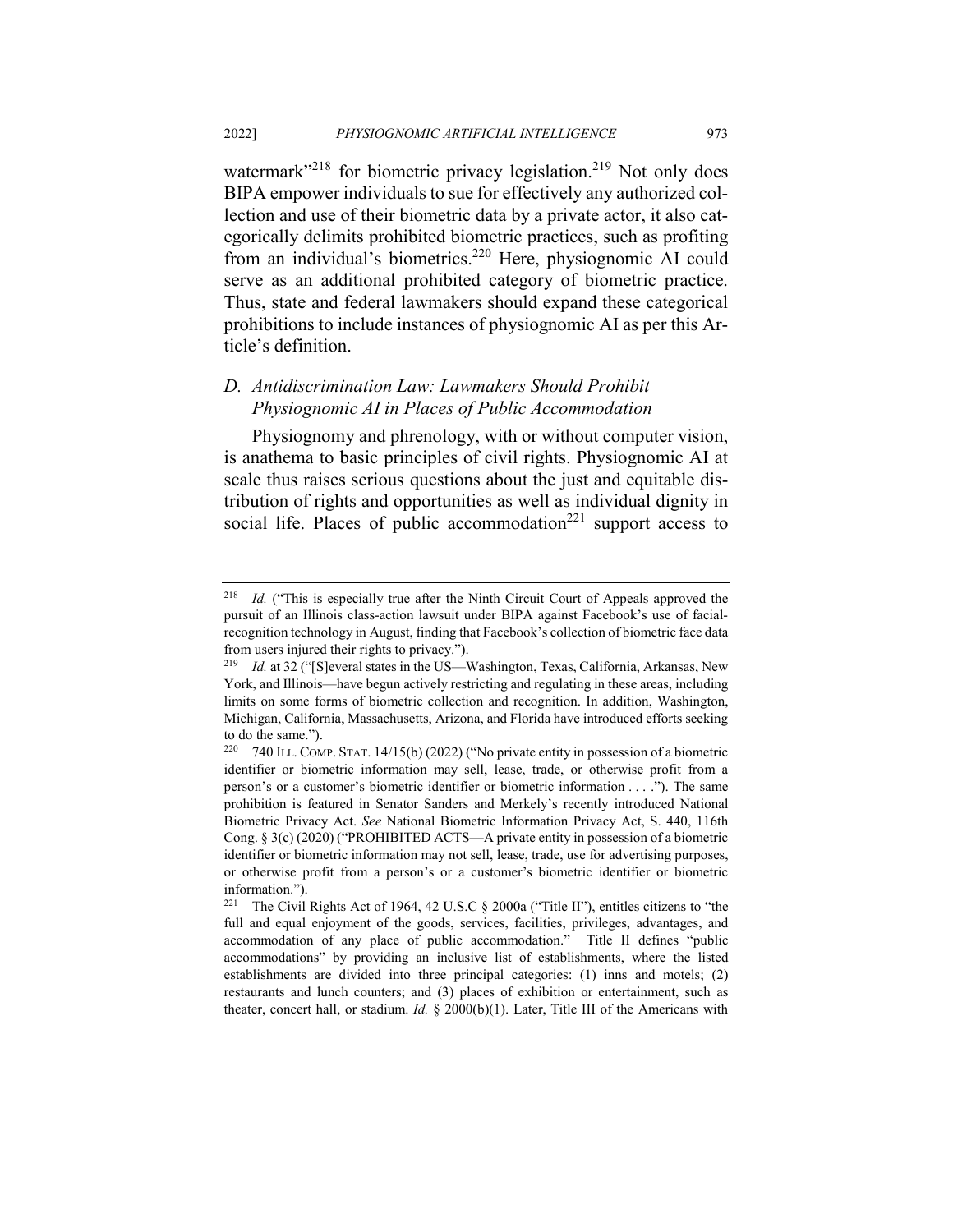watermark"[218] for biometric privacy legislation.[219] Not only does BIPA empower individuals to sue for effectively any authorized collection and use of their biometric data by a private actor, it also categorically delimits prohibited biometric practices, such as profiting from an individual's biometrics.[220] Here, physiognomic AI could serve as an additional prohibited category of biometric practice. Thus, state and federal lawmakers should expand these categorical prohibitions to include instances of physiognomic AI as per this Article's definition.

### *D. Antidiscrimination Law: Lawmakers Should Prohibit Physiognomic AI in Places of Public Accommodation*

Physiognomy and phrenology, with or without computer vision, is anathema to basic principles of civil rights. Physiognomic AI at scale thus raises serious questions about the just and equitable distribution of rights and opportunities as well as individual dignity in social life. Places of public accommodation[221] support access to

---

[218] *Id.* ("This is especially true after the Ninth Circuit Court of Appeals approved the pursuit of an Illinois class-action lawsuit under BIPA against Facebook's use of facial-recognition technology in August, finding that Facebook's collection of biometric face data from users injured their rights to privacy.").

[219] *Id.* at 32 ("[S]everal states in the US—Washington, Texas, California, Arkansas, New York, and Illinois—have begun actively restricting and regulating in these areas, including limits on some forms of biometric collection and recognition. In addition, Washington, Michigan, California, Massachusetts, Arizona, and Florida have introduced efforts seeking to do the same.").

[220] 740 ILL. COMP. STAT. 14/15(b) (2022) ("No private entity in possession of a biometric identifier or biometric information may sell, lease, trade, or otherwise profit from a person's or a customer's biometric identifier or biometric information . . . ."). The same prohibition is featured in Senator Sanders and Merkely's recently introduced National Biometric Privacy Act. *See* National Biometric Information Privacy Act, S. 440, 116th Cong. § 3(c) (2020) ("PROHIBITED ACTS—A private entity in possession of a biometric identifier or biometric information may not sell, lease, trade, use for advertising purposes, or otherwise profit from a person's or a customer's biometric identifier or biometric information.").

[221] The Civil Rights Act of 1964, 42 U.S.C § 2000a ("Title II"), entitles citizens to "the full and equal enjoyment of the goods, services, facilities, privileges, advantages, and accommodation of any place of public accommodation." Title II defines "public accommodations" by providing an inclusive list of establishments, where the listed establishments are divided into three principal categories: (1) inns and motels; (2) restaurants and lunch counters; and (3) places of exhibition or entertainment, such as theater, concert hall, or stadium. *Id.* § 2000(b)(1). Later, Title III of the Americans with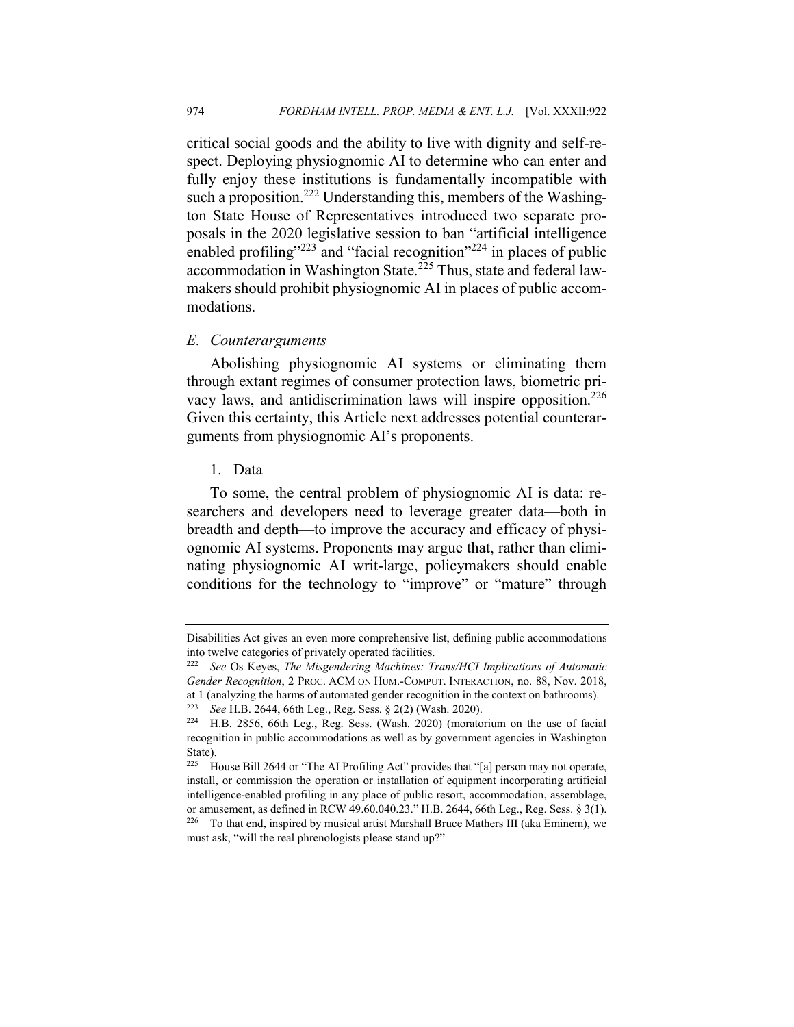critical social goods and the ability to live with dignity and self-respect. Deploying physiognomic AI to determine who can enter and fully enjoy these institutions is fundamentally incompatible with such a proposition.[222] Understanding this, members of the Washington State House of Representatives introduced two separate proposals in the 2020 legislative session to ban "artificial intelligence enabled profiling"[223] and "facial recognition"[224] in places of public accommodation in Washington State.[225] Thus, state and federal lawmakers should prohibit physiognomic AI in places of public accommodations.

### *E. Counterarguments*

Abolishing physiognomic AI systems or eliminating them through extant regimes of consumer protection laws, biometric privacy laws, and antidiscrimination laws will inspire opposition.[226] Given this certainty, this Article next addresses potential counterarguments from physiognomic AI's proponents.

#### 1. Data

To some, the central problem of physiognomic AI is data: researchers and developers need to leverage greater data—both in breadth and depth—to improve the accuracy and efficacy of physiognomic AI systems. Proponents may argue that, rather than eliminating physiognomic AI writ-large, policymakers should enable conditions for the technology to "improve" or "mature" through

---

Disabilities Act gives an even more comprehensive list, defining public accommodations into twelve categories of privately operated facilities.

[222] *See* Os Keyes, *The Misgendering Machines: Trans/HCI Implications of Automatic Gender Recognition*, 2 PROC. ACM ON HUM.-COMPUT. INTERACTION, no. 88, Nov. 2018, at 1 (analyzing the harms of automated gender recognition in the context on bathrooms).

[223] *See* H.B. 2644, 66th Leg., Reg. Sess. § 2(2) (Wash. 2020).

[224] H.B. 2856, 66th Leg., Reg. Sess. (Wash. 2020) (moratorium on the use of facial recognition in public accommodations as well as by government agencies in Washington State).

[225] House Bill 2644 or "The AI Profiling Act" provides that "[a] person may not operate, install, or commission the operation or installation of equipment incorporating artificial intelligence-enabled profiling in any place of public resort, accommodation, assemblage, or amusement, as defined in RCW 49.60.040.23." H.B. 2644, 66th Leg., Reg. Sess. § 3(1).

[226] To that end, inspired by musical artist Marshall Bruce Mathers III (aka Eminem), we must ask, "will the real phrenologists please stand up?"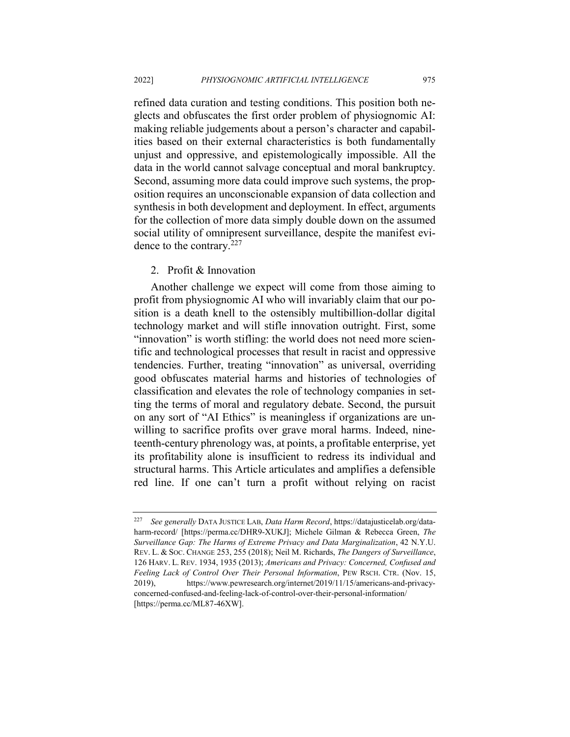refined data curation and testing conditions. This position both neglects and obfuscates the first order problem of physiognomic AI: making reliable judgements about a person's character and capabilities based on their external characteristics is both fundamentally unjust and oppressive, and epistemologically impossible. All the data in the world cannot salvage conceptual and moral bankruptcy. Second, assuming more data could improve such systems, the proposition requires an unconscionable expansion of data collection and synthesis in both development and deployment. In effect, arguments for the collection of more data simply double down on the assumed social utility of omnipresent surveillance, despite the manifest evidence to the contrary.[227]

### 2. Profit & Innovation

Another challenge we expect will come from those aiming to profit from physiognomic AI who will invariably claim that our position is a death knell to the ostensibly multibillion-dollar digital technology market and will stifle innovation outright. First, some "innovation" is worth stifling: the world does not need more scientific and technological processes that result in racist and oppressive tendencies. Further, treating "innovation" as universal, overriding good obfuscates material harms and histories of technologies of classification and elevates the role of technology companies in setting the terms of moral and regulatory debate. Second, the pursuit on any sort of "AI Ethics" is meaningless if organizations are unwilling to sacrifice profits over grave moral harms. Indeed, nineteenth-century phrenology was, at points, a profitable enterprise, yet its profitability alone is insufficient to redress its individual and structural harms. This Article articulates and amplifies a defensible red line. If one can't turn a profit without relying on racist

---

[227] *See generally* DATA JUSTICE LAB, *Data Harm Record*, https://datajusticelab.org/data-harm-record/ [https://perma.cc/DHR9-XUKJ]; Michele Gilman & Rebecca Green, *The Surveillance Gap: The Harms of Extreme Privacy and Data Marginalization*, 42 N.Y.U. REV. L. & SOC. CHANGE 253, 255 (2018); Neil M. Richards, *The Dangers of Surveillance*, 126 HARV. L. REV. 1934, 1935 (2013); *Americans and Privacy: Concerned, Confused and Feeling Lack of Control Over Their Personal Information*, PEW RSCH. CTR. (Nov. 15, 2019), https://www.pewresearch.org/internet/2019/11/15/americans-and-privacy-concerned-confused-and-feeling-lack-of-control-over-their-personal-information/ [https://perma.cc/ML87-46XW].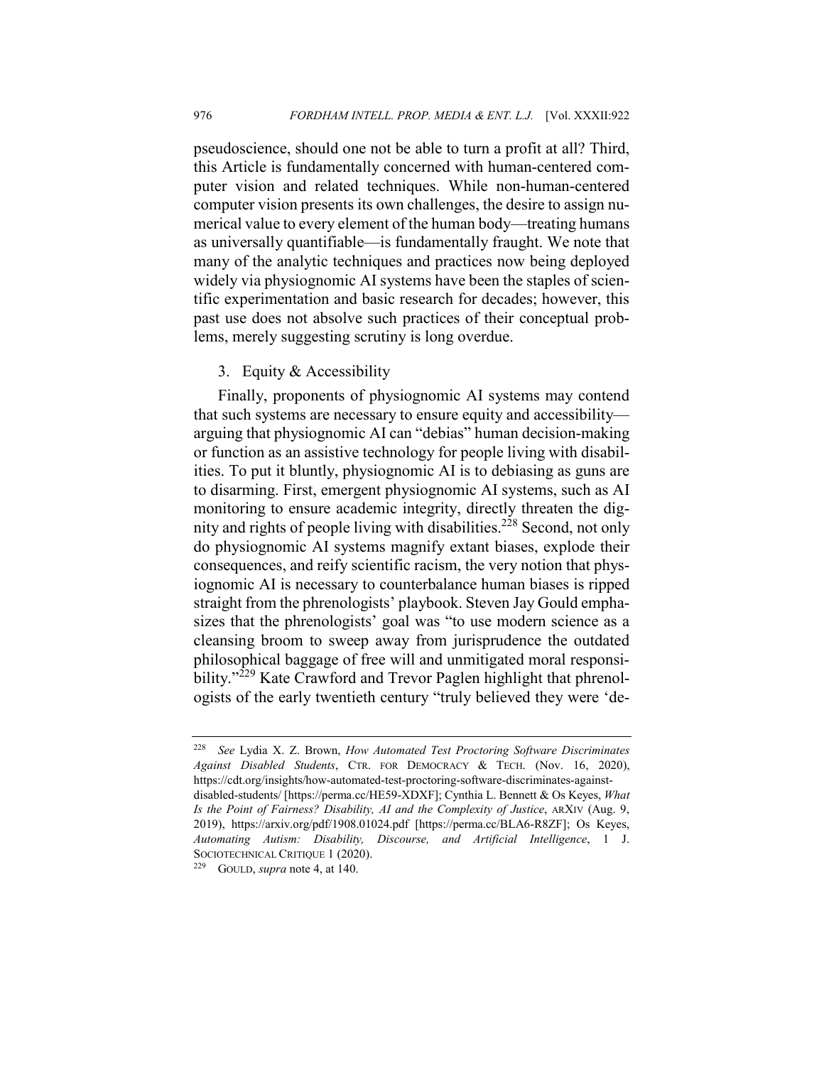pseudoscience, should one not be able to turn a profit at all? Third, this Article is fundamentally concerned with human-centered computer vision and related techniques. While non-human-centered computer vision presents its own challenges, the desire to assign numerical value to every element of the human body—treating humans as universally quantifiable—is fundamentally fraught. We note that many of the analytic techniques and practices now being deployed widely via physiognomic AI systems have been the staples of scientific experimentation and basic research for decades; however, this past use does not absolve such practices of their conceptual problems, merely suggesting scrutiny is long overdue.

### 3. Equity & Accessibility

Finally, proponents of physiognomic AI systems may contend that such systems are necessary to ensure equity and accessibility—arguing that physiognomic AI can "debias" human decision-making or function as an assistive technology for people living with disabilities. To put it bluntly, physiognomic AI is to debiasing as guns are to disarming. First, emergent physiognomic AI systems, such as AI monitoring to ensure academic integrity, directly threaten the dignity and rights of people living with disabilities.[228] Second, not only do physiognomic AI systems magnify extant biases, explode their consequences, and reify scientific racism, the very notion that physiognomic AI is necessary to counterbalance human biases is ripped straight from the phrenologists' playbook. Steven Jay Gould emphasizes that the phrenologists' goal was "to use modern science as a cleansing broom to sweep away from jurisprudence the outdated philosophical baggage of free will and unmitigated moral responsibility."[229] Kate Crawford and Trevor Paglen highlight that phrenologists of the early twentieth century "truly believed they were 'de-

---

[228] *See* Lydia X. Z. Brown, *How Automated Test Proctoring Software Discriminates Against Disabled Students*, CTR. FOR DEMOCRACY & TECH. (Nov. 16, 2020), https://cdt.org/insights/how-automated-test-proctoring-software-discriminates-against-disabled-students/ [https://perma.cc/HE59-XDXF]; Cynthia L. Bennett & Os Keyes, *What Is the Point of Fairness? Disability, AI and the Complexity of Justice*, ARXIV (Aug. 9, 2019), https://arxiv.org/pdf/1908.01024.pdf [https://perma.cc/BLA6-R8ZF]; Os Keyes, *Automating Autism: Disability, Discourse, and Artificial Intelligence*, 1 J. SOCIOTECHNICAL CRITIQUE 1 (2020).

[229] GOULD, *supra* note 4, at 140.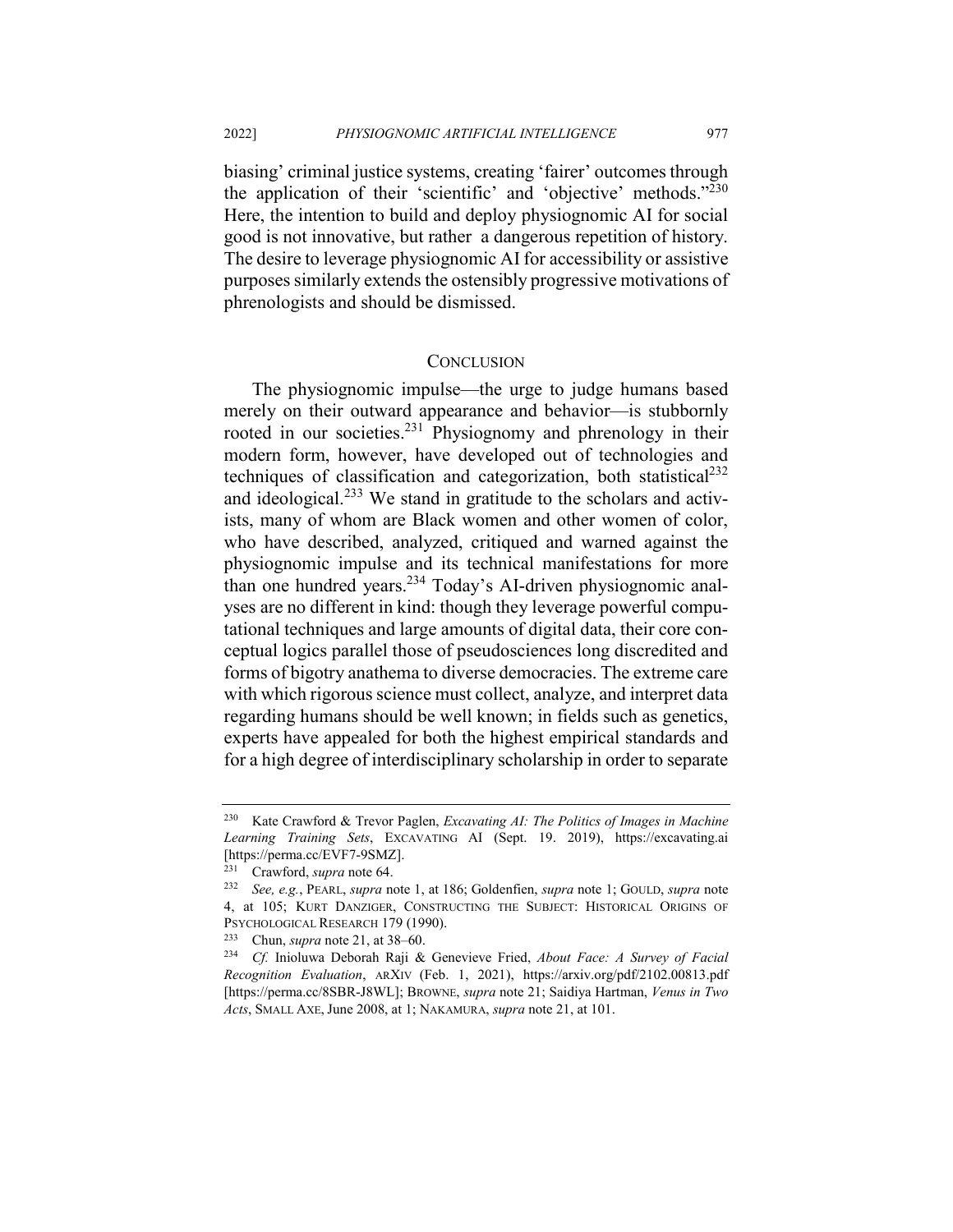biasing' criminal justice systems, creating 'fairer' outcomes through the application of their 'scientific' and 'objective' methods."[230] Here, the intention to build and deploy physiognomic AI for social good is not innovative, but rather a dangerous repetition of history. The desire to leverage physiognomic AI for accessibility or assistive purposes similarly extends the ostensibly progressive motivations of phrenologists and should be dismissed.

## CONCLUSION

The physiognomic impulse—the urge to judge humans based merely on their outward appearance and behavior—is stubbornly rooted in our societies.[231] Physiognomy and phrenology in their modern form, however, have developed out of technologies and techniques of classification and categorization, both statistical[232] and ideological.[233] We stand in gratitude to the scholars and activists, many of whom are Black women and other women of color, who have described, analyzed, critiqued and warned against the physiognomic impulse and its technical manifestations for more than one hundred years.[234] Today's AI-driven physiognomic analyses are no different in kind: though they leverage powerful computational techniques and large amounts of digital data, their core conceptual logics parallel those of pseudosciences long discredited and forms of bigotry anathema to diverse democracies. The extreme care with which rigorous science must collect, analyze, and interpret data regarding humans should be well known; in fields such as genetics, experts have appealed for both the highest empirical standards and for a high degree of interdisciplinary scholarship in order to separate

---

[230] Kate Crawford & Trevor Paglen, *Excavating AI: The Politics of Images in Machine Learning Training Sets*, EXCAVATING AI (Sept. 19. 2019), https://excavating.ai [https://perma.cc/EVF7-9SMZ].

[231] Crawford, *supra* note 64.

[232] *See, e.g.*, PEARL, *supra* note 1, at 186; Goldenfien, *supra* note 1; GOULD, *supra* note 4, at 105; KURT DANZIGER, CONSTRUCTING THE SUBJECT: HISTORICAL ORIGINS OF PSYCHOLOGICAL RESEARCH 179 (1990).

[233] Chun, *supra* note 21, at 38–60.

[234] *Cf.* Inioluwa Deborah Raji & Genevieve Fried, *About Face: A Survey of Facial Recognition Evaluation*, ARXIV (Feb. 1, 2021), https://arxiv.org/pdf/2102.00813.pdf [https://perma.cc/8SBR-J8WL]; BROWNE, *supra* note 21; Saidiya Hartman, *Venus in Two Acts*, SMALL AXE, June 2008, at 1; NAKAMURA, *supra* note 21, at 101.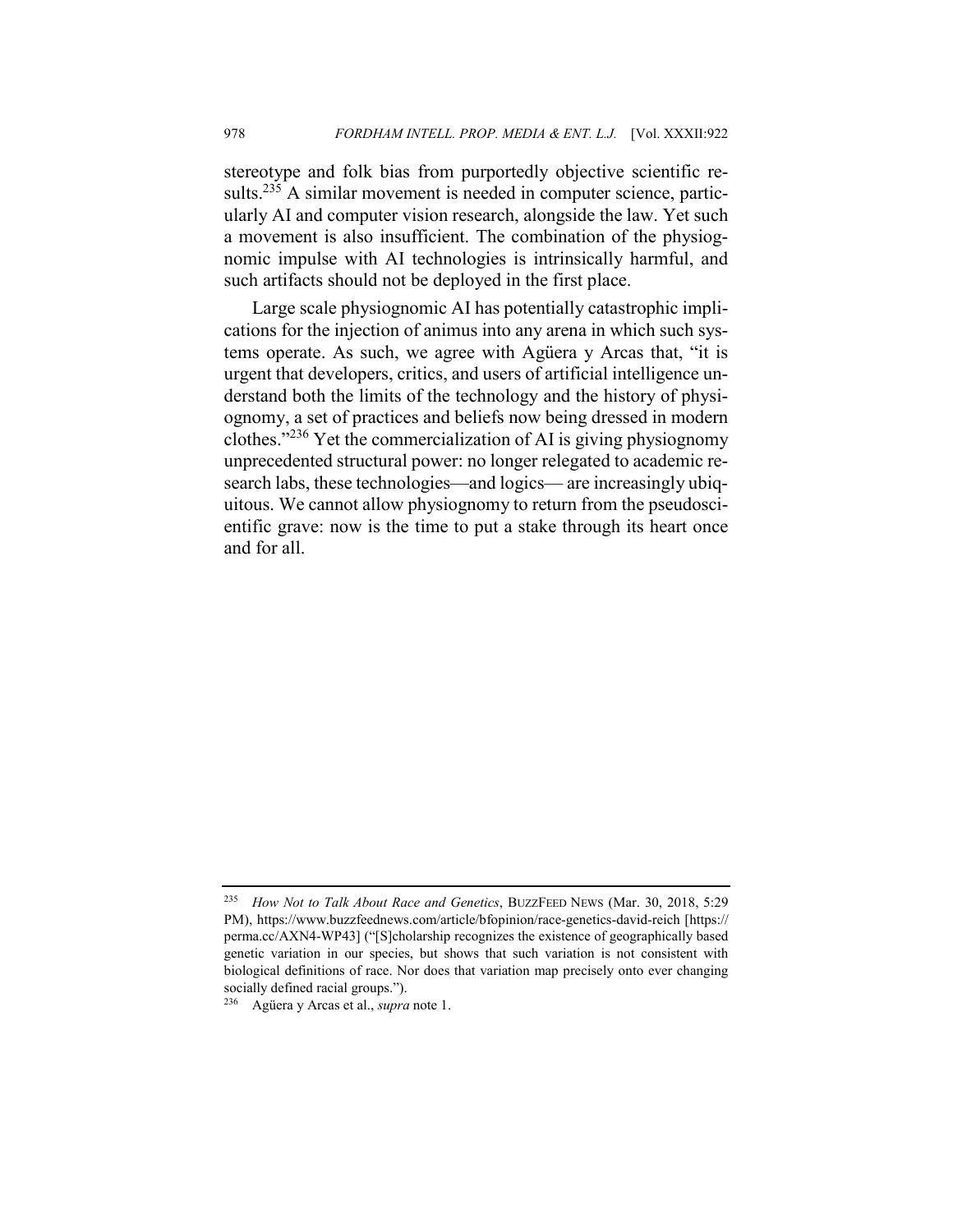stereotype and folk bias from purportedly objective scientific results.[235] A similar movement is needed in computer science, particularly AI and computer vision research, alongside the law. Yet such a movement is also insufficient. The combination of the physiognomic impulse with AI technologies is intrinsically harmful, and such artifacts should not be deployed in the first place.

Large scale physiognomic AI has potentially catastrophic implications for the injection of animus into any arena in which such systems operate. As such, we agree with Agüera y Arcas that, "it is urgent that developers, critics, and users of artificial intelligence understand both the limits of the technology and the history of physiognomy, a set of practices and beliefs now being dressed in modern clothes."[236] Yet the commercialization of AI is giving physiognomy unprecedented structural power: no longer relegated to academic research labs, these technologies—and logics— are increasingly ubiquitous. We cannot allow physiognomy to return from the pseudoscientific grave: now is the time to put a stake through its heart once and for all.

---

[235] *How Not to Talk About Race and Genetics*, BUZZFEED NEWS (Mar. 30, 2018, 5:29 PM), https://www.buzzfeednews.com/article/bfopinion/race-genetics-david-reich [https://perma.cc/AXN4-WP43] ("[S]cholarship recognizes the existence of geographically based genetic variation in our species, but shows that such variation is not consistent with biological definitions of race. Nor does that variation map precisely onto ever changing socially defined racial groups.").

[236] Agüera y Arcas et al., *supra* note 1.